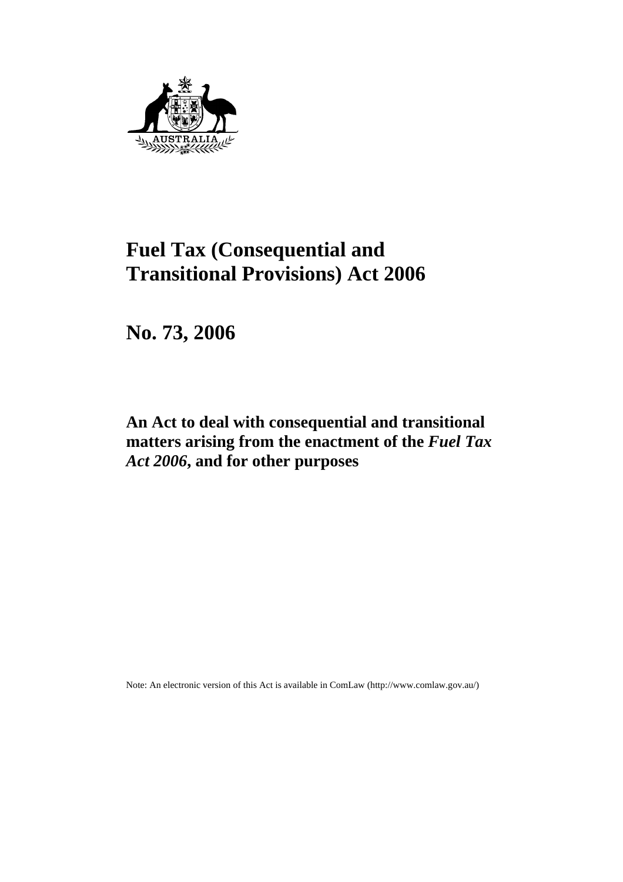# Fuel Tax (Consequential and Transitional Provisions) Act 2006

## No. 73, 2006

### An Act to deal with consequential and transitional matters arising from the enactment of the *Fuel Tax Act 2006*, and for other purposes

Note: An electronic version of this Act is available in ComLaw (http://www.comlaw.gov.au/)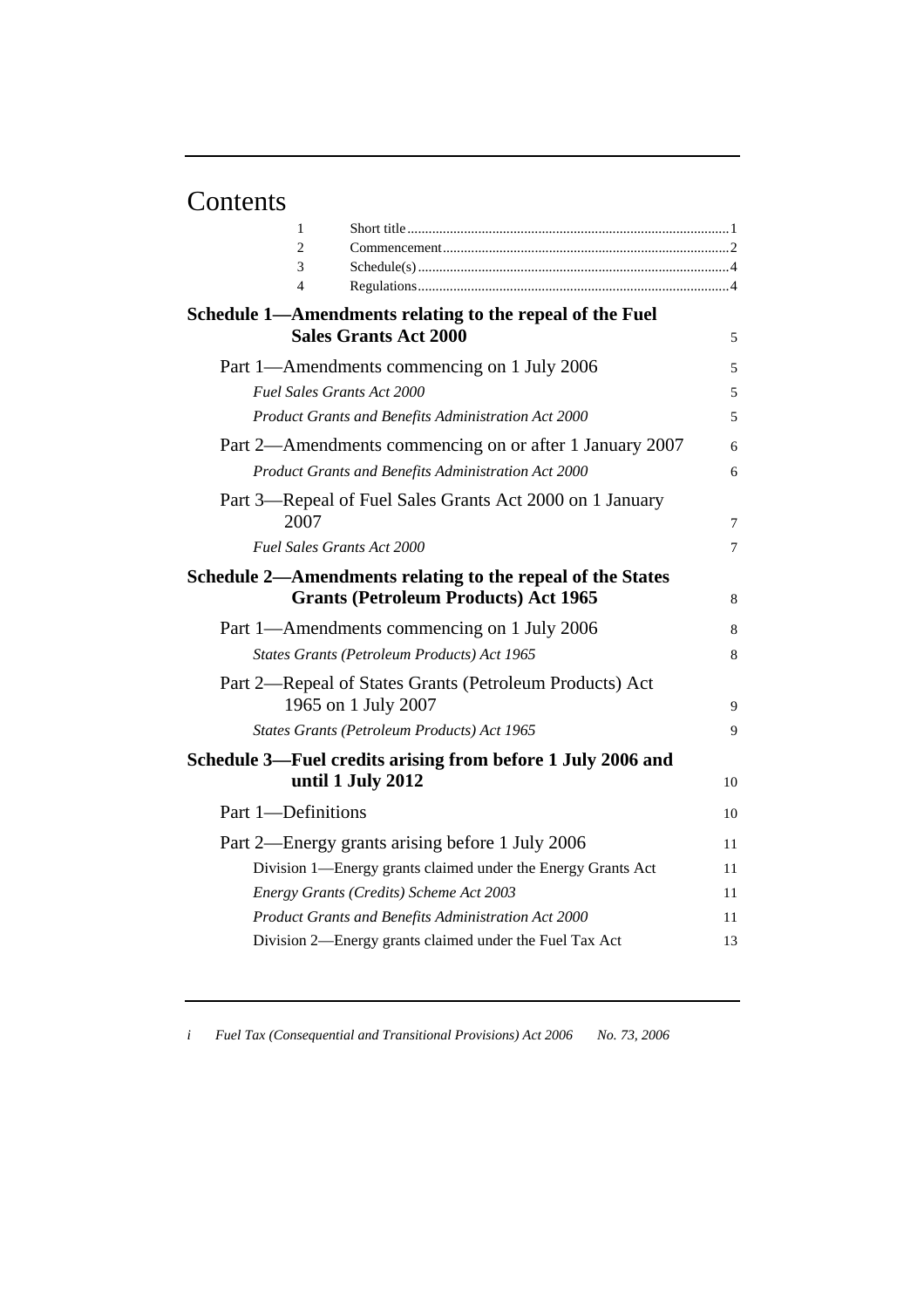# Contents

1 Short title .......... 1
2 Commencement .......... 2
3 Schedule(s) .......... 4
4 Regulations .......... 4

**Schedule 1—Amendments relating to the repeal of the Fuel Sales Grants Act 2000** 5

Part 1—Amendments commencing on 1 July 2006 5

*Fuel Sales Grants Act 2000* 5

*Product Grants and Benefits Administration Act 2000* 5

Part 2—Amendments commencing on or after 1 January 2007 6

*Product Grants and Benefits Administration Act 2000* 6

Part 3—Repeal of Fuel Sales Grants Act 2000 on 1 January 2007 7

*Fuel Sales Grants Act 2000* 7

**Schedule 2—Amendments relating to the repeal of the States Grants (Petroleum Products) Act 1965** 8

Part 1—Amendments commencing on 1 July 2006 8

*States Grants (Petroleum Products) Act 1965* 8

Part 2—Repeal of States Grants (Petroleum Products) Act 1965 on 1 July 2007 9

*States Grants (Petroleum Products) Act 1965* 9

**Schedule 3—Fuel credits arising from before 1 July 2006 and until 1 July 2012** 10

Part 1—Definitions 10

Part 2—Energy grants arising before 1 July 2006 11

Division 1—Energy grants claimed under the Energy Grants Act 11

*Energy Grants (Credits) Scheme Act 2003* 11

*Product Grants and Benefits Administration Act 2000* 11

Division 2—Energy grants claimed under the Fuel Tax Act 13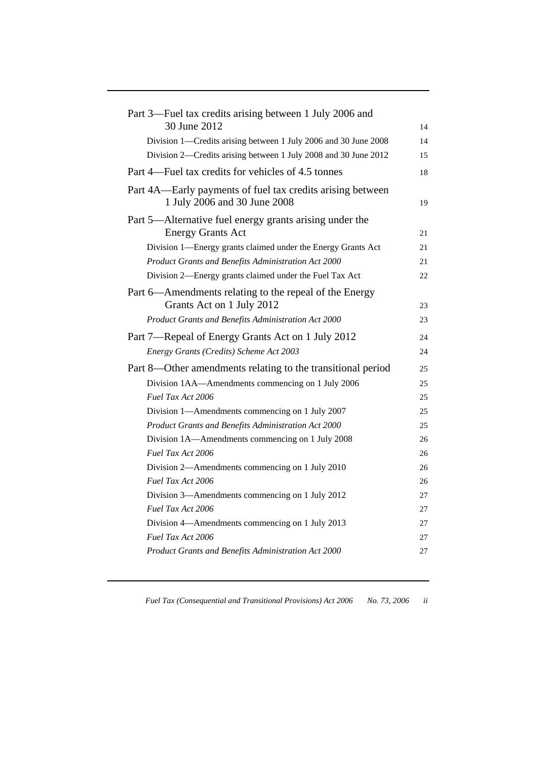Part 3—Fuel tax credits arising between 1 July 2006 and 30 June 2012 — 14

Division 1—Credits arising between 1 July 2006 and 30 June 2008 — 14

Division 2—Credits arising between 1 July 2008 and 30 June 2012 — 15

Part 4—Fuel tax credits for vehicles of 4.5 tonnes — 18

Part 4A—Early payments of fuel tax credits arising between 1 July 2006 and 30 June 2008 — 19

Part 5—Alternative fuel energy grants arising under the Energy Grants Act — 21

Division 1—Energy grants claimed under the Energy Grants Act — 21

*Product Grants and Benefits Administration Act 2000* — 21

Division 2—Energy grants claimed under the Fuel Tax Act — 22

Part 6—Amendments relating to the repeal of the Energy Grants Act on 1 July 2012 — 23

*Product Grants and Benefits Administration Act 2000* — 23

Part 7—Repeal of Energy Grants Act on 1 July 2012 — 24

*Energy Grants (Credits) Scheme Act 2003* — 24

Part 8—Other amendments relating to the transitional period — 25

Division 1AA—Amendments commencing on 1 July 2006 — 25

*Fuel Tax Act 2006* — 25

Division 1—Amendments commencing on 1 July 2007 — 25

*Product Grants and Benefits Administration Act 2000* — 25

Division 1A—Amendments commencing on 1 July 2008 — 26

*Fuel Tax Act 2006* — 26

Division 2—Amendments commencing on 1 July 2010 — 26

*Fuel Tax Act 2006* — 26

Division 3—Amendments commencing on 1 July 2012 — 27

*Fuel Tax Act 2006* — 27

Division 4—Amendments commencing on 1 July 2013 — 27

*Fuel Tax Act 2006* — 27

*Product Grants and Benefits Administration Act 2000* — 27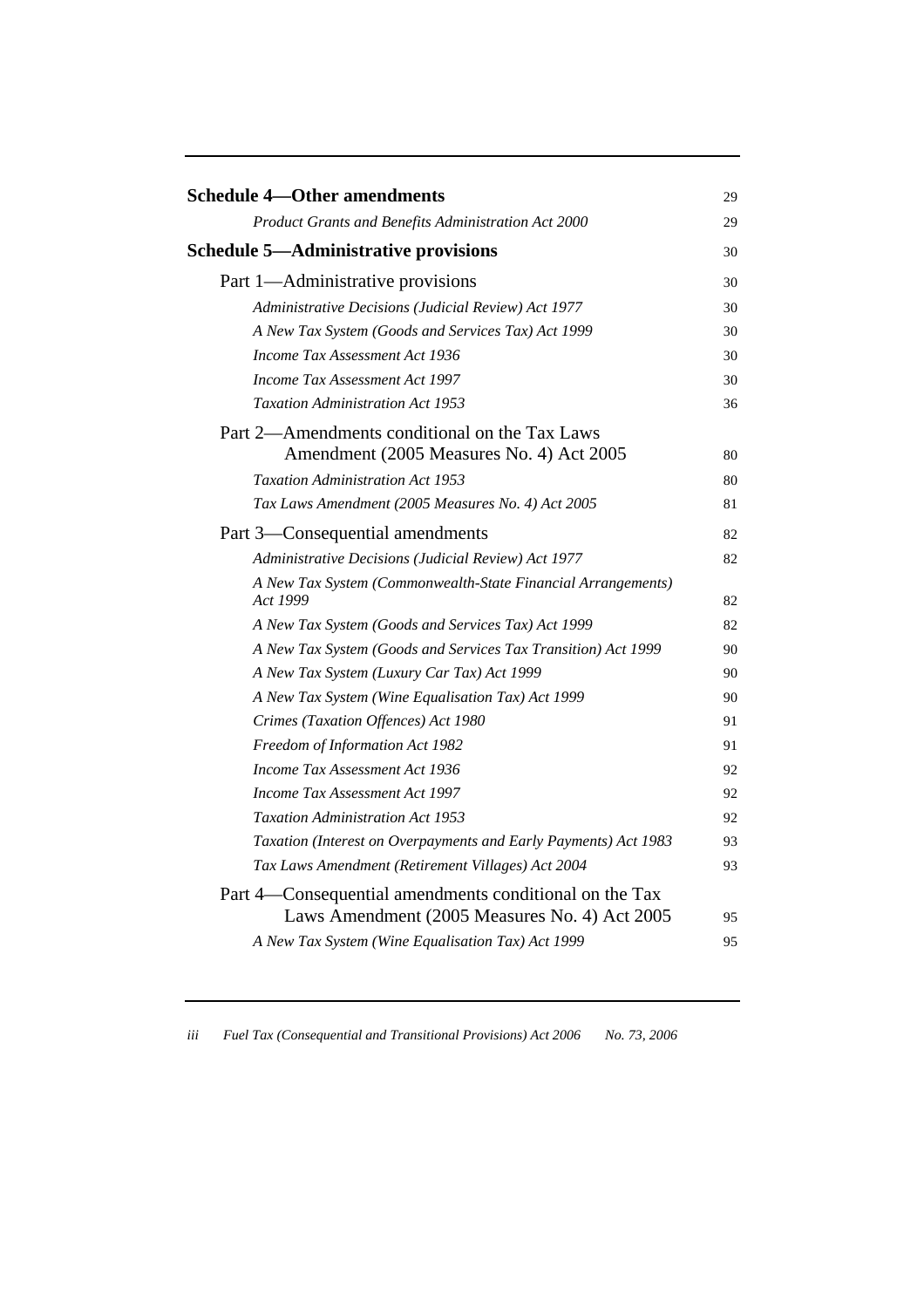**Schedule 4—Other amendments** 29

*Product Grants and Benefits Administration Act 2000* 29

**Schedule 5—Administrative provisions** 30

Part 1—Administrative provisions 30

*Administrative Decisions (Judicial Review) Act 1977* 30

*A New Tax System (Goods and Services Tax) Act 1999* 30

*Income Tax Assessment Act 1936* 30

*Income Tax Assessment Act 1997* 30

*Taxation Administration Act 1953* 36

Part 2—Amendments conditional on the Tax Laws Amendment (2005 Measures No. 4) Act 2005 80

*Taxation Administration Act 1953* 80

*Tax Laws Amendment (2005 Measures No. 4) Act 2005* 81

Part 3—Consequential amendments 82

*Administrative Decisions (Judicial Review) Act 1977* 82

*A New Tax System (Commonwealth-State Financial Arrangements) Act 1999* 82

*A New Tax System (Goods and Services Tax) Act 1999* 82

*A New Tax System (Goods and Services Tax Transition) Act 1999* 90

*A New Tax System (Luxury Car Tax) Act 1999* 90

*A New Tax System (Wine Equalisation Tax) Act 1999* 90

*Crimes (Taxation Offences) Act 1980* 91

*Freedom of Information Act 1982* 91

*Income Tax Assessment Act 1936* 92

*Income Tax Assessment Act 1997* 92

*Taxation Administration Act 1953* 92

*Taxation (Interest on Overpayments and Early Payments) Act 1983* 93

*Tax Laws Amendment (Retirement Villages) Act 2004* 93

Part 4—Consequential amendments conditional on the Tax Laws Amendment (2005 Measures No. 4) Act 2005 95

*A New Tax System (Wine Equalisation Tax) Act 1999* 95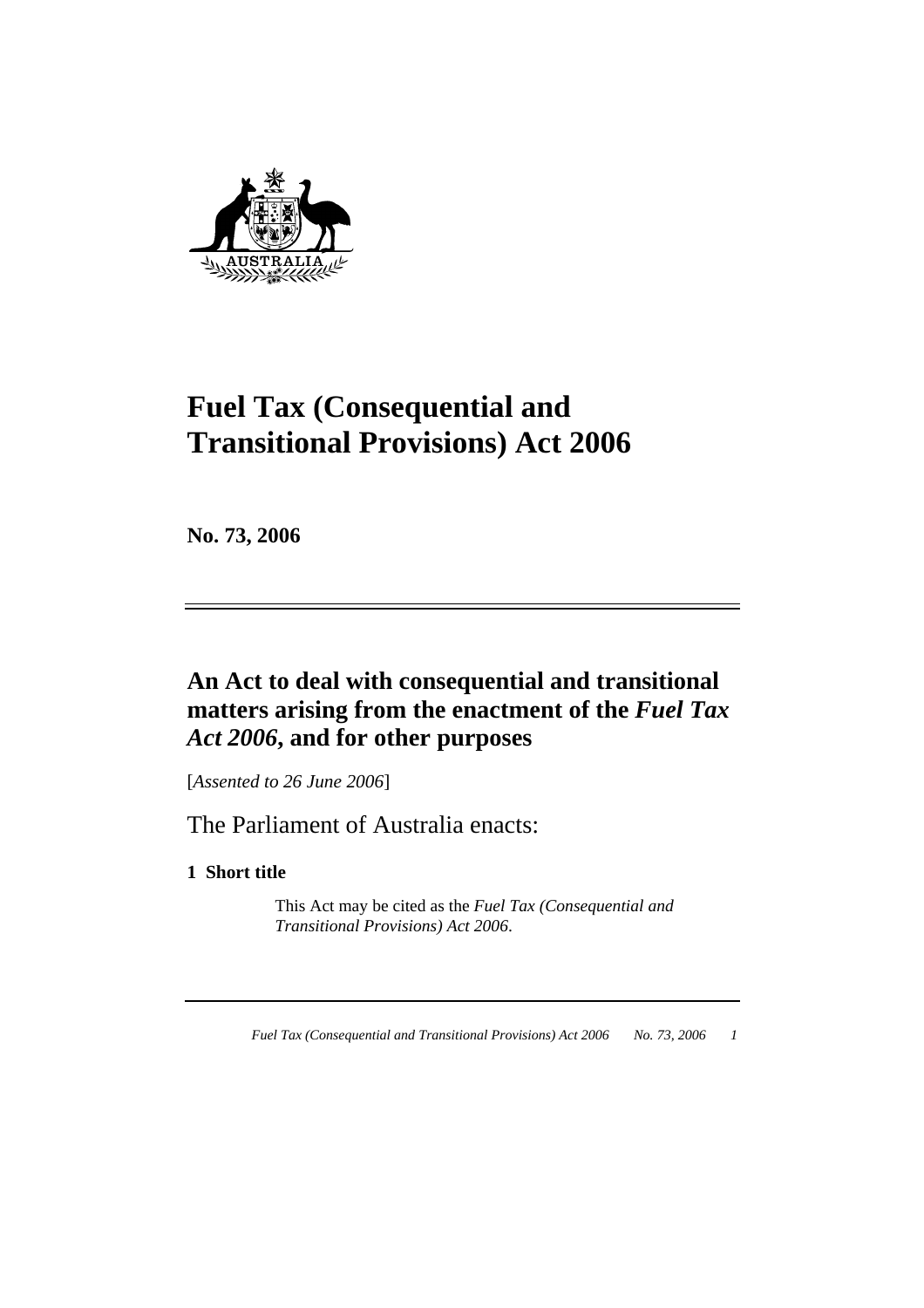# Fuel Tax (Consequential and Transitional Provisions) Act 2006

**No. 73, 2006**

## An Act to deal with consequential and transitional matters arising from the enactment of the *Fuel Tax Act 2006*, and for other purposes

[*Assented to 26 June 2006*]

The Parliament of Australia enacts:

**1 Short title**

This Act may be cited as the *Fuel Tax (Consequential and Transitional Provisions) Act 2006*.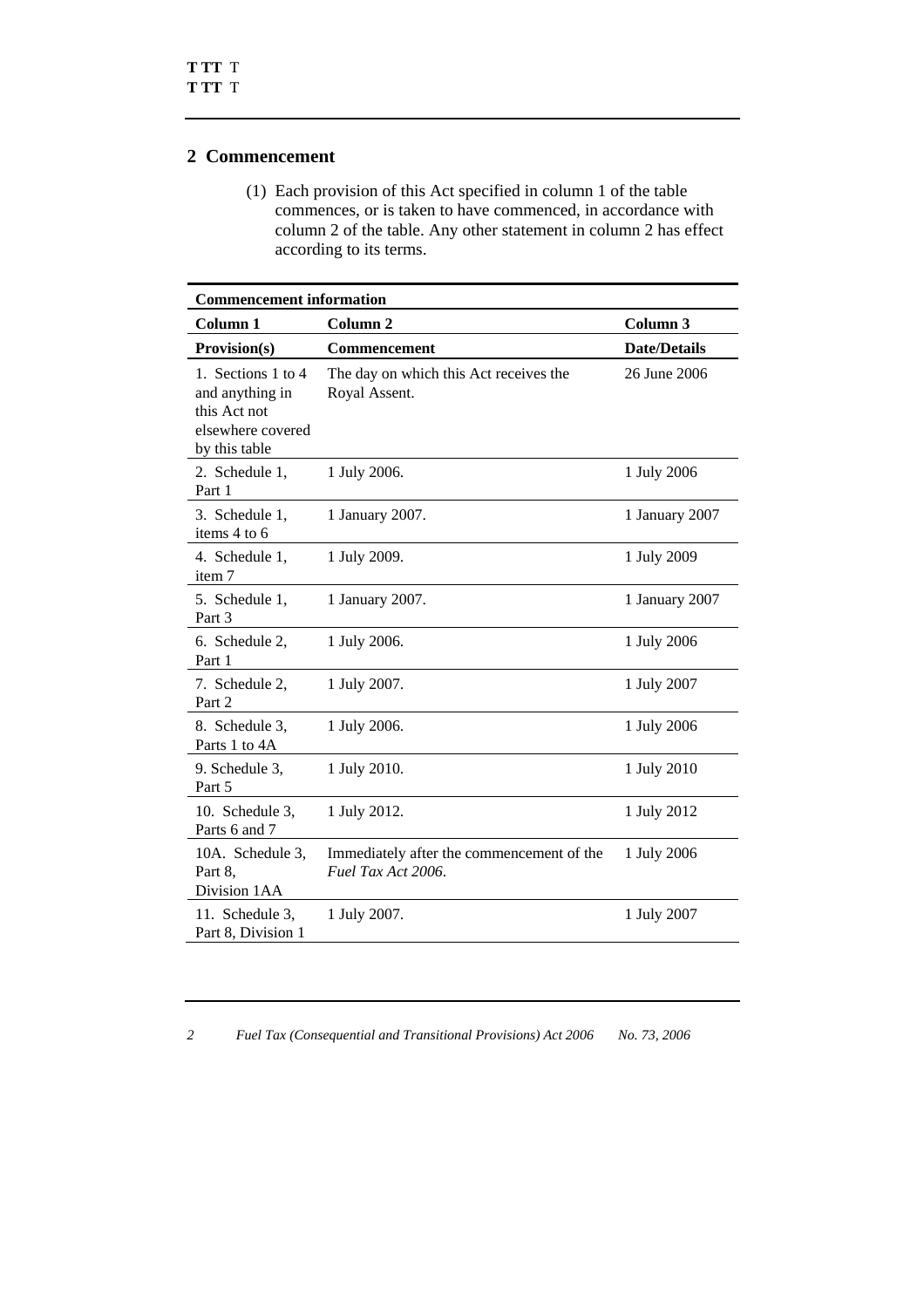## 2 Commencement

(1) Each provision of this Act specified in column 1 of the table commences, or is taken to have commenced, in accordance with column 2 of the table. Any other statement in column 2 has effect according to its terms.

| Commencement information | | |
|---|---|---|
| **Column 1** | **Column 2** | **Column 3** |
| **Provision(s)** | **Commencement** | **Date/Details** |
| 1. Sections 1 to 4 and anything in this Act not elsewhere covered by this table | The day on which this Act receives the Royal Assent. | 26 June 2006 |
| 2. Schedule 1, Part 1 | 1 July 2006. | 1 July 2006 |
| 3. Schedule 1, items 4 to 6 | 1 January 2007. | 1 January 2007 |
| 4. Schedule 1, item 7 | 1 July 2009. | 1 July 2009 |
| 5. Schedule 1, Part 3 | 1 January 2007. | 1 January 2007 |
| 6. Schedule 2, Part 1 | 1 July 2006. | 1 July 2006 |
| 7. Schedule 2, Part 2 | 1 July 2007. | 1 July 2007 |
| 8. Schedule 3, Parts 1 to 4A | 1 July 2006. | 1 July 2006 |
| 9. Schedule 3, Part 5 | 1 July 2010. | 1 July 2010 |
| 10. Schedule 3, Parts 6 and 7 | 1 July 2012. | 1 July 2012 |
| 10A. Schedule 3, Part 8, Division 1AA | Immediately after the commencement of the *Fuel Tax Act 2006*. | 1 July 2006 |
| 11. Schedule 3, Part 8, Division 1 | 1 July 2007. | 1 July 2007 |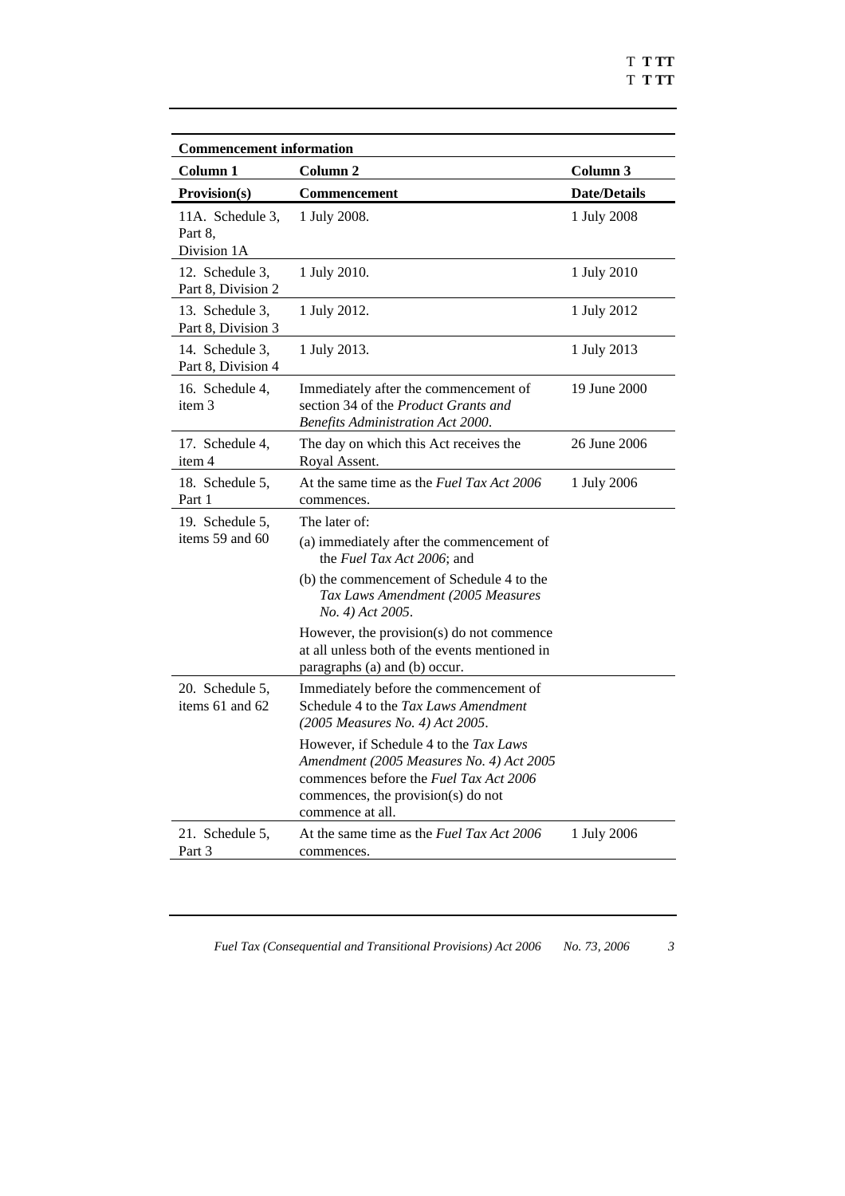| **Commencement information** | | |
|---|---|---|
| **Column 1** | **Column 2** | **Column 3** |
| **Provision(s)** | **Commencement** | **Date/Details** |
| 11A. Schedule 3, Part 8, Division 1A | 1 July 2008. | 1 July 2008 |
| 12. Schedule 3, Part 8, Division 2 | 1 July 2010. | 1 July 2010 |
| 13. Schedule 3, Part 8, Division 3 | 1 July 2012. | 1 July 2012 |
| 14. Schedule 3, Part 8, Division 4 | 1 July 2013. | 1 July 2013 |
| 16. Schedule 4, item 3 | Immediately after the commencement of section 34 of the *Product Grants and Benefits Administration Act 2000*. | 19 June 2000 |
| 17. Schedule 4, item 4 | The day on which this Act receives the Royal Assent. | 26 June 2006 |
| 18. Schedule 5, Part 1 | At the same time as the *Fuel Tax Act 2006* commences. | 1 July 2006 |
| 19. Schedule 5, items 59 and 60 | The later of: (a) immediately after the commencement of the *Fuel Tax Act 2006*; and (b) the commencement of Schedule 4 to the *Tax Laws Amendment (2005 Measures No. 4) Act 2005*. However, the provision(s) do not commence at all unless both of the events mentioned in paragraphs (a) and (b) occur. | |
| 20. Schedule 5, items 61 and 62 | Immediately before the commencement of Schedule 4 to the *Tax Laws Amendment (2005 Measures No. 4) Act 2005*. However, if Schedule 4 to the *Tax Laws Amendment (2005 Measures No. 4) Act 2005* commences before the *Fuel Tax Act 2006* commences, the provision(s) do not commence at all. | |
| 21. Schedule 5, Part 3 | At the same time as the *Fuel Tax Act 2006* commences. | 1 July 2006 |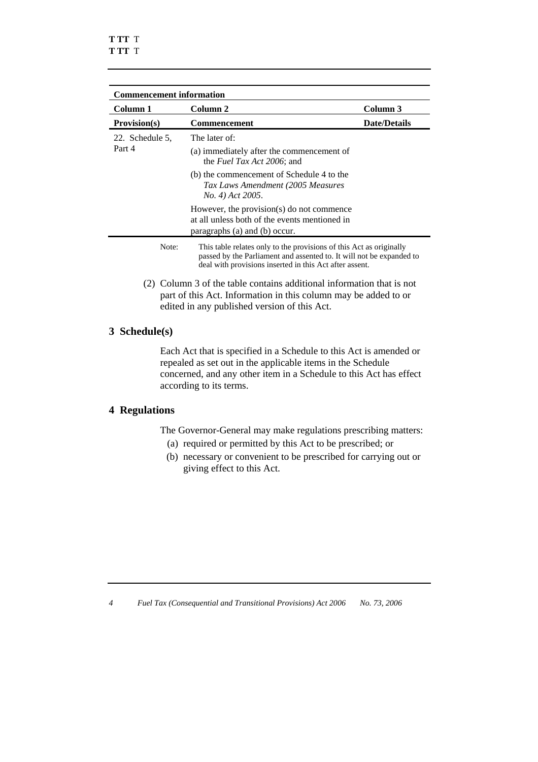| Commencement information | | |
|---|---|---|
| **Column 1** | **Column 2** | **Column 3** |
| **Provision(s)** | **Commencement** | **Date/Details** |
| 22. Schedule 5, Part 4 | The later of:<br>(a) immediately after the commencement of the *Fuel Tax Act 2006*; and<br>(b) the commencement of Schedule 4 to the *Tax Laws Amendment (2005 Measures No. 4) Act 2005*.<br>However, the provision(s) do not commence at all unless both of the events mentioned in paragraphs (a) and (b) occur. | |

Note: This table relates only to the provisions of this Act as originally passed by the Parliament and assented to. It will not be expanded to deal with provisions inserted in this Act after assent.

(2) Column 3 of the table contains additional information that is not part of this Act. Information in this column may be added to or edited in any published version of this Act.

## 3 Schedule(s)

Each Act that is specified in a Schedule to this Act is amended or repealed as set out in the applicable items in the Schedule concerned, and any other item in a Schedule to this Act has effect according to its terms.

## 4 Regulations

The Governor-General may make regulations prescribing matters:

(a) required or permitted by this Act to be prescribed; or

(b) necessary or convenient to be prescribed for carrying out or giving effect to this Act.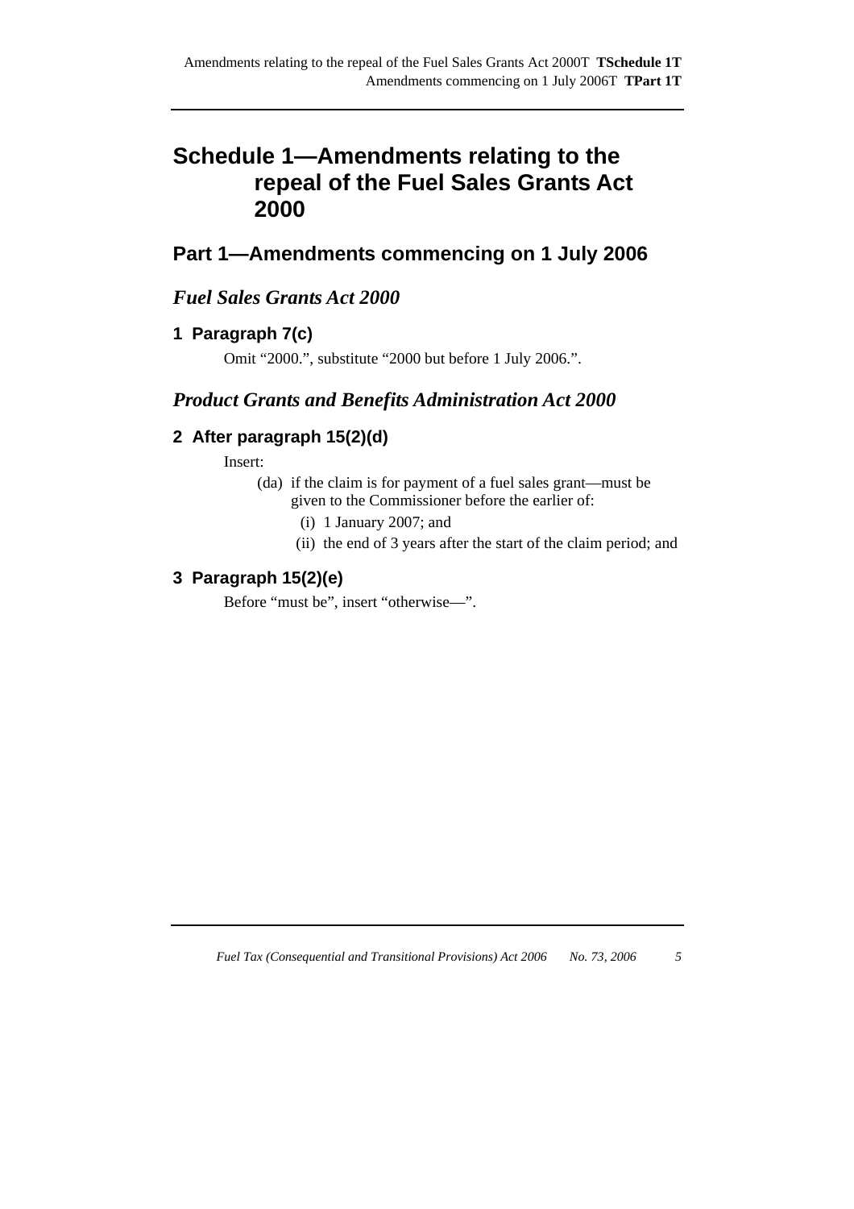# Schedule 1—Amendments relating to the repeal of the Fuel Sales Grants Act 2000

## Part 1—Amendments commencing on 1 July 2006

### *Fuel Sales Grants Act 2000*

#### 1 Paragraph 7(c)

Omit "2000.", substitute "2000 but before 1 July 2006.".

### *Product Grants and Benefits Administration Act 2000*

#### 2 After paragraph 15(2)(d)

Insert:

(da) if the claim is for payment of a fuel sales grant—must be given to the Commissioner before the earlier of:

(i) 1 January 2007; and

(ii) the end of 3 years after the start of the claim period; and

#### 3 Paragraph 15(2)(e)

Before "must be", insert "otherwise—".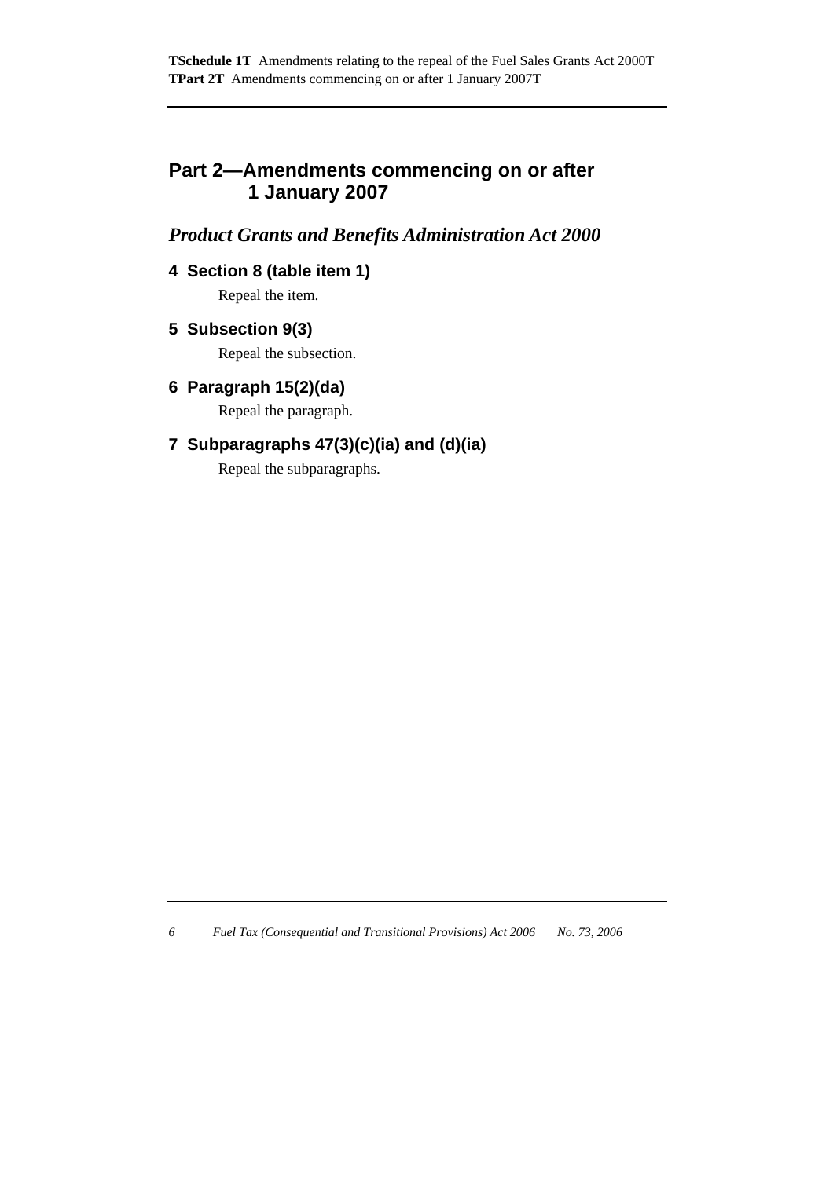## Part 2—Amendments commencing on or after 1 January 2007

### *Product Grants and Benefits Administration Act 2000*

#### 4 Section 8 (table item 1)

Repeal the item.

#### 5 Subsection 9(3)

Repeal the subsection.

#### 6 Paragraph 15(2)(da)

Repeal the paragraph.

#### 7 Subparagraphs 47(3)(c)(ia) and (d)(ia)

Repeal the subparagraphs.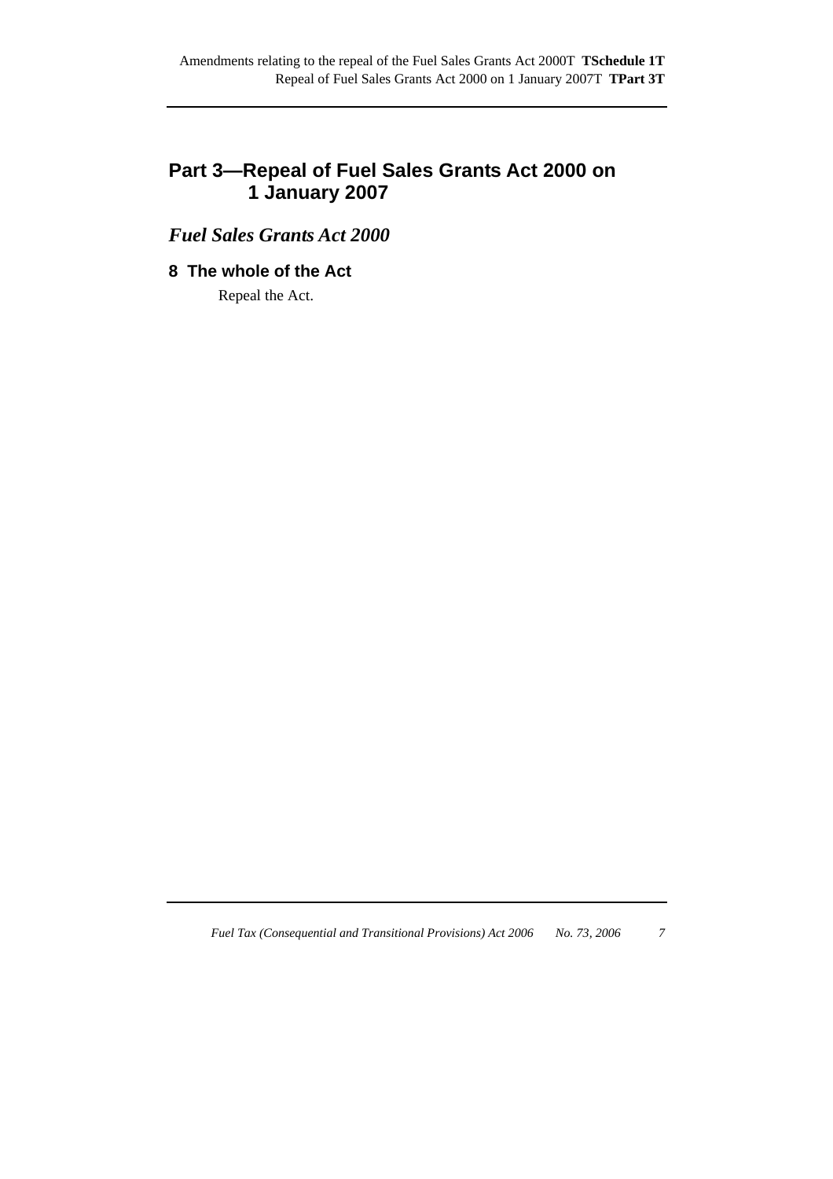## Part 3—Repeal of Fuel Sales Grants Act 2000 on 1 January 2007

### *Fuel Sales Grants Act 2000*

#### 8 The whole of the Act

Repeal the Act.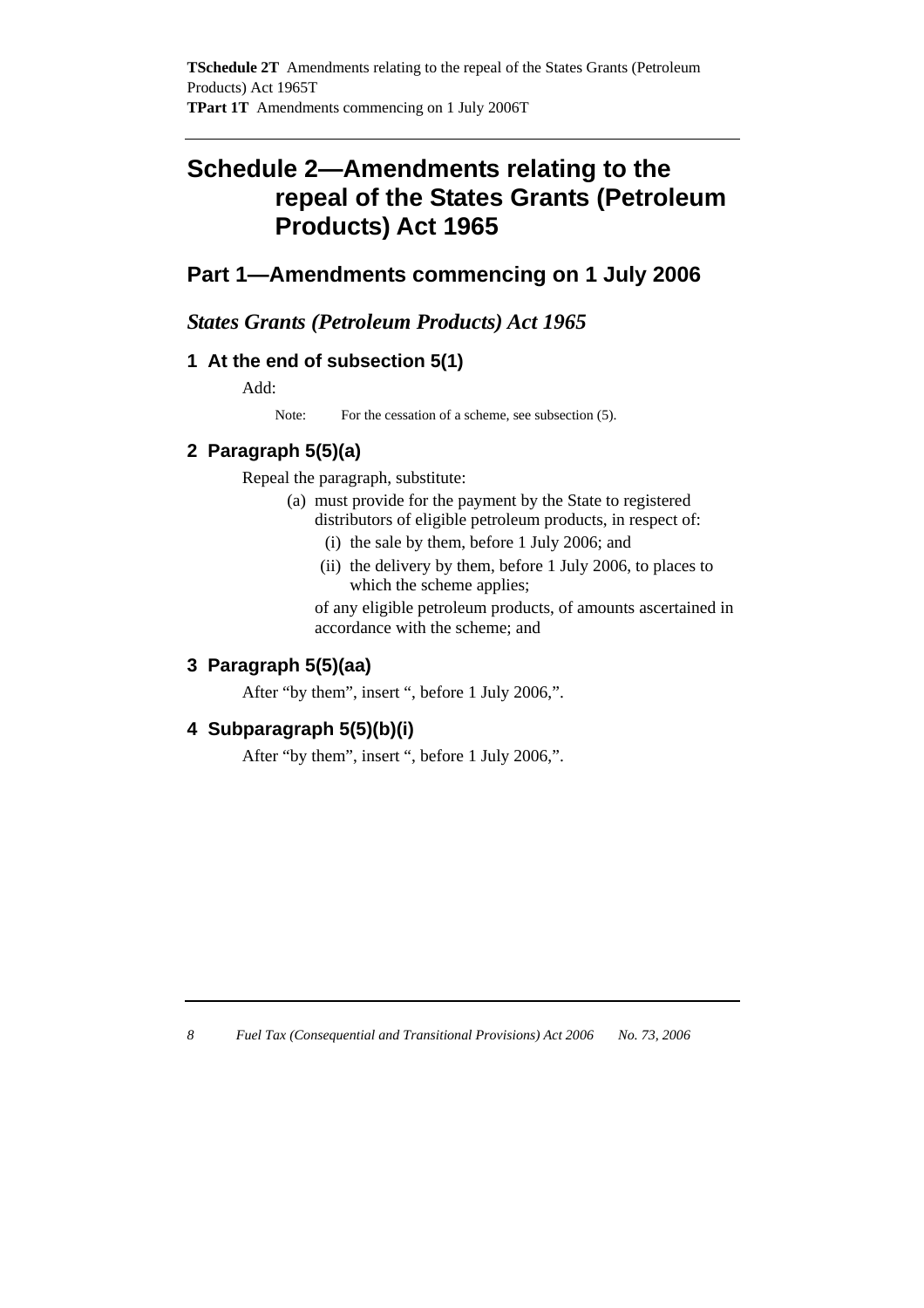# Schedule 2—Amendments relating to the repeal of the States Grants (Petroleum Products) Act 1965

## Part 1—Amendments commencing on 1 July 2006

### *States Grants (Petroleum Products) Act 1965*

#### 1 At the end of subsection 5(1)

Add:

Note: For the cessation of a scheme, see subsection (5).

#### 2 Paragraph 5(5)(a)

Repeal the paragraph, substitute:

(a) must provide for the payment by the State to registered distributors of eligible petroleum products, in respect of:

(i) the sale by them, before 1 July 2006; and

(ii) the delivery by them, before 1 July 2006, to places to which the scheme applies;

of any eligible petroleum products, of amounts ascertained in accordance with the scheme; and

#### 3 Paragraph 5(5)(aa)

After "by them", insert ", before 1 July 2006,".

#### 4 Subparagraph 5(5)(b)(i)

After "by them", insert ", before 1 July 2006,".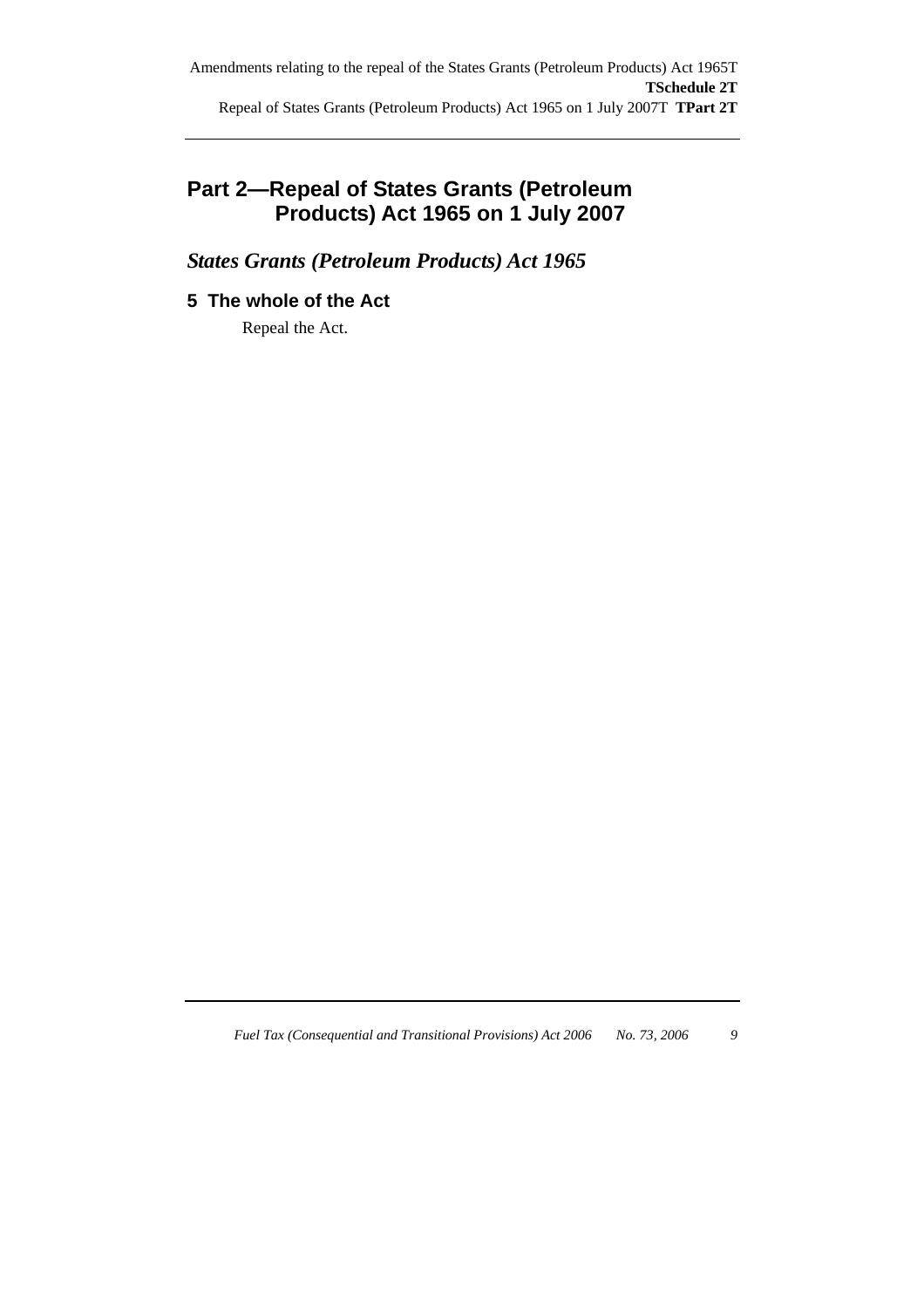## Part 2—Repeal of States Grants (Petroleum Products) Act 1965 on 1 July 2007

### *States Grants (Petroleum Products) Act 1965*

#### 5 The whole of the Act

Repeal the Act.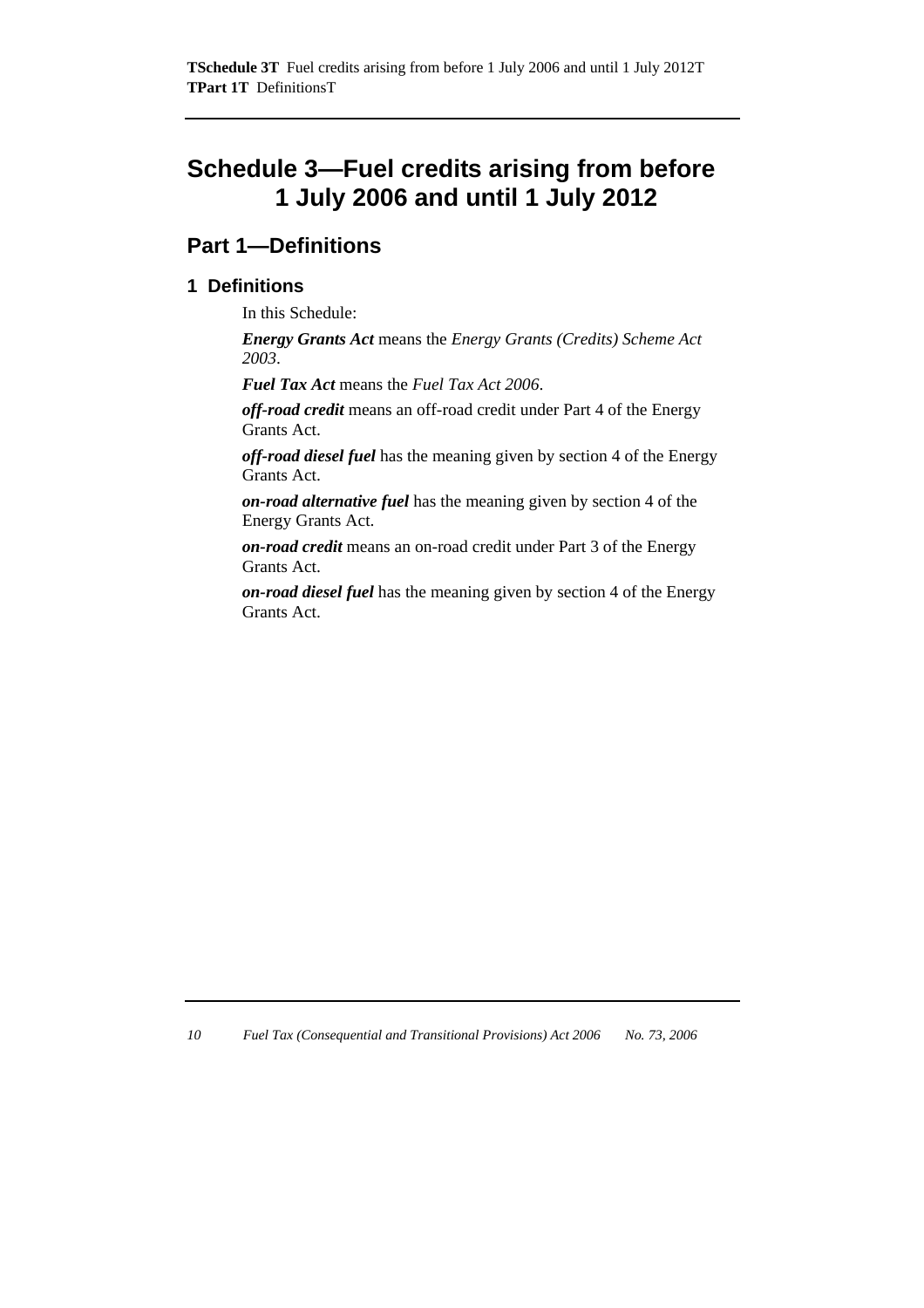# Schedule 3—Fuel credits arising from before 1 July 2006 and until 1 July 2012

## Part 1—Definitions

### 1 Definitions

In this Schedule:

***Energy Grants Act*** means the *Energy Grants (Credits) Scheme Act 2003*.

***Fuel Tax Act*** means the *Fuel Tax Act 2006*.

***off-road credit*** means an off-road credit under Part 4 of the Energy Grants Act.

***off-road diesel fuel*** has the meaning given by section 4 of the Energy Grants Act.

***on-road alternative fuel*** has the meaning given by section 4 of the Energy Grants Act.

***on-road credit*** means an on-road credit under Part 3 of the Energy Grants Act.

***on-road diesel fuel*** has the meaning given by section 4 of the Energy Grants Act.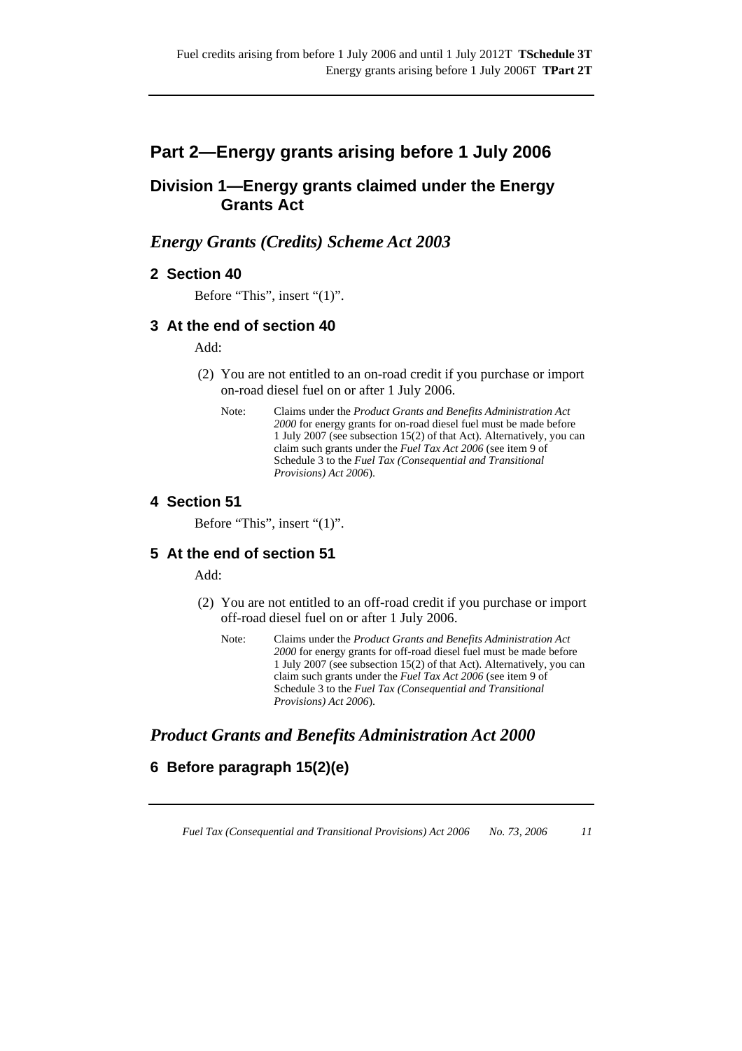## Part 2—Energy grants arising before 1 July 2006

### Division 1—Energy grants claimed under the Energy Grants Act

#### *Energy Grants (Credits) Scheme Act 2003*

**2 Section 40**

Before "This", insert "(1)".

**3 At the end of section 40**

Add:

(2) You are not entitled to an on-road credit if you purchase or import on-road diesel fuel on or after 1 July 2006.

Note: Claims under the *Product Grants and Benefits Administration Act 2000* for energy grants for on-road diesel fuel must be made before 1 July 2007 (see subsection 15(2) of that Act). Alternatively, you can claim such grants under the *Fuel Tax Act 2006* (see item 9 of Schedule 3 to the *Fuel Tax (Consequential and Transitional Provisions) Act 2006*).

**4 Section 51**

Before "This", insert "(1)".

**5 At the end of section 51**

Add:

(2) You are not entitled to an off-road credit if you purchase or import off-road diesel fuel on or after 1 July 2006.

Note: Claims under the *Product Grants and Benefits Administration Act 2000* for energy grants for off-road diesel fuel must be made before 1 July 2007 (see subsection 15(2) of that Act). Alternatively, you can claim such grants under the *Fuel Tax Act 2006* (see item 9 of Schedule 3 to the *Fuel Tax (Consequential and Transitional Provisions) Act 2006*).

#### *Product Grants and Benefits Administration Act 2000*

**6 Before paragraph 15(2)(e)**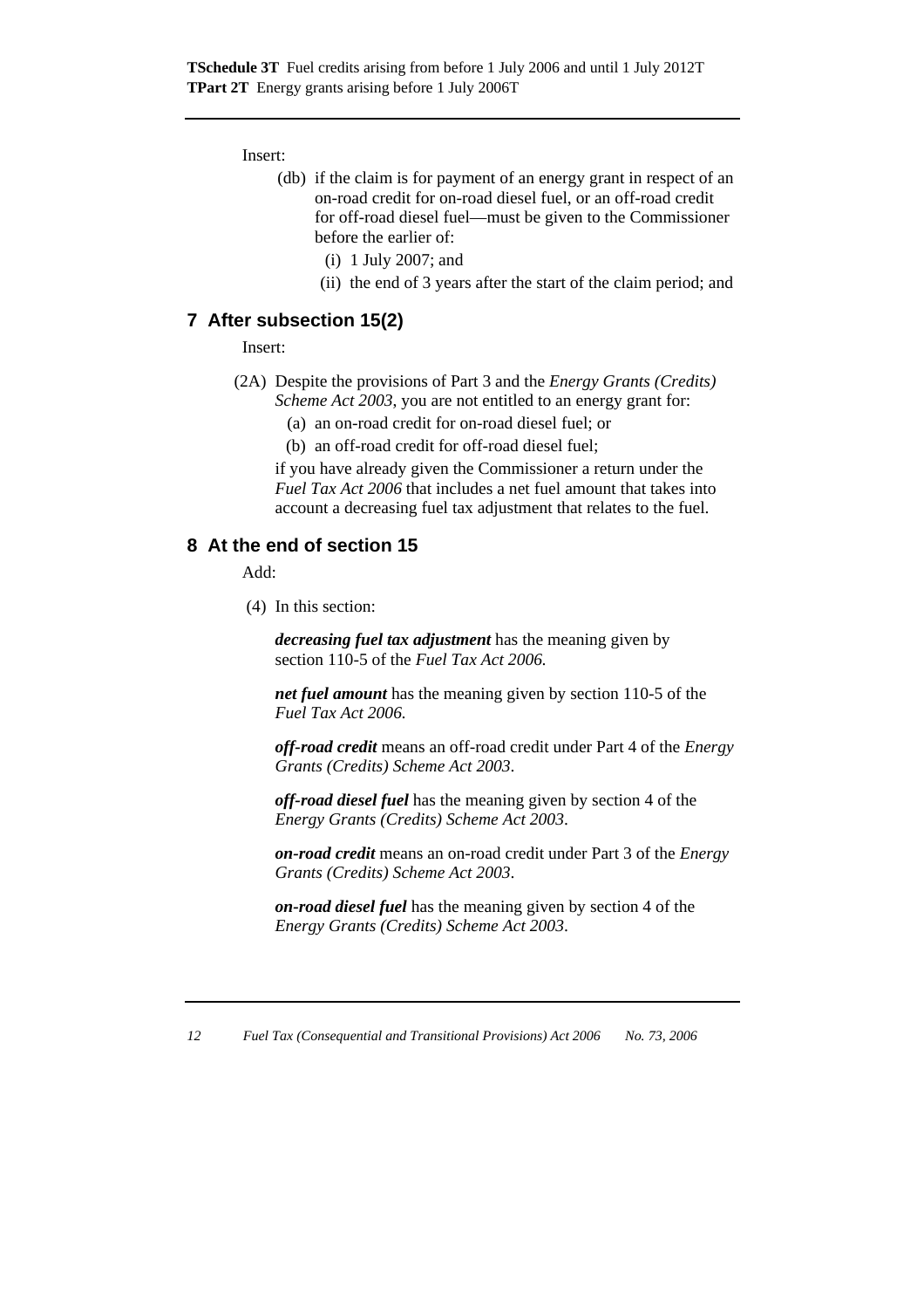Insert:

(db) if the claim is for payment of an energy grant in respect of an on-road credit for on-road diesel fuel, or an off-road credit for off-road diesel fuel—must be given to the Commissioner before the earlier of:

(i) 1 July 2007; and

(ii) the end of 3 years after the start of the claim period; and

## 7 After subsection 15(2)

Insert:

(2A) Despite the provisions of Part 3 and the *Energy Grants (Credits) Scheme Act 2003*, you are not entitled to an energy grant for:

(a) an on-road credit for on-road diesel fuel; or

(b) an off-road credit for off-road diesel fuel;

if you have already given the Commissioner a return under the *Fuel Tax Act 2006* that includes a net fuel amount that takes into account a decreasing fuel tax adjustment that relates to the fuel.

## 8 At the end of section 15

Add:

(4) In this section:

***decreasing fuel tax adjustment*** has the meaning given by section 110-5 of the *Fuel Tax Act 2006*.

***net fuel amount*** has the meaning given by section 110-5 of the *Fuel Tax Act 2006*.

***off-road credit*** means an off-road credit under Part 4 of the *Energy Grants (Credits) Scheme Act 2003*.

***off-road diesel fuel*** has the meaning given by section 4 of the *Energy Grants (Credits) Scheme Act 2003*.

***on-road credit*** means an on-road credit under Part 3 of the *Energy Grants (Credits) Scheme Act 2003*.

***on-road diesel fuel*** has the meaning given by section 4 of the *Energy Grants (Credits) Scheme Act 2003*.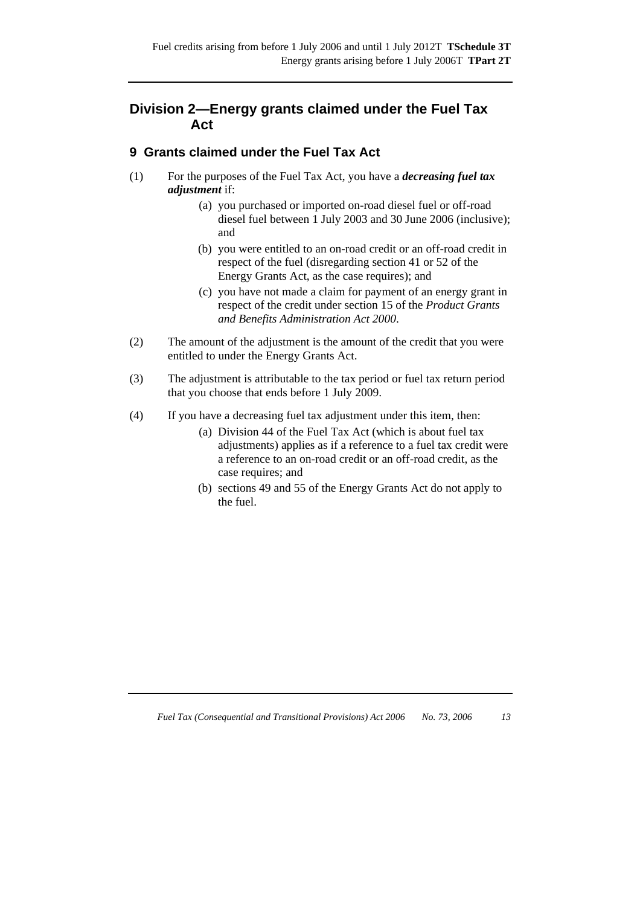## Division 2—Energy grants claimed under the Fuel Tax Act

### 9 Grants claimed under the Fuel Tax Act

(1) For the purposes of the Fuel Tax Act, you have a ***decreasing fuel tax adjustment*** if:

  (a) you purchased or imported on-road diesel fuel or off-road diesel fuel between 1 July 2003 and 30 June 2006 (inclusive); and

  (b) you were entitled to an on-road credit or an off-road credit in respect of the fuel (disregarding section 41 or 52 of the Energy Grants Act, as the case requires); and

  (c) you have not made a claim for payment of an energy grant in respect of the credit under section 15 of the *Product Grants and Benefits Administration Act 2000*.

(2) The amount of the adjustment is the amount of the credit that you were entitled to under the Energy Grants Act.

(3) The adjustment is attributable to the tax period or fuel tax return period that you choose that ends before 1 July 2009.

(4) If you have a decreasing fuel tax adjustment under this item, then:

  (a) Division 44 of the Fuel Tax Act (which is about fuel tax adjustments) applies as if a reference to a fuel tax credit were a reference to an on-road credit or an off-road credit, as the case requires; and

  (b) sections 49 and 55 of the Energy Grants Act do not apply to the fuel.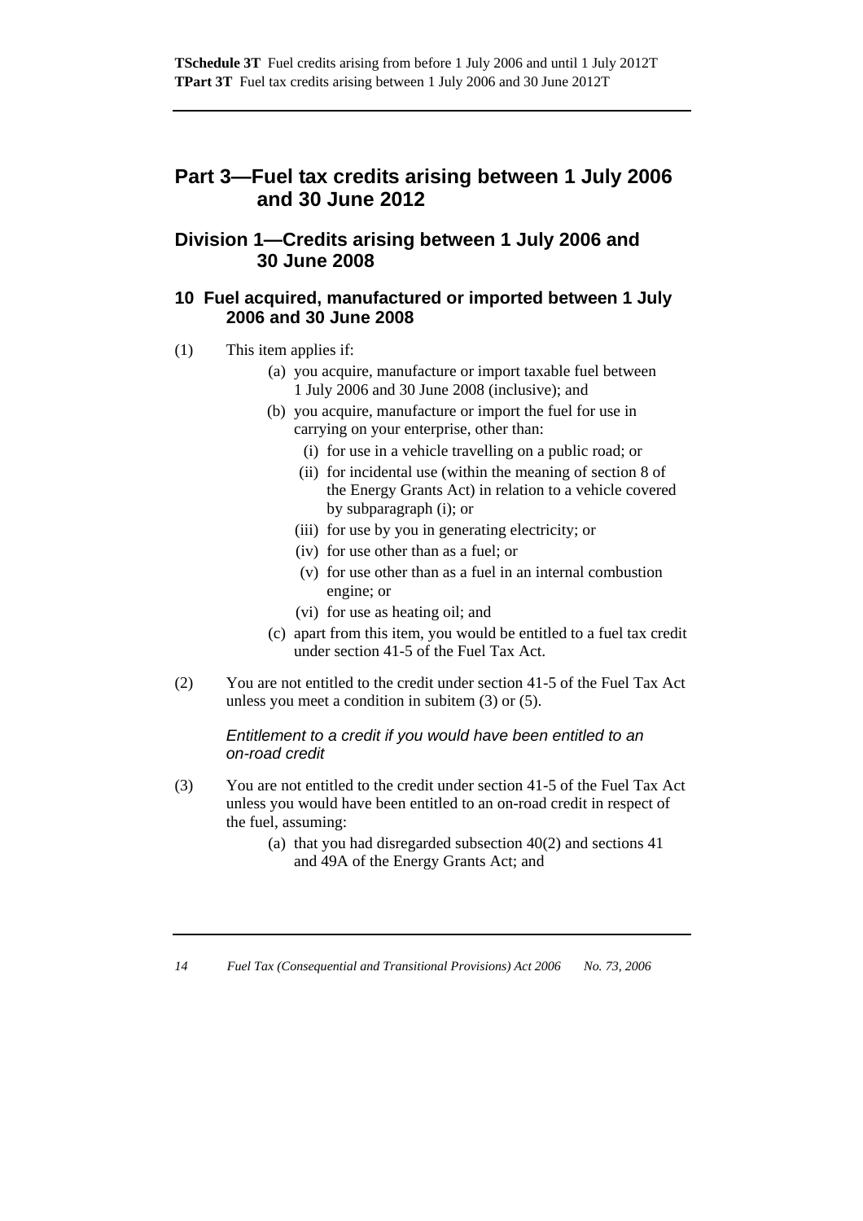## Part 3—Fuel tax credits arising between 1 July 2006 and 30 June 2012

### Division 1—Credits arising between 1 July 2006 and 30 June 2008

#### 10 Fuel acquired, manufactured or imported between 1 July 2006 and 30 June 2008

(1) This item applies if:

- (a) you acquire, manufacture or import taxable fuel between 1 July 2006 and 30 June 2008 (inclusive); and
- (b) you acquire, manufacture or import the fuel for use in carrying on your enterprise, other than:
  - (i) for use in a vehicle travelling on a public road; or
  - (ii) for incidental use (within the meaning of section 8 of the Energy Grants Act) in relation to a vehicle covered by subparagraph (i); or
  - (iii) for use by you in generating electricity; or
  - (iv) for use other than as a fuel; or
  - (v) for use other than as a fuel in an internal combustion engine; or
  - (vi) for use as heating oil; and
- (c) apart from this item, you would be entitled to a fuel tax credit under section 41-5 of the Fuel Tax Act.

(2) You are not entitled to the credit under section 41-5 of the Fuel Tax Act unless you meet a condition in subitem (3) or (5).

*Entitlement to a credit if you would have been entitled to an on-road credit*

(3) You are not entitled to the credit under section 41-5 of the Fuel Tax Act unless you would have been entitled to an on-road credit in respect of the fuel, assuming:

- (a) that you had disregarded subsection 40(2) and sections 41 and 49A of the Energy Grants Act; and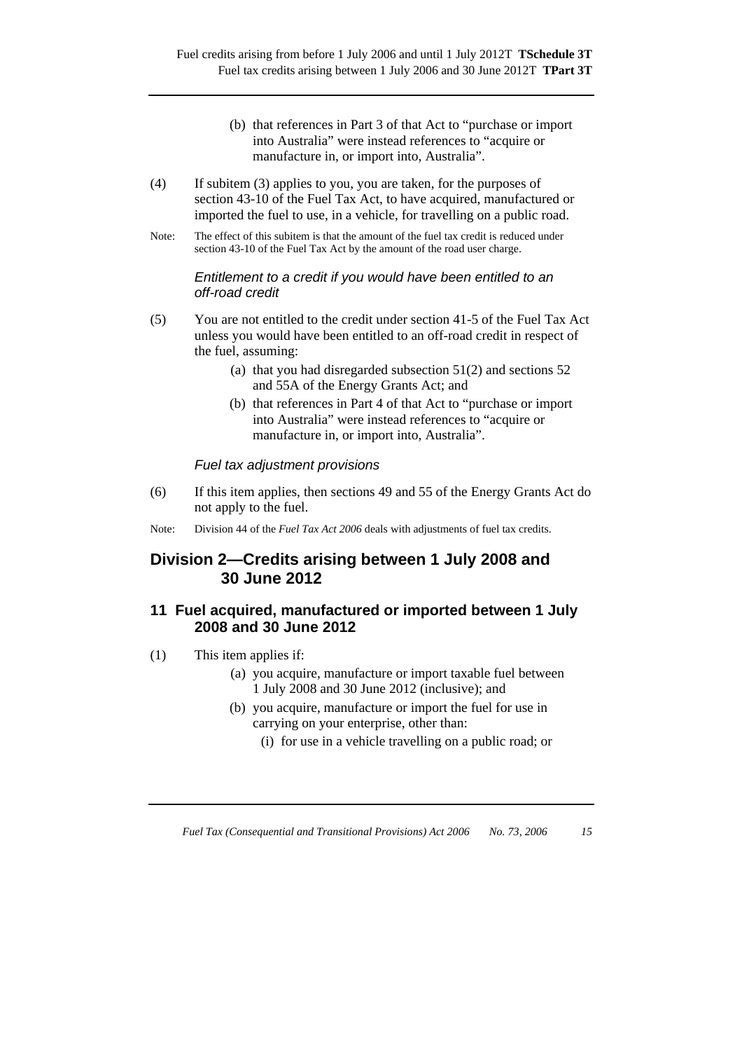(b) that references in Part 3 of that Act to “purchase or import into Australia” were instead references to “acquire or manufacture in, or import into, Australia”.

(4) If subitem (3) applies to you, you are taken, for the purposes of section 43-10 of the Fuel Tax Act, to have acquired, manufactured or imported the fuel to use, in a vehicle, for travelling on a public road.

Note: The effect of this subitem is that the amount of the fuel tax credit is reduced under section 43-10 of the Fuel Tax Act by the amount of the road user charge.

*Entitlement to a credit if you would have been entitled to an off-road credit*

(5) You are not entitled to the credit under section 41-5 of the Fuel Tax Act unless you would have been entitled to an off-road credit in respect of the fuel, assuming:

(a) that you had disregarded subsection 51(2) and sections 52 and 55A of the Energy Grants Act; and

(b) that references in Part 4 of that Act to “purchase or import into Australia” were instead references to “acquire or manufacture in, or import into, Australia”.

*Fuel tax adjustment provisions*

(6) If this item applies, then sections 49 and 55 of the Energy Grants Act do not apply to the fuel.

Note: Division 44 of the *Fuel Tax Act 2006* deals with adjustments of fuel tax credits.

## Division 2—Credits arising between 1 July 2008 and 30 June 2012

### 11 Fuel acquired, manufactured or imported between 1 July 2008 and 30 June 2012

(1) This item applies if:

(a) you acquire, manufacture or import taxable fuel between 1 July 2008 and 30 June 2012 (inclusive); and

(b) you acquire, manufacture or import the fuel for use in carrying on your enterprise, other than:

(i) for use in a vehicle travelling on a public road; or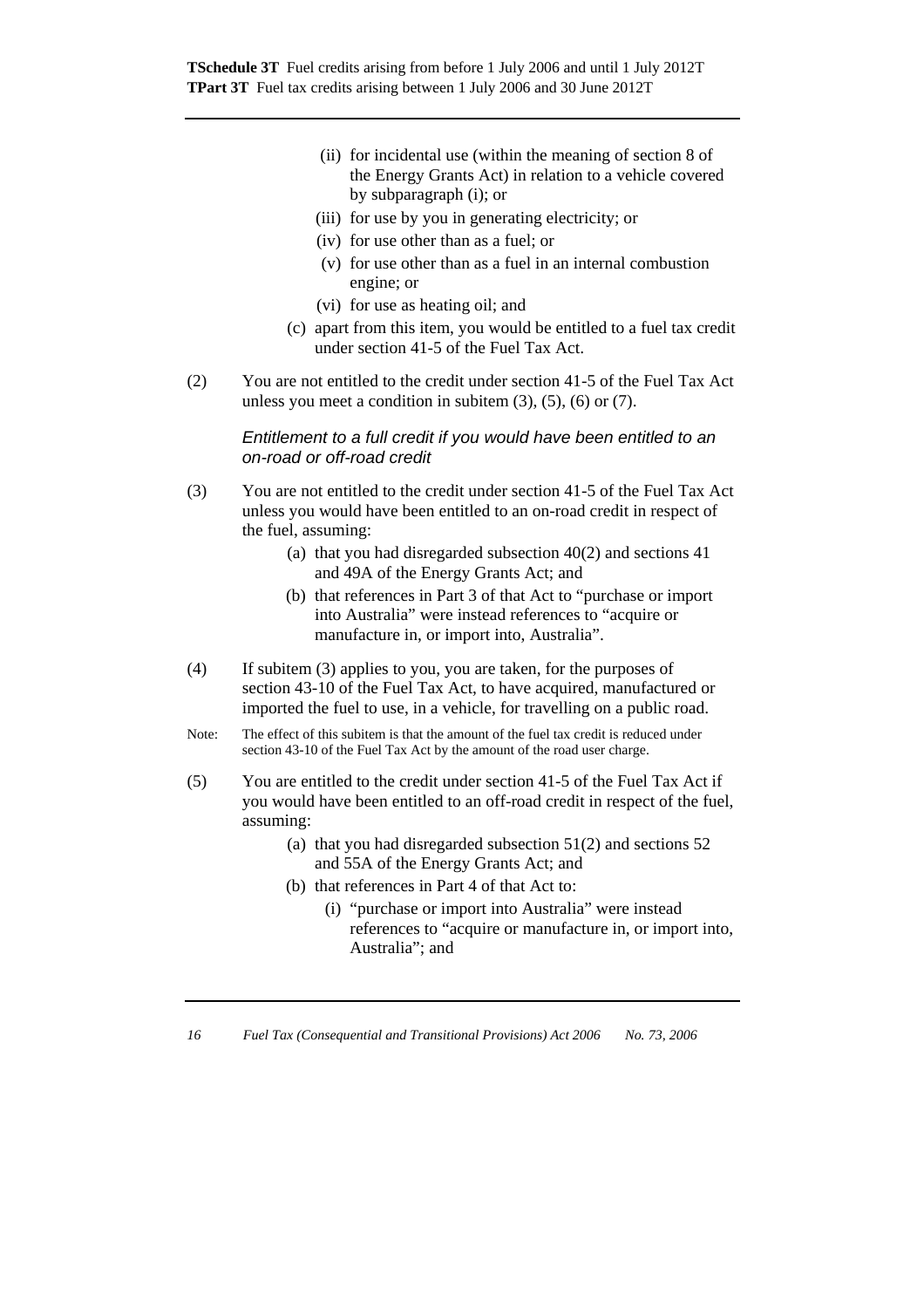(ii) for incidental use (within the meaning of section 8 of the Energy Grants Act) in relation to a vehicle covered by subparagraph (i); or

(iii) for use by you in generating electricity; or

(iv) for use other than as a fuel; or

(v) for use other than as a fuel in an internal combustion engine; or

(vi) for use as heating oil; and

(c) apart from this item, you would be entitled to a fuel tax credit under section 41-5 of the Fuel Tax Act.

(2) You are not entitled to the credit under section 41-5 of the Fuel Tax Act unless you meet a condition in subitem (3), (5), (6) or (7).

*Entitlement to a full credit if you would have been entitled to an on-road or off-road credit*

(3) You are not entitled to the credit under section 41-5 of the Fuel Tax Act unless you would have been entitled to an on-road credit in respect of the fuel, assuming:

(a) that you had disregarded subsection 40(2) and sections 41 and 49A of the Energy Grants Act; and

(b) that references in Part 3 of that Act to "purchase or import into Australia" were instead references to "acquire or manufacture in, or import into, Australia".

(4) If subitem (3) applies to you, you are taken, for the purposes of section 43-10 of the Fuel Tax Act, to have acquired, manufactured or imported the fuel to use, in a vehicle, for travelling on a public road.

Note: The effect of this subitem is that the amount of the fuel tax credit is reduced under section 43-10 of the Fuel Tax Act by the amount of the road user charge.

(5) You are entitled to the credit under section 41-5 of the Fuel Tax Act if you would have been entitled to an off-road credit in respect of the fuel, assuming:

(a) that you had disregarded subsection 51(2) and sections 52 and 55A of the Energy Grants Act; and

(b) that references in Part 4 of that Act to:

(i) "purchase or import into Australia" were instead references to "acquire or manufacture in, or import into, Australia"; and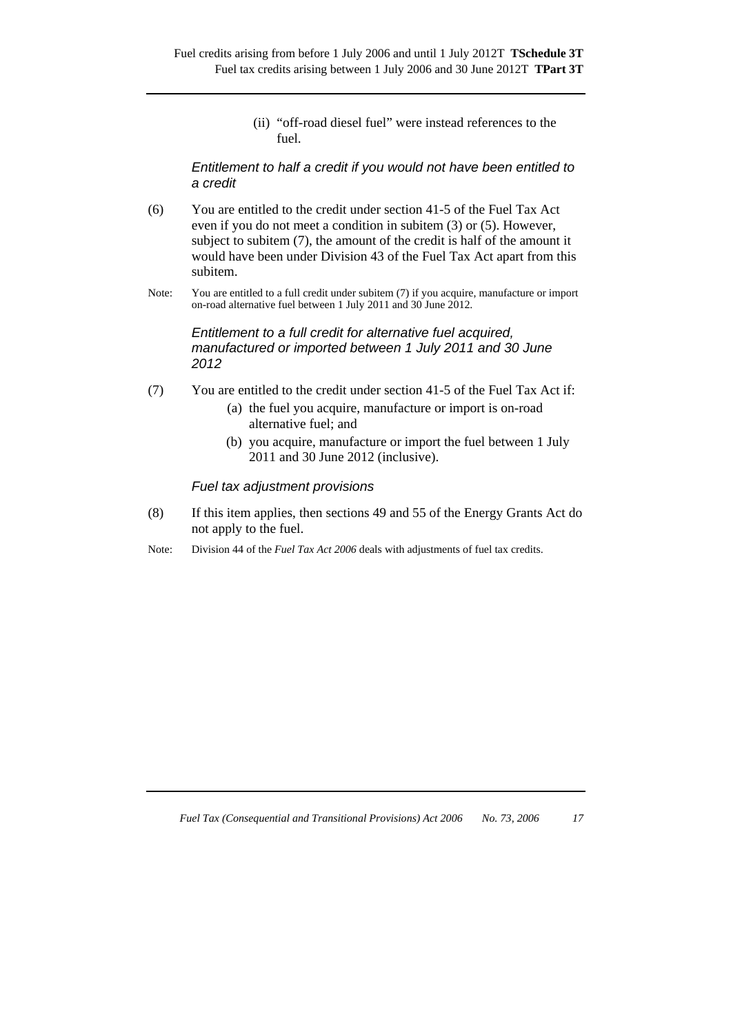(ii) "off-road diesel fuel" were instead references to the fuel.

*Entitlement to half a credit if you would not have been entitled to a credit*

(6) You are entitled to the credit under section 41-5 of the Fuel Tax Act even if you do not meet a condition in subitem (3) or (5). However, subject to subitem (7), the amount of the credit is half of the amount it would have been under Division 43 of the Fuel Tax Act apart from this subitem.

Note: You are entitled to a full credit under subitem (7) if you acquire, manufacture or import on-road alternative fuel between 1 July 2011 and 30 June 2012.

*Entitlement to a full credit for alternative fuel acquired, manufactured or imported between 1 July 2011 and 30 June 2012*

(7) You are entitled to the credit under section 41-5 of the Fuel Tax Act if:

(a) the fuel you acquire, manufacture or import is on-road alternative fuel; and

(b) you acquire, manufacture or import the fuel between 1 July 2011 and 30 June 2012 (inclusive).

*Fuel tax adjustment provisions*

(8) If this item applies, then sections 49 and 55 of the Energy Grants Act do not apply to the fuel.

Note: Division 44 of the *Fuel Tax Act 2006* deals with adjustments of fuel tax credits.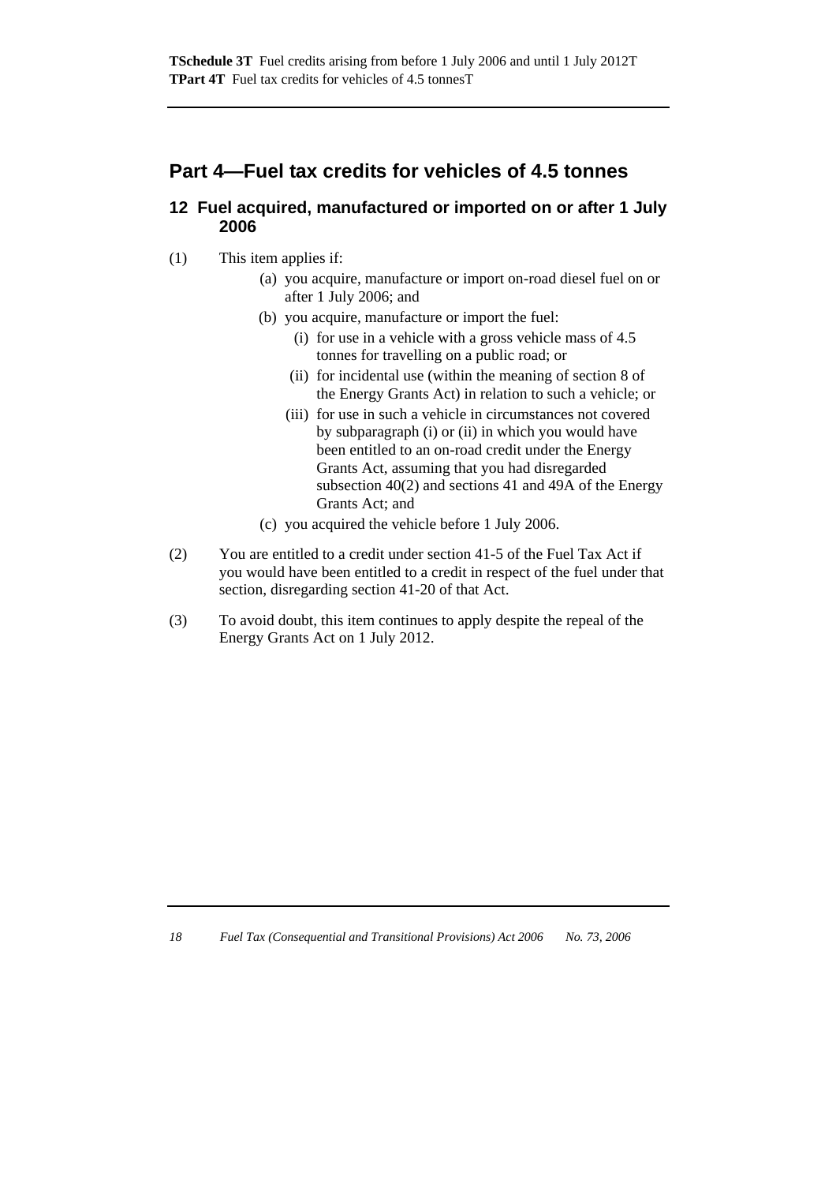## Part 4—Fuel tax credits for vehicles of 4.5 tonnes

### 12 Fuel acquired, manufactured or imported on or after 1 July 2006

(1) This item applies if:

  (a) you acquire, manufacture or import on-road diesel fuel on or after 1 July 2006; and

  (b) you acquire, manufacture or import the fuel:

    (i) for use in a vehicle with a gross vehicle mass of 4.5 tonnes for travelling on a public road; or

    (ii) for incidental use (within the meaning of section 8 of the Energy Grants Act) in relation to such a vehicle; or

    (iii) for use in such a vehicle in circumstances not covered by subparagraph (i) or (ii) in which you would have been entitled to an on-road credit under the Energy Grants Act, assuming that you had disregarded subsection 40(2) and sections 41 and 49A of the Energy Grants Act; and

  (c) you acquired the vehicle before 1 July 2006.

(2) You are entitled to a credit under section 41-5 of the Fuel Tax Act if you would have been entitled to a credit in respect of the fuel under that section, disregarding section 41-20 of that Act.

(3) To avoid doubt, this item continues to apply despite the repeal of the Energy Grants Act on 1 July 2012.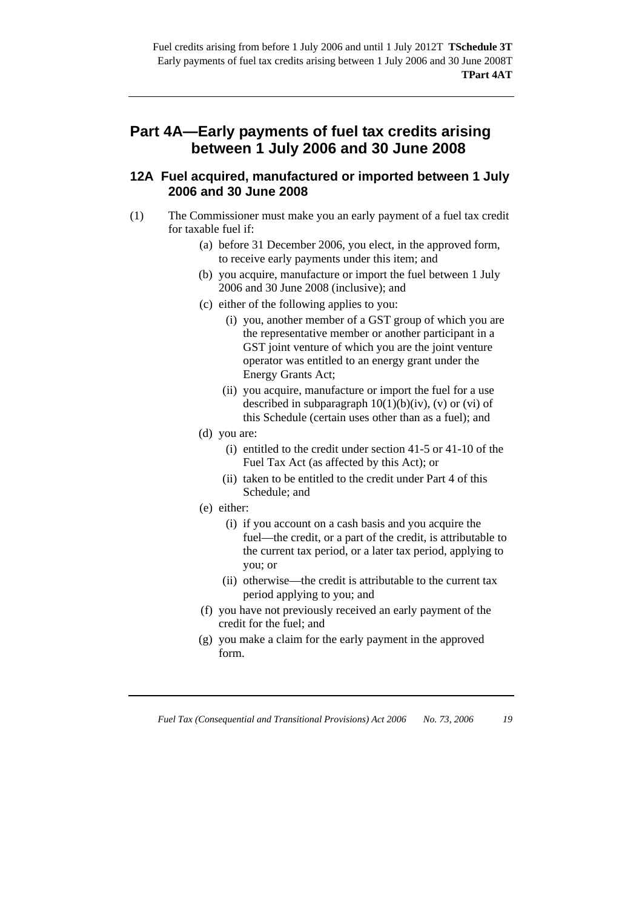## Part 4A—Early payments of fuel tax credits arising between 1 July 2006 and 30 June 2008

### 12A Fuel acquired, manufactured or imported between 1 July 2006 and 30 June 2008

(1) The Commissioner must make you an early payment of a fuel tax credit for taxable fuel if:

- (a) before 31 December 2006, you elect, in the approved form, to receive early payments under this item; and
- (b) you acquire, manufacture or import the fuel between 1 July 2006 and 30 June 2008 (inclusive); and
- (c) either of the following applies to you:
  - (i) you, another member of a GST group of which you are the representative member or another participant in a GST joint venture of which you are the joint venture operator was entitled to an energy grant under the Energy Grants Act;
  - (ii) you acquire, manufacture or import the fuel for a use described in subparagraph 10(1)(b)(iv), (v) or (vi) of this Schedule (certain uses other than as a fuel); and
- (d) you are:
  - (i) entitled to the credit under section 41-5 or 41-10 of the Fuel Tax Act (as affected by this Act); or
  - (ii) taken to be entitled to the credit under Part 4 of this Schedule; and
- (e) either:
  - (i) if you account on a cash basis and you acquire the fuel—the credit, or a part of the credit, is attributable to the current tax period, or a later tax period, applying to you; or
  - (ii) otherwise—the credit is attributable to the current tax period applying to you; and
- (f) you have not previously received an early payment of the credit for the fuel; and
- (g) you make a claim for the early payment in the approved form.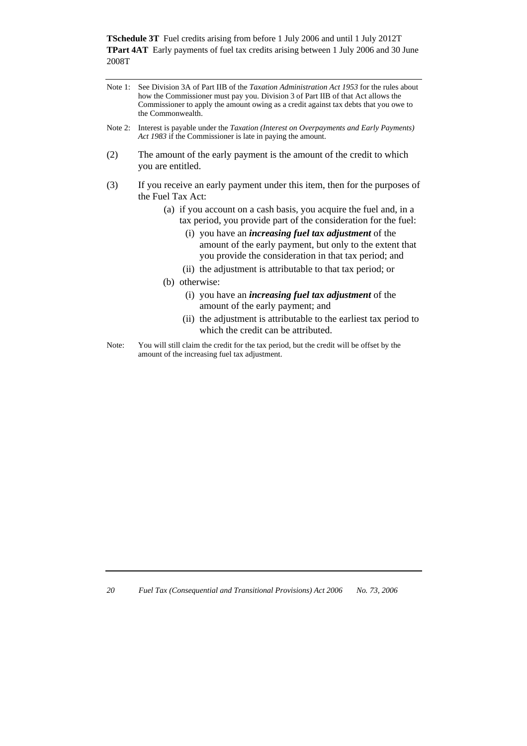Note 1: See Division 3A of Part IIB of the *Taxation Administration Act 1953* for the rules about how the Commissioner must pay you. Division 3 of Part IIB of that Act allows the Commissioner to apply the amount owing as a credit against tax debts that you owe to the Commonwealth.

Note 2: Interest is payable under the *Taxation (Interest on Overpayments and Early Payments) Act 1983* if the Commissioner is late in paying the amount.

(2) The amount of the early payment is the amount of the credit to which you are entitled.

(3) If you receive an early payment under this item, then for the purposes of the Fuel Tax Act:

(a) if you account on a cash basis, you acquire the fuel and, in a tax period, you provide part of the consideration for the fuel:

(i) you have an ***increasing fuel tax adjustment*** of the amount of the early payment, but only to the extent that you provide the consideration in that tax period; and

(ii) the adjustment is attributable to that tax period; or

(b) otherwise:

(i) you have an ***increasing fuel tax adjustment*** of the amount of the early payment; and

(ii) the adjustment is attributable to the earliest tax period to which the credit can be attributed.

Note: You will still claim the credit for the tax period, but the credit will be offset by the amount of the increasing fuel tax adjustment.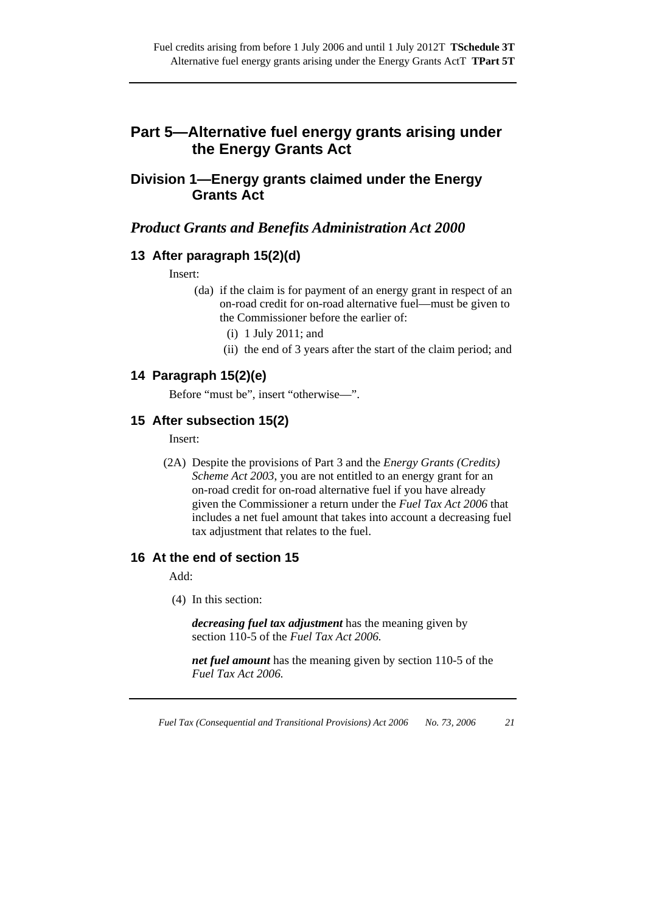## Part 5—Alternative fuel energy grants arising under the Energy Grants Act

### Division 1—Energy grants claimed under the Energy Grants Act

#### *Product Grants and Benefits Administration Act 2000*

**13 After paragraph 15(2)(d)**

Insert:

(da) if the claim is for payment of an energy grant in respect of an on-road credit for on-road alternative fuel—must be given to the Commissioner before the earlier of:

(i) 1 July 2011; and

(ii) the end of 3 years after the start of the claim period; and

**14 Paragraph 15(2)(e)**

Before "must be", insert "otherwise—".

**15 After subsection 15(2)**

Insert:

(2A) Despite the provisions of Part 3 and the *Energy Grants (Credits) Scheme Act 2003*, you are not entitled to an energy grant for an on-road credit for on-road alternative fuel if you have already given the Commissioner a return under the *Fuel Tax Act 2006* that includes a net fuel amount that takes into account a decreasing fuel tax adjustment that relates to the fuel.

**16 At the end of section 15**

Add:

(4) In this section:

***decreasing fuel tax adjustment*** has the meaning given by section 110-5 of the *Fuel Tax Act 2006.*

***net fuel amount*** has the meaning given by section 110-5 of the *Fuel Tax Act 2006.*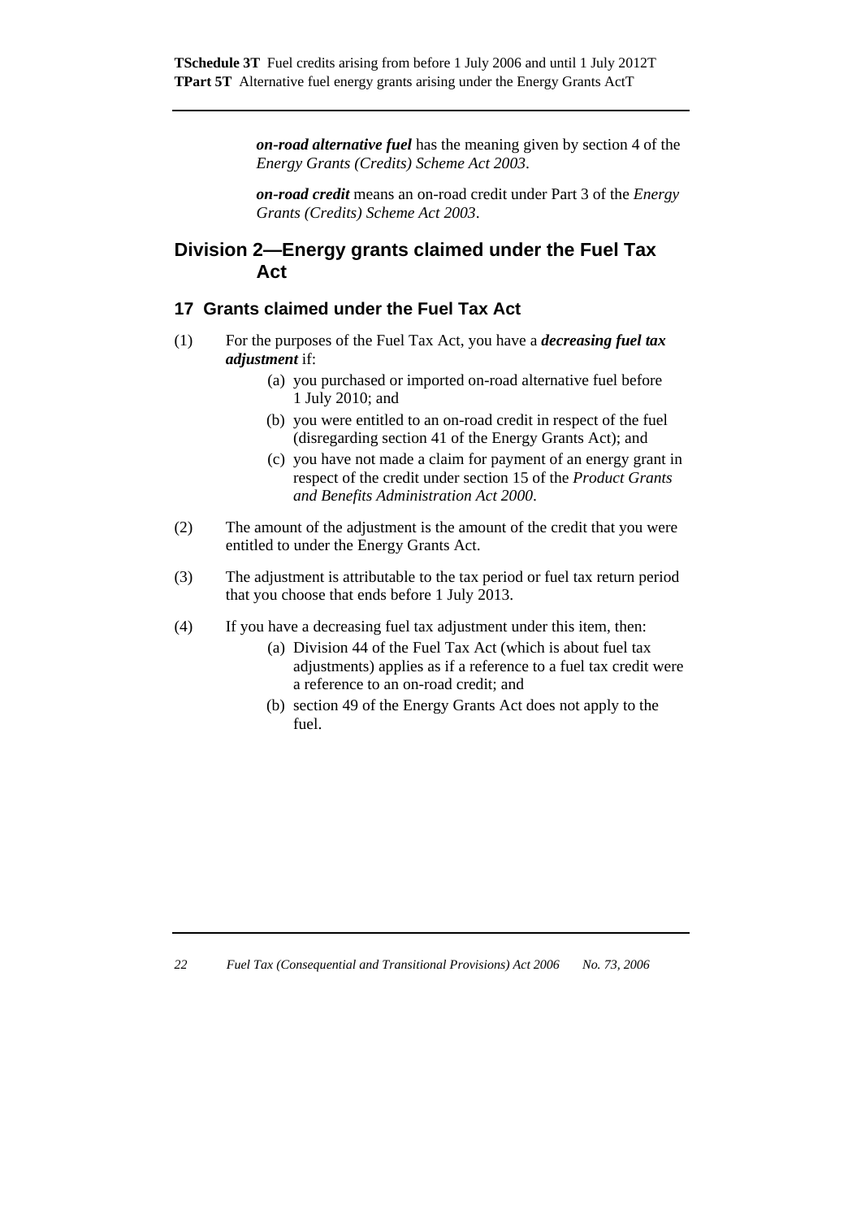***on-road alternative fuel*** has the meaning given by section 4 of the *Energy Grants (Credits) Scheme Act 2003*.

***on-road credit*** means an on-road credit under Part 3 of the *Energy Grants (Credits) Scheme Act 2003*.

## Division 2—Energy grants claimed under the Fuel Tax Act

### 17 Grants claimed under the Fuel Tax Act

(1) For the purposes of the Fuel Tax Act, you have a ***decreasing fuel tax adjustment*** if:

(a) you purchased or imported on-road alternative fuel before 1 July 2010; and

(b) you were entitled to an on-road credit in respect of the fuel (disregarding section 41 of the Energy Grants Act); and

(c) you have not made a claim for payment of an energy grant in respect of the credit under section 15 of the *Product Grants and Benefits Administration Act 2000*.

(2) The amount of the adjustment is the amount of the credit that you were entitled to under the Energy Grants Act.

(3) The adjustment is attributable to the tax period or fuel tax return period that you choose that ends before 1 July 2013.

(4) If you have a decreasing fuel tax adjustment under this item, then:

(a) Division 44 of the Fuel Tax Act (which is about fuel tax adjustments) applies as if a reference to a fuel tax credit were a reference to an on-road credit; and

(b) section 49 of the Energy Grants Act does not apply to the fuel.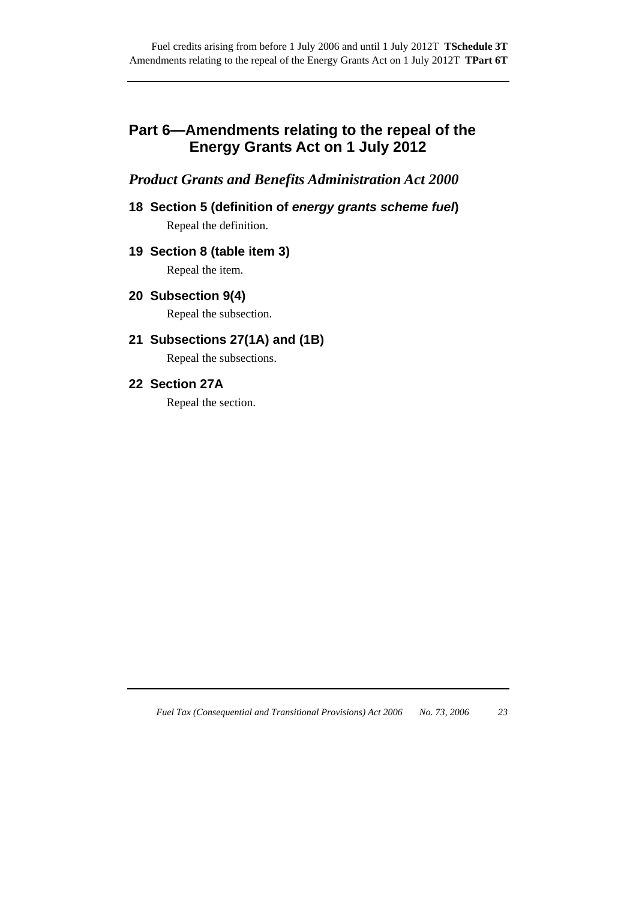## Part 6—Amendments relating to the repeal of the Energy Grants Act on 1 July 2012

### *Product Grants and Benefits Administration Act 2000*

#### 18 Section 5 (definition of *energy grants scheme fuel*)

Repeal the definition.

#### 19 Section 8 (table item 3)

Repeal the item.

#### 20 Subsection 9(4)

Repeal the subsection.

#### 21 Subsections 27(1A) and (1B)

Repeal the subsections.

#### 22 Section 27A

Repeal the section.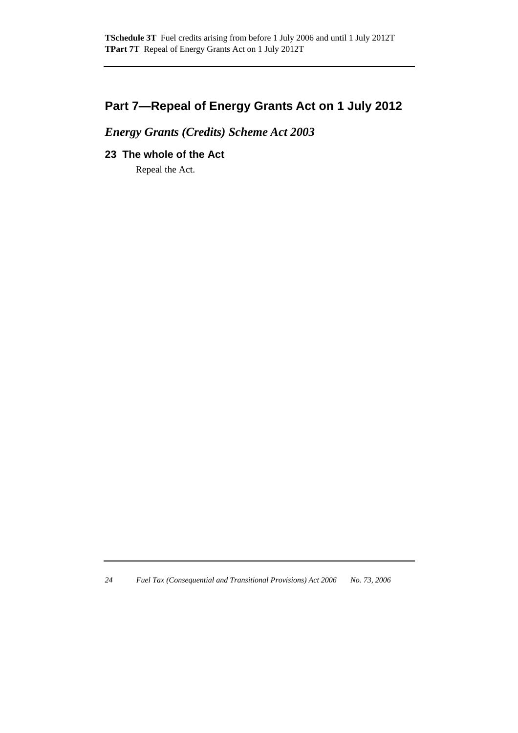## Part 7—Repeal of Energy Grants Act on 1 July 2012

### *Energy Grants (Credits) Scheme Act 2003*

#### 23 The whole of the Act

Repeal the Act.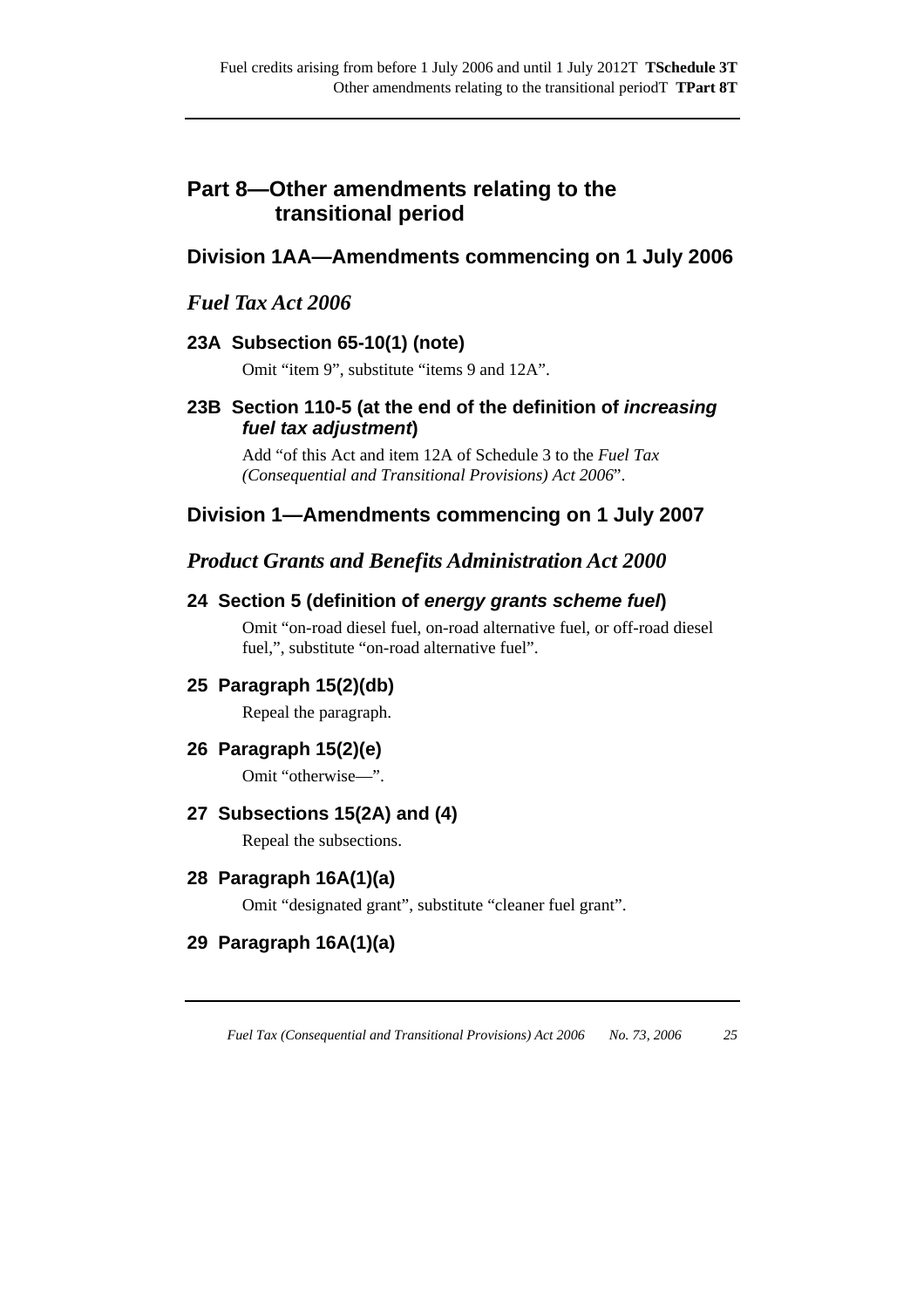## Part 8—Other amendments relating to the transitional period

### Division 1AA—Amendments commencing on 1 July 2006

#### *Fuel Tax Act 2006*

**23A Subsection 65-10(1) (note)**

Omit “item 9”, substitute “items 9 and 12A”.

**23B Section 110-5 (at the end of the definition of *increasing fuel tax adjustment*)**

Add “of this Act and item 12A of Schedule 3 to the *Fuel Tax (Consequential and Transitional Provisions) Act 2006*”.

### Division 1—Amendments commencing on 1 July 2007

#### *Product Grants and Benefits Administration Act 2000*

**24 Section 5 (definition of *energy grants scheme fuel*)**

Omit “on-road diesel fuel, on-road alternative fuel, or off-road diesel fuel,”, substitute “on-road alternative fuel”.

**25 Paragraph 15(2)(db)**

Repeal the paragraph.

**26 Paragraph 15(2)(e)**

Omit “otherwise—”.

**27 Subsections 15(2A) and (4)**

Repeal the subsections.

**28 Paragraph 16A(1)(a)**

Omit “designated grant”, substitute “cleaner fuel grant”.

**29 Paragraph 16A(1)(a)**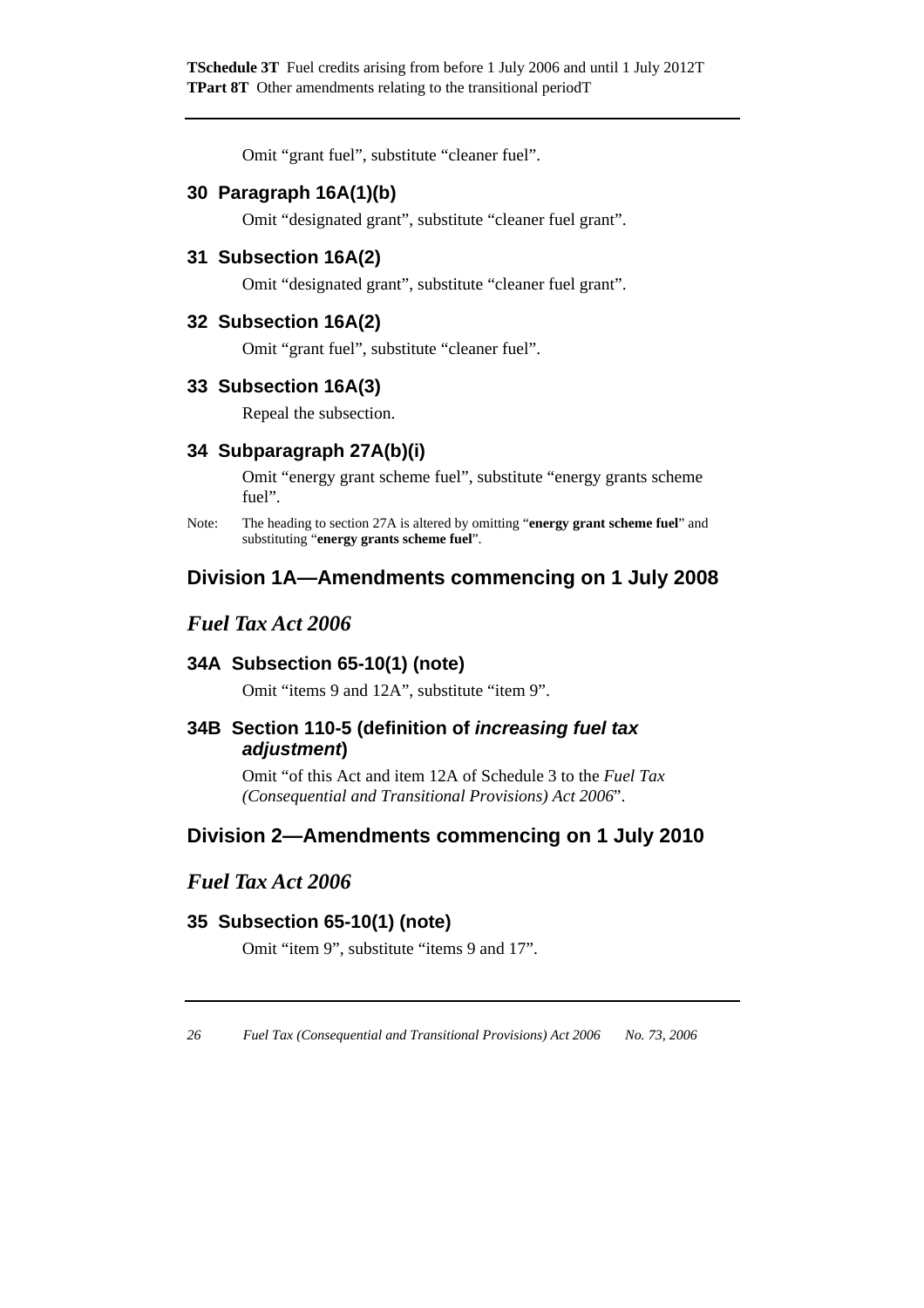Omit "grant fuel", substitute "cleaner fuel".

### 30 Paragraph 16A(1)(b)

Omit "designated grant", substitute "cleaner fuel grant".

### 31 Subsection 16A(2)

Omit "designated grant", substitute "cleaner fuel grant".

### 32 Subsection 16A(2)

Omit "grant fuel", substitute "cleaner fuel".

### 33 Subsection 16A(3)

Repeal the subsection.

### 34 Subparagraph 27A(b)(i)

Omit "energy grant scheme fuel", substitute "energy grants scheme fuel".

Note: The heading to section 27A is altered by omitting "**energy grant scheme fuel**" and substituting "**energy grants scheme fuel**".

## Division 1A—Amendments commencing on 1 July 2008

## *Fuel Tax Act 2006*

### 34A Subsection 65-10(1) (note)

Omit "items 9 and 12A", substitute "item 9".

### 34B Section 110-5 (definition of *increasing fuel tax adjustment*)

Omit "of this Act and item 12A of Schedule 3 to the *Fuel Tax (Consequential and Transitional Provisions) Act 2006*".

## Division 2—Amendments commencing on 1 July 2010

## *Fuel Tax Act 2006*

### 35 Subsection 65-10(1) (note)

Omit "item 9", substitute "items 9 and 17".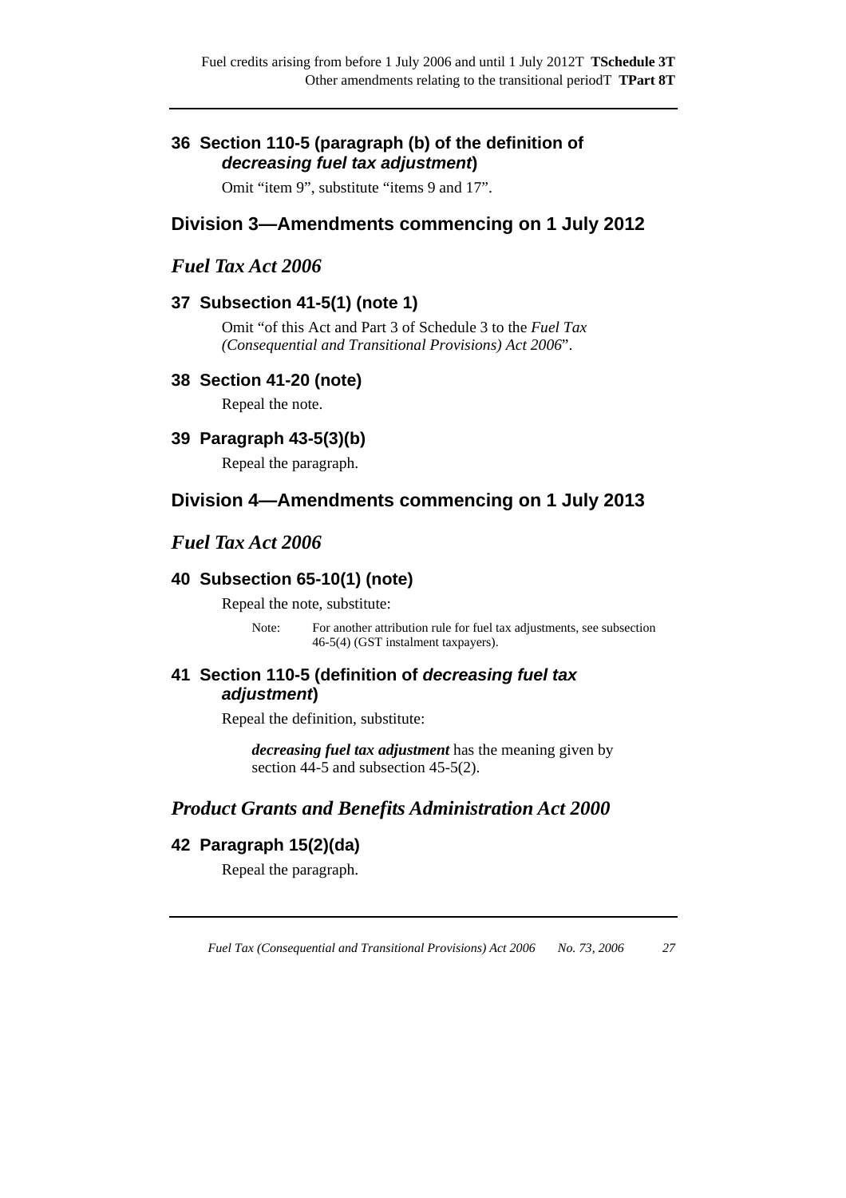### 36 Section 110-5 (paragraph (b) of the definition of *decreasing fuel tax adjustment*)

Omit "item 9", substitute "items 9 and 17".

## Division 3—Amendments commencing on 1 July 2012

## *Fuel Tax Act 2006*

### 37 Subsection 41-5(1) (note 1)

Omit "of this Act and Part 3 of Schedule 3 to the *Fuel Tax (Consequential and Transitional Provisions) Act 2006*".

### 38 Section 41-20 (note)

Repeal the note.

### 39 Paragraph 43-5(3)(b)

Repeal the paragraph.

## Division 4—Amendments commencing on 1 July 2013

## *Fuel Tax Act 2006*

### 40 Subsection 65-10(1) (note)

Repeal the note, substitute:

Note: For another attribution rule for fuel tax adjustments, see subsection 46-5(4) (GST instalment taxpayers).

### 41 Section 110-5 (definition of *decreasing fuel tax adjustment*)

Repeal the definition, substitute:

***decreasing fuel tax adjustment*** has the meaning given by section 44-5 and subsection 45-5(2).

## *Product Grants and Benefits Administration Act 2000*

### 42 Paragraph 15(2)(da)

Repeal the paragraph.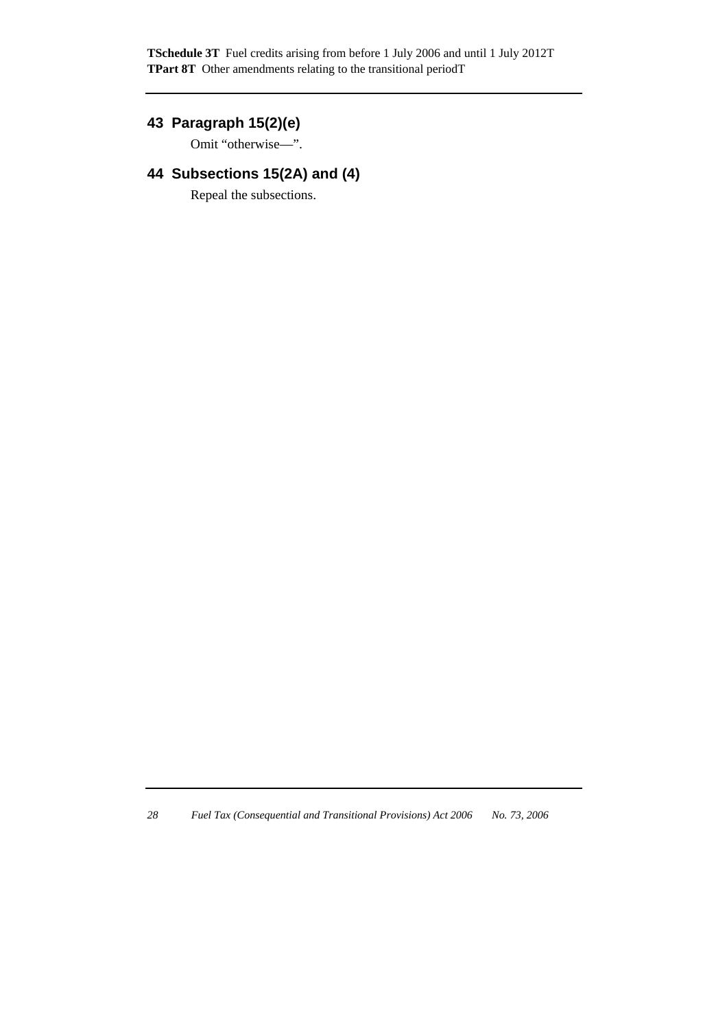## 43 Paragraph 15(2)(e)

Omit "otherwise—".

## 44 Subsections 15(2A) and (4)

Repeal the subsections.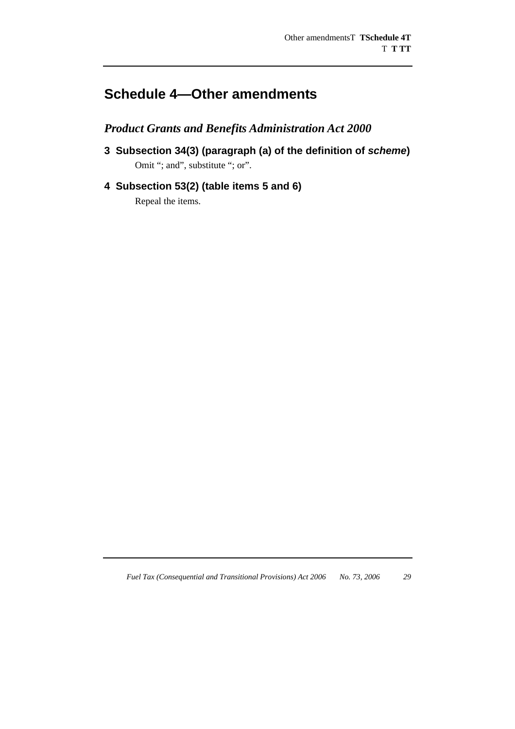# Schedule 4—Other amendments

## *Product Grants and Benefits Administration Act 2000*

### 3 Subsection 34(3) (paragraph (a) of the definition of *scheme*)

Omit "; and", substitute "; or".

### 4 Subsection 53(2) (table items 5 and 6)

Repeal the items.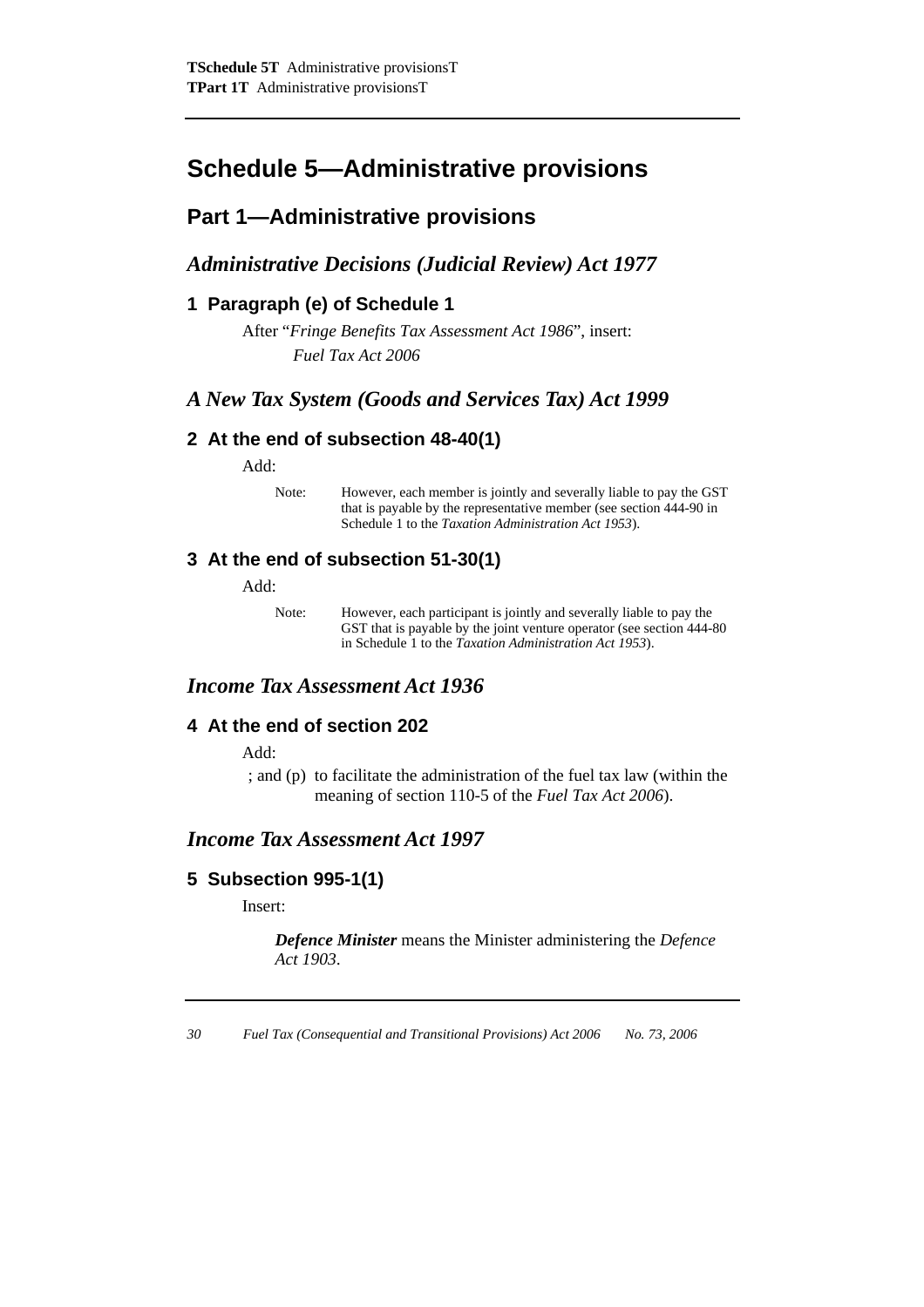# Schedule 5—Administrative provisions

## Part 1—Administrative provisions

### *Administrative Decisions (Judicial Review) Act 1977*

#### 1 Paragraph (e) of Schedule 1

After "*Fringe Benefits Tax Assessment Act 1986*", insert:

*Fuel Tax Act 2006*

### *A New Tax System (Goods and Services Tax) Act 1999*

#### 2 At the end of subsection 48-40(1)

Add:

Note: However, each member is jointly and severally liable to pay the GST that is payable by the representative member (see section 444-90 in Schedule 1 to the *Taxation Administration Act 1953*).

#### 3 At the end of subsection 51-30(1)

Add:

Note: However, each participant is jointly and severally liable to pay the GST that is payable by the joint venture operator (see section 444-80 in Schedule 1 to the *Taxation Administration Act 1953*).

### *Income Tax Assessment Act 1936*

#### 4 At the end of section 202

Add:

; and (p) to facilitate the administration of the fuel tax law (within the meaning of section 110-5 of the *Fuel Tax Act 2006*).

### *Income Tax Assessment Act 1997*

#### 5 Subsection 995-1(1)

Insert:

***Defence Minister*** means the Minister administering the *Defence Act 1903*.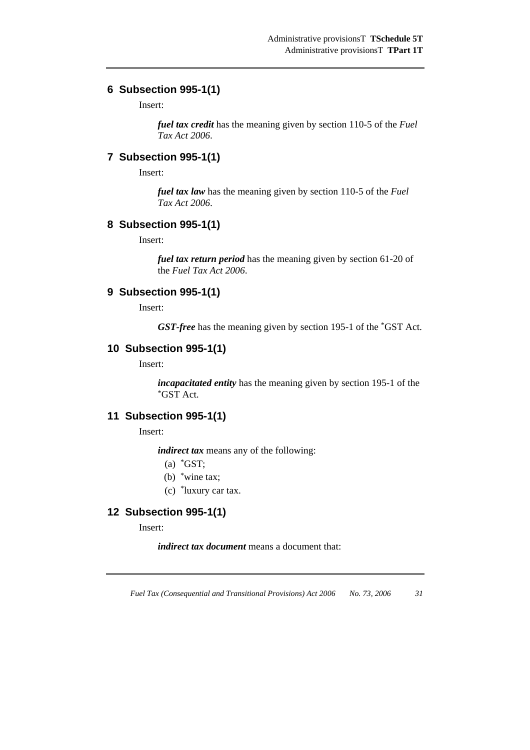## 6 Subsection 995-1(1)

Insert:

> ***fuel tax credit*** has the meaning given by section 110-5 of the *Fuel Tax Act 2006*.

## 7 Subsection 995-1(1)

Insert:

> ***fuel tax law*** has the meaning given by section 110-5 of the *Fuel Tax Act 2006*.

## 8 Subsection 995-1(1)

Insert:

> ***fuel tax return period*** has the meaning given by section 61-20 of the *Fuel Tax Act 2006*.

## 9 Subsection 995-1(1)

Insert:

> ***GST-free*** has the meaning given by section 195-1 of the *GST Act.

## 10 Subsection 995-1(1)

Insert:

> ***incapacitated entity*** has the meaning given by section 195-1 of the *GST Act.

## 11 Subsection 995-1(1)

Insert:

> ***indirect tax*** means any of the following:
>
> (a) *GST;
>
> (b) *wine tax;
>
> (c) *luxury car tax.

## 12 Subsection 995-1(1)

Insert:

> ***indirect tax document*** means a document that: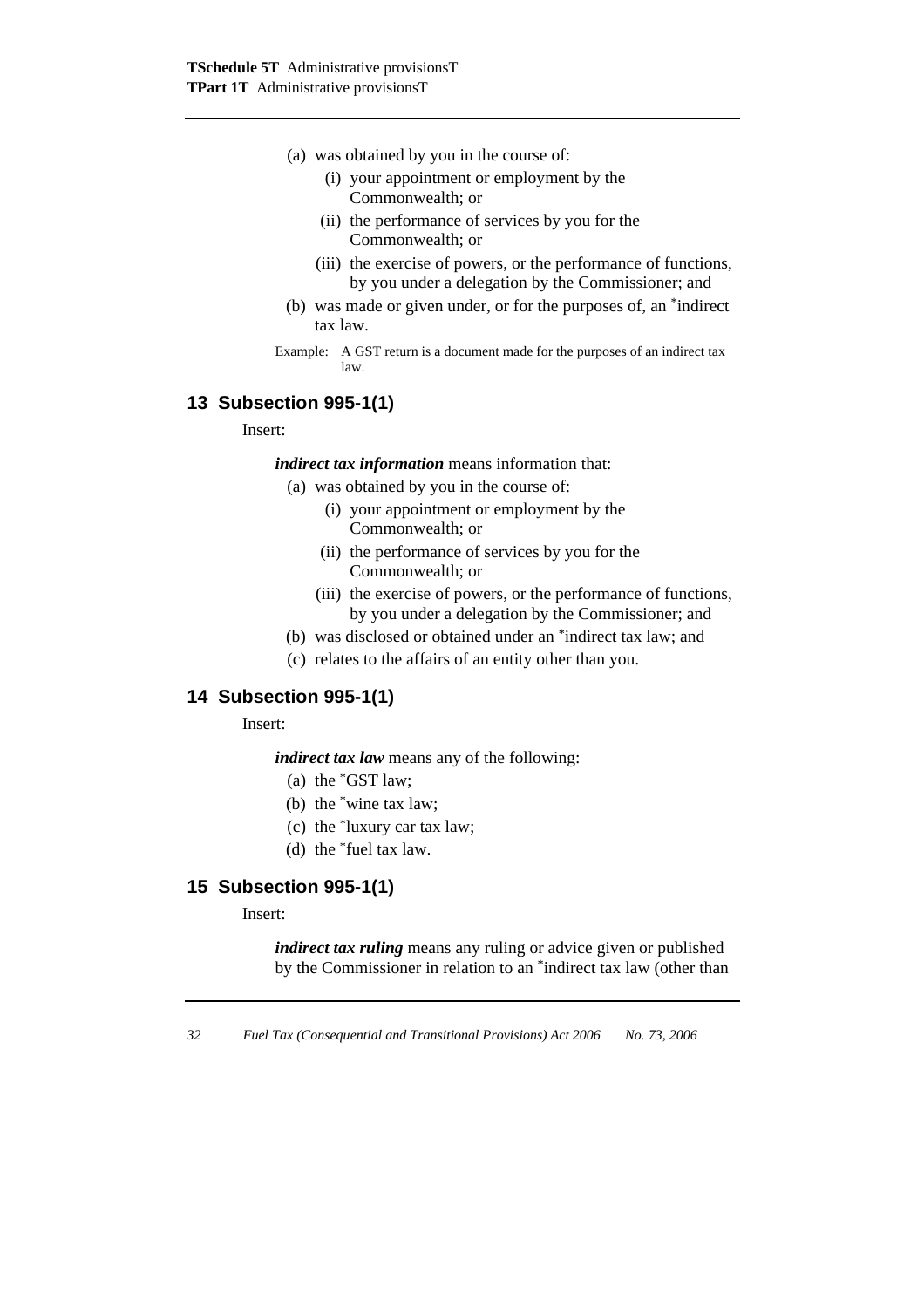(a) was obtained by you in the course of:

(i) your appointment or employment by the Commonwealth; or

(ii) the performance of services by you for the Commonwealth; or

(iii) the exercise of powers, or the performance of functions, by you under a delegation by the Commissioner; and

(b) was made or given under, or for the purposes of, an *indirect tax law.

Example: A GST return is a document made for the purposes of an indirect tax law.

## 13 Subsection 995-1(1)

Insert:

***indirect tax information*** means information that:

(a) was obtained by you in the course of:

(i) your appointment or employment by the Commonwealth; or

(ii) the performance of services by you for the Commonwealth; or

(iii) the exercise of powers, or the performance of functions, by you under a delegation by the Commissioner; and

(b) was disclosed or obtained under an *indirect tax law; and

(c) relates to the affairs of an entity other than you.

## 14 Subsection 995-1(1)

Insert:

***indirect tax law*** means any of the following:

(a) the *GST law;

(b) the *wine tax law;

(c) the *luxury car tax law;

(d) the *fuel tax law.

## 15 Subsection 995-1(1)

Insert:

***indirect tax ruling*** means any ruling or advice given or published by the Commissioner in relation to an *indirect tax law (other than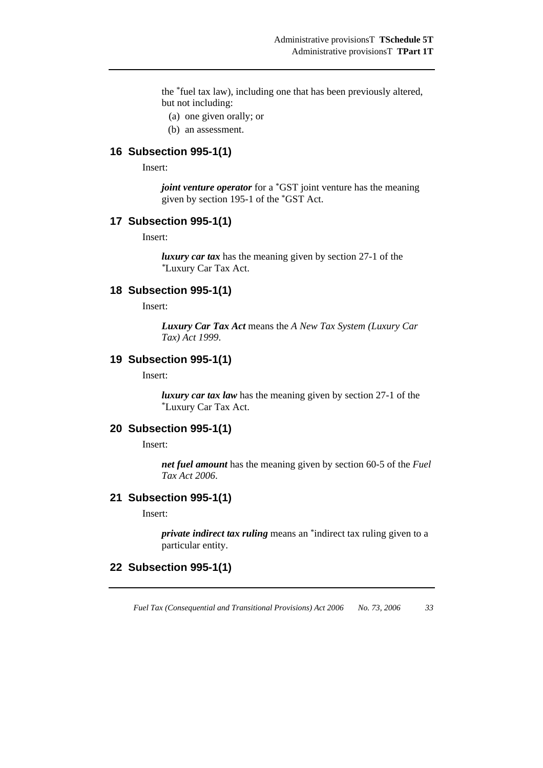the *fuel tax law), including one that has been previously altered, but not including:

(a) one given orally; or

(b) an assessment.

## 16 Subsection 995-1(1)

Insert:

> ***joint venture operator*** for a *GST joint venture has the meaning given by section 195-1 of the *GST Act.

## 17 Subsection 995-1(1)

Insert:

> ***luxury car tax*** has the meaning given by section 27-1 of the *Luxury Car Tax Act.

## 18 Subsection 995-1(1)

Insert:

> ***Luxury Car Tax Act*** means the *A New Tax System (Luxury Car Tax) Act 1999*.

## 19 Subsection 995-1(1)

Insert:

> ***luxury car tax law*** has the meaning given by section 27-1 of the *Luxury Car Tax Act.

## 20 Subsection 995-1(1)

Insert:

> ***net fuel amount*** has the meaning given by section 60-5 of the *Fuel Tax Act 2006*.

## 21 Subsection 995-1(1)

Insert:

> ***private indirect tax ruling*** means an *indirect tax ruling given to a particular entity.

## 22 Subsection 995-1(1)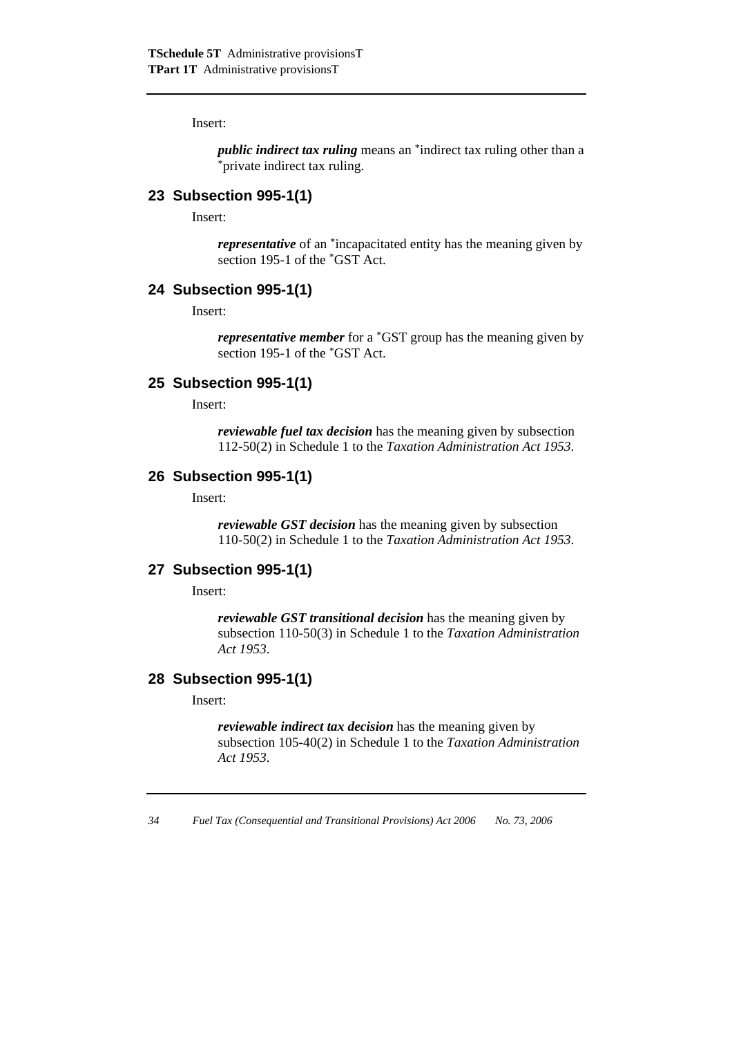Insert:

> ***public indirect tax ruling*** means an *indirect tax ruling other than a *private indirect tax ruling.

## 23 Subsection 995-1(1)

Insert:

> ***representative*** of an *incapacitated entity has the meaning given by section 195-1 of the *GST Act.

## 24 Subsection 995-1(1)

Insert:

> ***representative member*** for a *GST group has the meaning given by section 195-1 of the *GST Act.

## 25 Subsection 995-1(1)

Insert:

> ***reviewable fuel tax decision*** has the meaning given by subsection 112-50(2) in Schedule 1 to the *Taxation Administration Act 1953*.

## 26 Subsection 995-1(1)

Insert:

> ***reviewable GST decision*** has the meaning given by subsection 110-50(2) in Schedule 1 to the *Taxation Administration Act 1953*.

## 27 Subsection 995-1(1)

Insert:

> ***reviewable GST transitional decision*** has the meaning given by subsection 110-50(3) in Schedule 1 to the *Taxation Administration Act 1953*.

## 28 Subsection 995-1(1)

Insert:

> ***reviewable indirect tax decision*** has the meaning given by subsection 105-40(2) in Schedule 1 to the *Taxation Administration Act 1953*.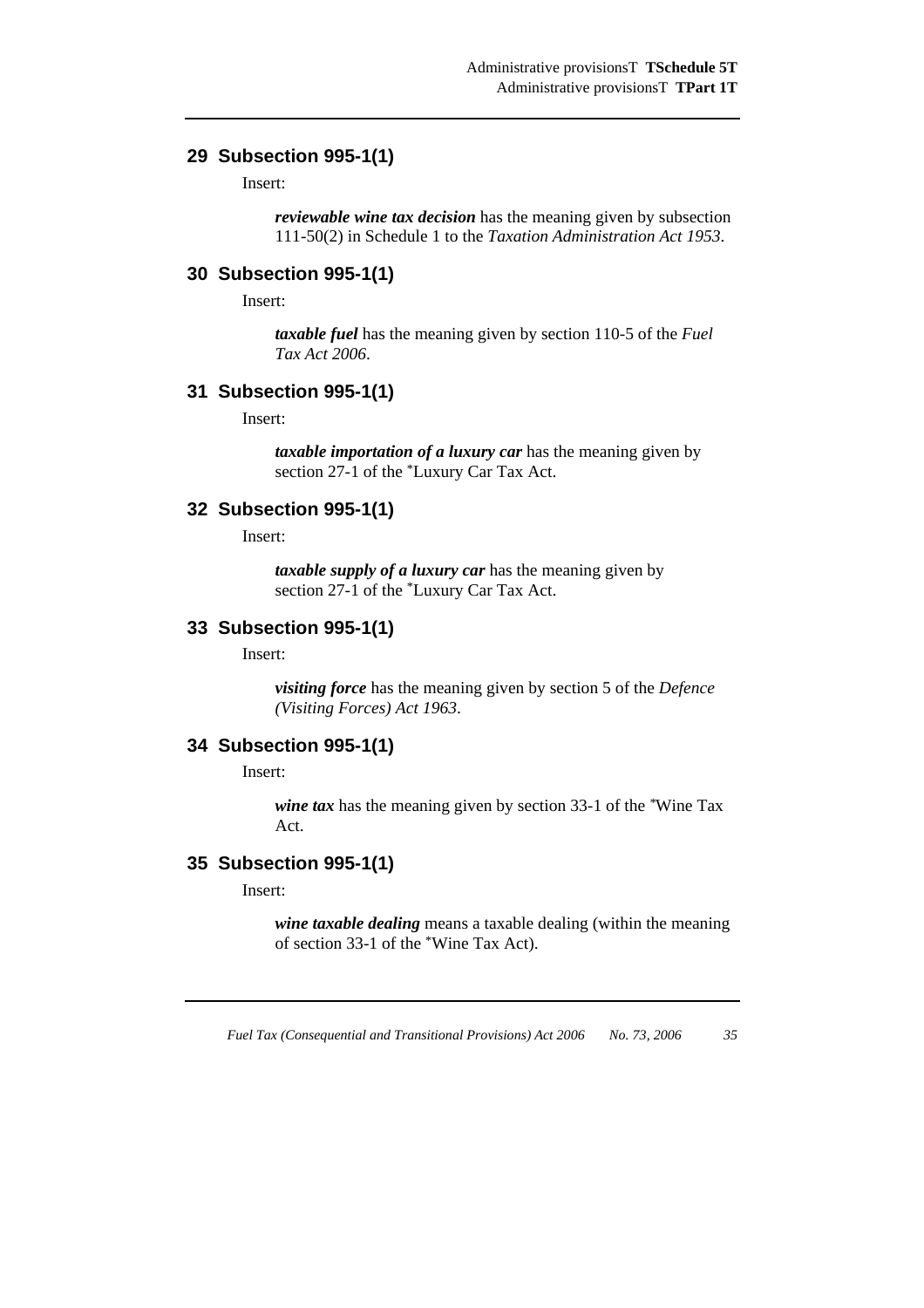## 29 Subsection 995-1(1)

Insert:

> ***reviewable wine tax decision*** has the meaning given by subsection 111-50(2) in Schedule 1 to the *Taxation Administration Act 1953*.

## 30 Subsection 995-1(1)

Insert:

> ***taxable fuel*** has the meaning given by section 110-5 of the *Fuel Tax Act 2006*.

## 31 Subsection 995-1(1)

Insert:

> ***taxable importation of a luxury car*** has the meaning given by section 27-1 of the *Luxury Car Tax Act.

## 32 Subsection 995-1(1)

Insert:

> ***taxable supply of a luxury car*** has the meaning given by section 27-1 of the *Luxury Car Tax Act.

## 33 Subsection 995-1(1)

Insert:

> ***visiting force*** has the meaning given by section 5 of the *Defence (Visiting Forces) Act 1963*.

## 34 Subsection 995-1(1)

Insert:

> ***wine tax*** has the meaning given by section 33-1 of the *Wine Tax Act.

## 35 Subsection 995-1(1)

Insert:

> ***wine taxable dealing*** means a taxable dealing (within the meaning of section 33-1 of the *Wine Tax Act).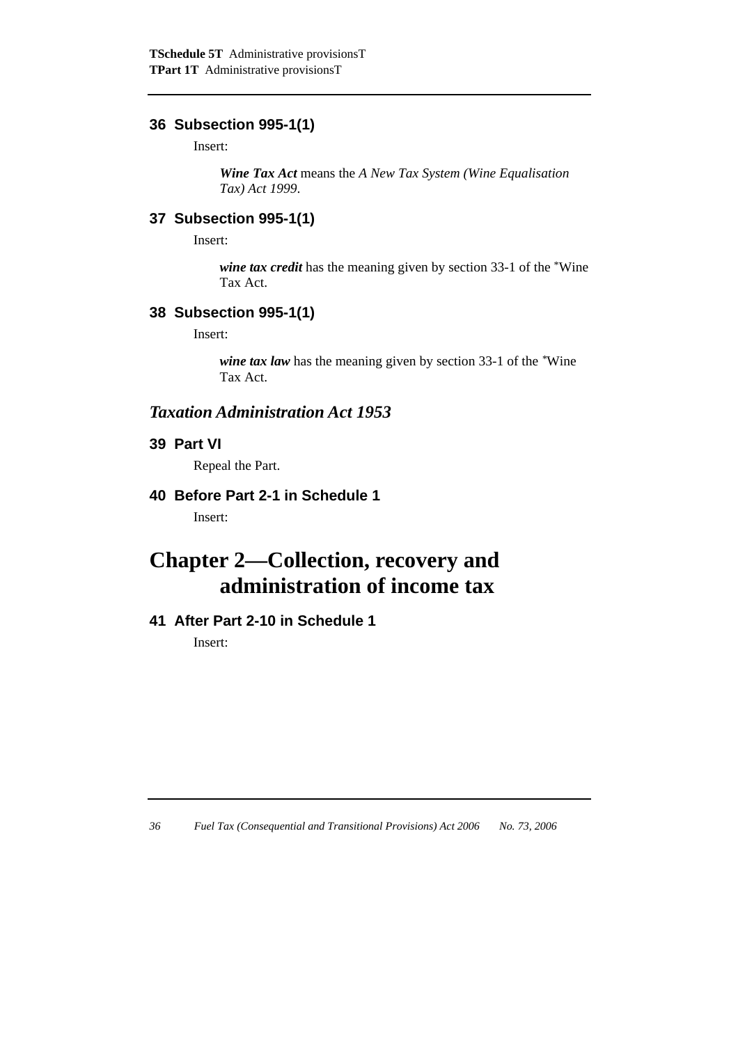### 36 Subsection 995-1(1)

Insert:

> ***Wine Tax Act*** means the *A New Tax System (Wine Equalisation Tax) Act 1999*.

### 37 Subsection 995-1(1)

Insert:

> ***wine tax credit*** has the meaning given by section 33-1 of the *Wine Tax Act.

### 38 Subsection 995-1(1)

Insert:

> ***wine tax law*** has the meaning given by section 33-1 of the *Wine Tax Act.

## *Taxation Administration Act 1953*

### 39 Part VI

Repeal the Part.

### 40 Before Part 2-1 in Schedule 1

Insert:

# Chapter 2—Collection, recovery and administration of income tax

### 41 After Part 2-10 in Schedule 1

Insert: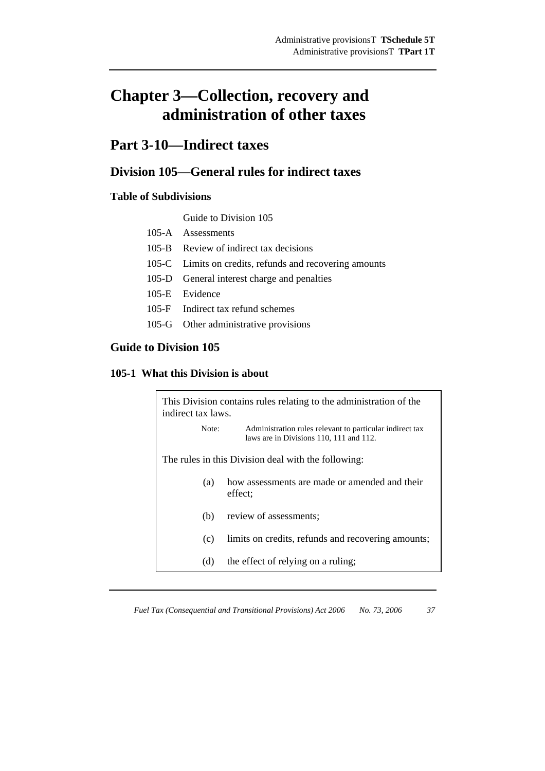# Chapter 3—Collection, recovery and administration of other taxes

## Part 3-10—Indirect taxes

### Division 105—General rules for indirect taxes

#### Table of Subdivisions

Guide to Division 105

105-A Assessments

105-B Review of indirect tax decisions

105-C Limits on credits, refunds and recovering amounts

105-D General interest charge and penalties

105-E Evidence

105-F Indirect tax refund schemes

105-G Other administrative provisions

#### Guide to Division 105

#### 105-1 What this Division is about

This Division contains rules relating to the administration of the indirect tax laws.

Note: Administration rules relevant to particular indirect tax laws are in Divisions 110, 111 and 112.

The rules in this Division deal with the following:

(a) how assessments are made or amended and their effect;

(b) review of assessments;

(c) limits on credits, refunds and recovering amounts;

(d) the effect of relying on a ruling;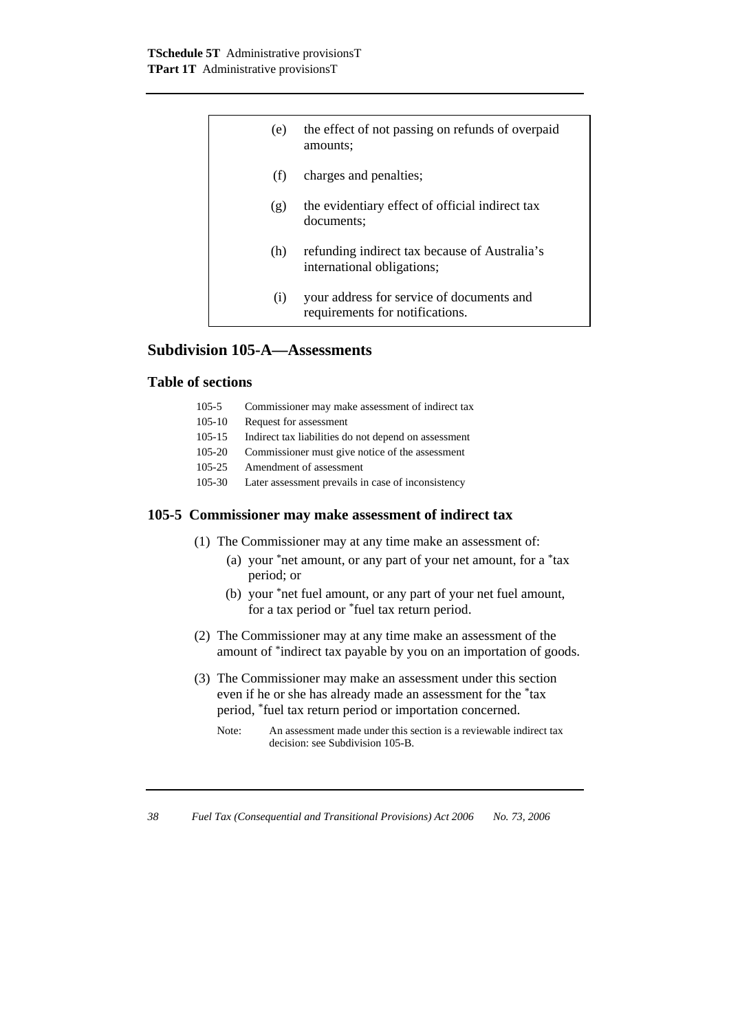| | |
|---|---|
| (e) | the effect of not passing on refunds of overpaid amounts; |
| (f) | charges and penalties; |
| (g) | the evidentiary effect of official indirect tax documents; |
| (h) | refunding indirect tax because of Australia's international obligations; |
| (i) | your address for service of documents and requirements for notifications. |

## Subdivision 105-A—Assessments

### Table of sections

105-5 Commissioner may make assessment of indirect tax
105-10 Request for assessment
105-15 Indirect tax liabilities do not depend on assessment
105-20 Commissioner must give notice of the assessment
105-25 Amendment of assessment
105-30 Later assessment prevails in case of inconsistency

### 105-5 Commissioner may make assessment of indirect tax

(1) The Commissioner may at any time make an assessment of:

(a) your *net amount, or any part of your net amount, for a *tax period; or

(b) your *net fuel amount, or any part of your net fuel amount, for a tax period or *fuel tax return period.

(2) The Commissioner may at any time make an assessment of the amount of *indirect tax payable by you on an importation of goods.

(3) The Commissioner may make an assessment under this section even if he or she has already made an assessment for the *tax period, *fuel tax return period or importation concerned.

Note: An assessment made under this section is a reviewable indirect tax decision: see Subdivision 105-B.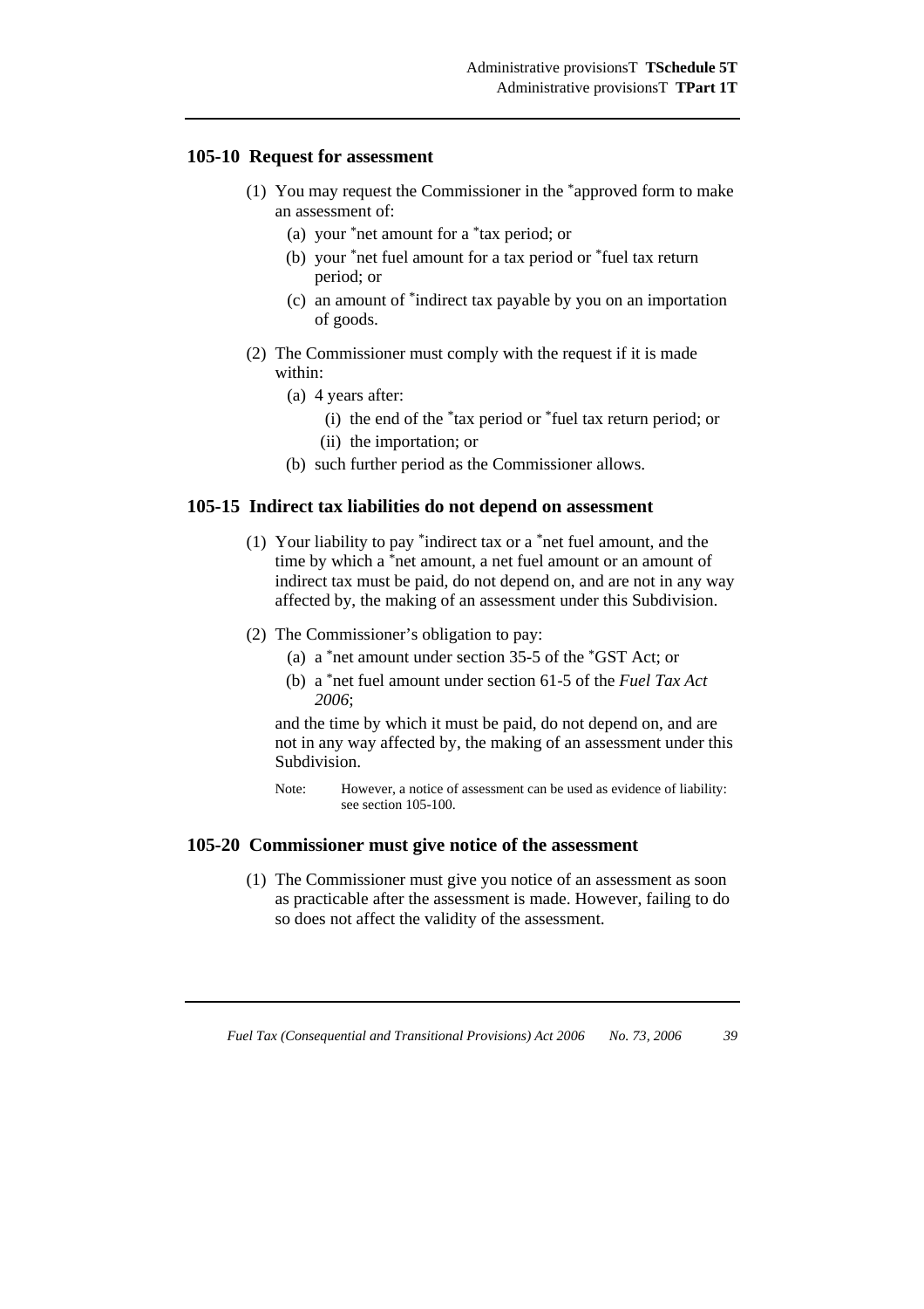### 105-10 Request for assessment

(1) You may request the Commissioner in the *approved form to make an assessment of:

(a) your *net amount for a *tax period; or

(b) your *net fuel amount for a tax period or *fuel tax return period; or

(c) an amount of *indirect tax payable by you on an importation of goods.

(2) The Commissioner must comply with the request if it is made within:

(a) 4 years after:

(i) the end of the *tax period or *fuel tax return period; or

(ii) the importation; or

(b) such further period as the Commissioner allows.

### 105-15 Indirect tax liabilities do not depend on assessment

(1) Your liability to pay *indirect tax or a *net fuel amount, and the time by which a *net amount, a net fuel amount or an amount of indirect tax must be paid, do not depend on, and are not in any way affected by, the making of an assessment under this Subdivision.

(2) The Commissioner's obligation to pay:

(a) a *net amount under section 35-5 of the *GST Act; or

(b) a *net fuel amount under section 61-5 of the *Fuel Tax Act 2006*;

and the time by which it must be paid, do not depend on, and are not in any way affected by, the making of an assessment under this Subdivision.

Note: However, a notice of assessment can be used as evidence of liability: see section 105-100.

### 105-20 Commissioner must give notice of the assessment

(1) The Commissioner must give you notice of an assessment as soon as practicable after the assessment is made. However, failing to do so does not affect the validity of the assessment.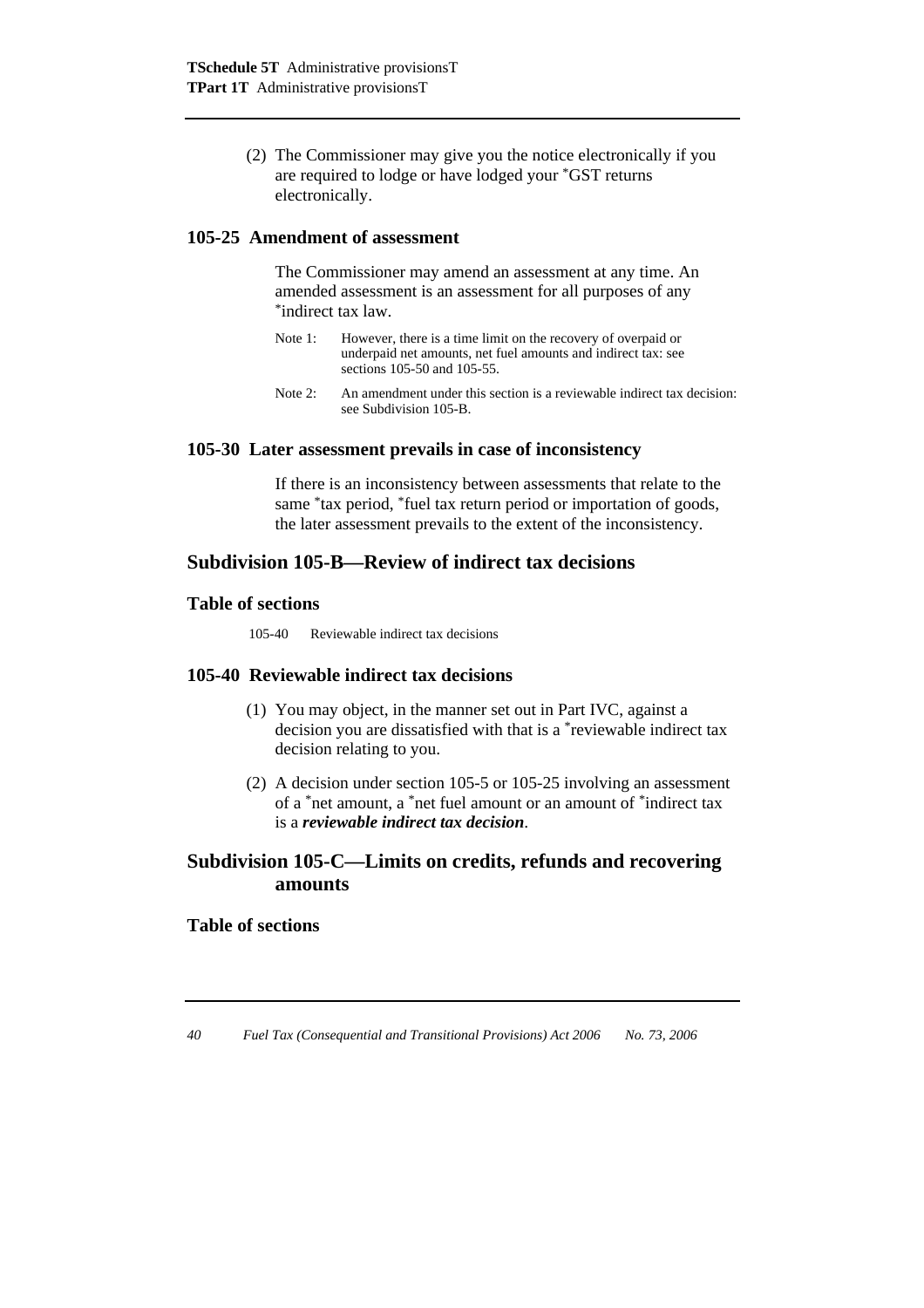(2) The Commissioner may give you the notice electronically if you are required to lodge or have lodged your *GST returns electronically.

### 105-25 Amendment of assessment

The Commissioner may amend an assessment at any time. An amended assessment is an assessment for all purposes of any *indirect tax law.

Note 1: However, there is a time limit on the recovery of overpaid or underpaid net amounts, net fuel amounts and indirect tax: see sections 105-50 and 105-55.

Note 2: An amendment under this section is a reviewable indirect tax decision: see Subdivision 105-B.

### 105-30 Later assessment prevails in case of inconsistency

If there is an inconsistency between assessments that relate to the same *tax period, *fuel tax return period or importation of goods, the later assessment prevails to the extent of the inconsistency.

## Subdivision 105-B—Review of indirect tax decisions

### Table of sections

105-40 Reviewable indirect tax decisions

### 105-40 Reviewable indirect tax decisions

(1) You may object, in the manner set out in Part IVC, against a decision you are dissatisfied with that is a *reviewable indirect tax decision relating to you.

(2) A decision under section 105-5 or 105-25 involving an assessment of a *net amount, a *net fuel amount or an amount of *indirect tax is a ***reviewable indirect tax decision***.

## Subdivision 105-C—Limits on credits, refunds and recovering amounts

### Table of sections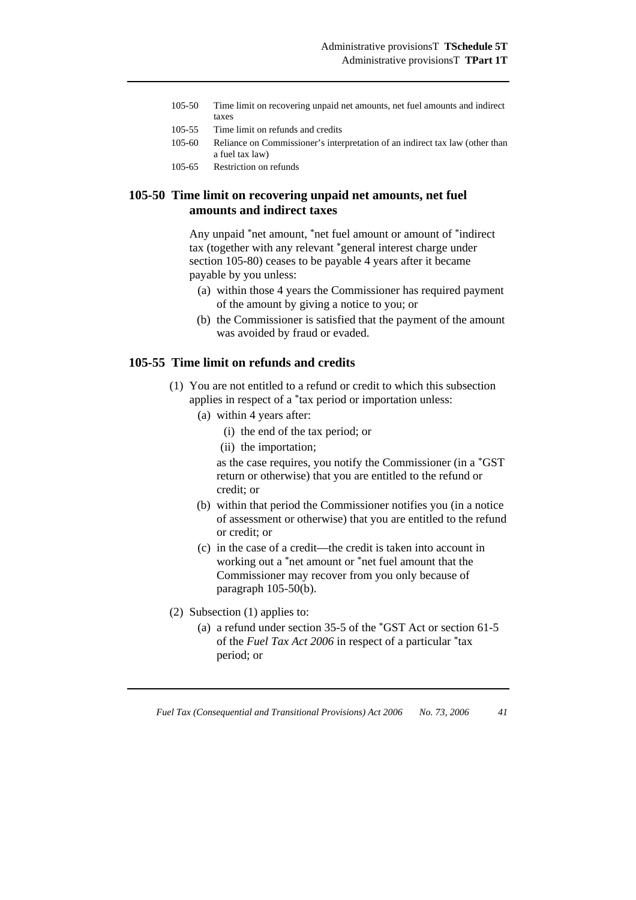| | |
|---|---|
| 105-50 | Time limit on recovering unpaid net amounts, net fuel amounts and indirect taxes |
| 105-55 | Time limit on refunds and credits |
| 105-60 | Reliance on Commissioner's interpretation of an indirect tax law (other than a fuel tax law) |
| 105-65 | Restriction on refunds |

### 105-50 Time limit on recovering unpaid net amounts, net fuel amounts and indirect taxes

Any unpaid *net amount, *net fuel amount or amount of *indirect tax (together with any relevant *general interest charge under section 105-80) ceases to be payable 4 years after it became payable by you unless:

- (a) within those 4 years the Commissioner has required payment of the amount by giving a notice to you; or
- (b) the Commissioner is satisfied that the payment of the amount was avoided by fraud or evaded.

### 105-55 Time limit on refunds and credits

(1) You are not entitled to a refund or credit to which this subsection applies in respect of a *tax period or importation unless:

- (a) within 4 years after:
  - (i) the end of the tax period; or
  - (ii) the importation;

  as the case requires, you notify the Commissioner (in a *GST return or otherwise) that you are entitled to the refund or credit; or
- (b) within that period the Commissioner notifies you (in a notice of assessment or otherwise) that you are entitled to the refund or credit; or
- (c) in the case of a credit—the credit is taken into account in working out a *net amount or *net fuel amount that the Commissioner may recover from you only because of paragraph 105-50(b).

(2) Subsection (1) applies to:

- (a) a refund under section 35-5 of the *GST Act or section 61-5 of the *Fuel Tax Act 2006* in respect of a particular *tax period; or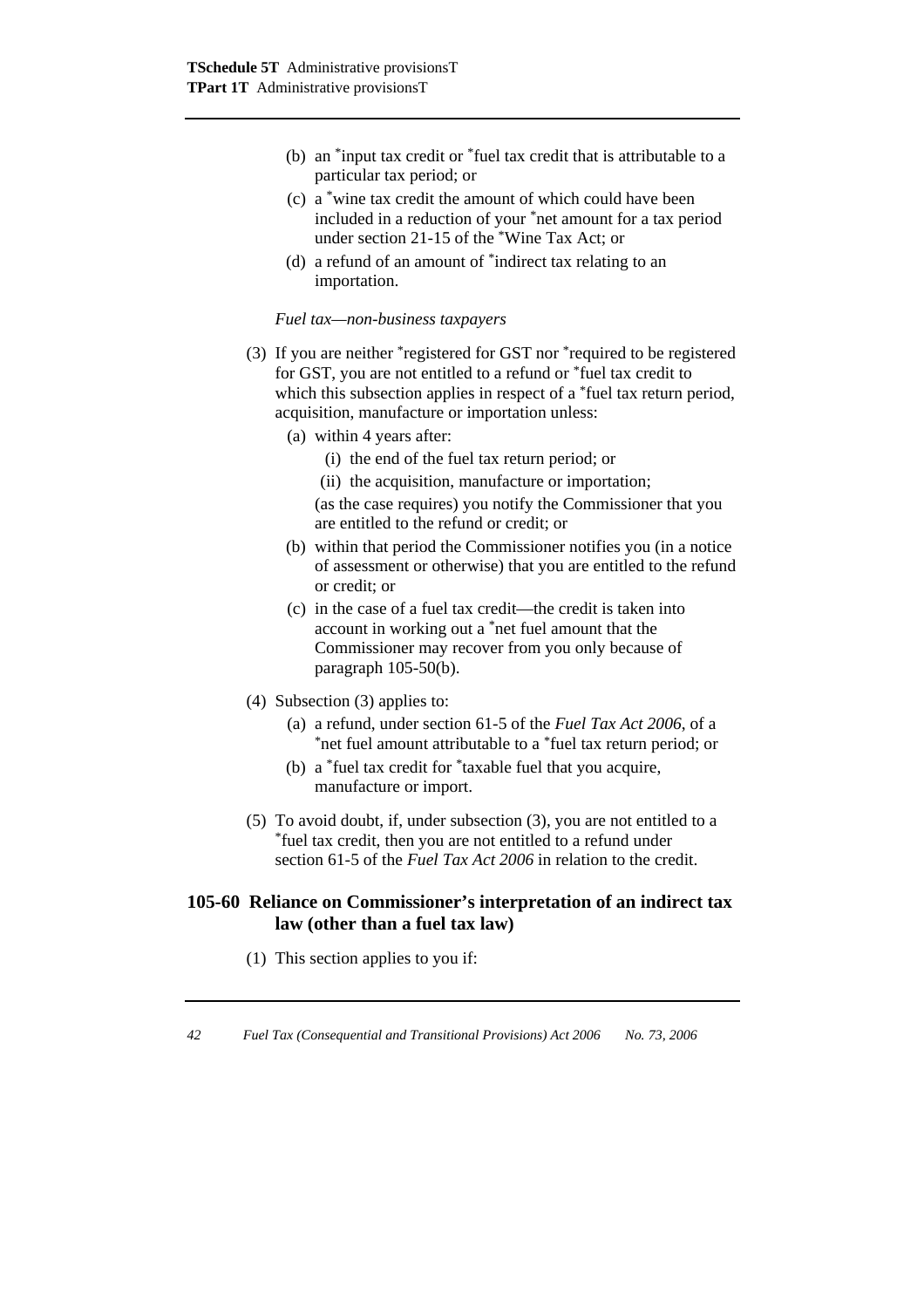(b) an *input tax credit or *fuel tax credit that is attributable to a particular tax period; or

(c) a *wine tax credit the amount of which could have been included in a reduction of your *net amount for a tax period under section 21-15 of the *Wine Tax Act; or

(d) a refund of an amount of *indirect tax relating to an importation.

*Fuel tax—non-business taxpayers*

(3) If you are neither *registered for GST nor *required to be registered for GST, you are not entitled to a refund or *fuel tax credit to which this subsection applies in respect of a *fuel tax return period, acquisition, manufacture or importation unless:

(a) within 4 years after:

(i) the end of the fuel tax return period; or

(ii) the acquisition, manufacture or importation;

(as the case requires) you notify the Commissioner that you are entitled to the refund or credit; or

(b) within that period the Commissioner notifies you (in a notice of assessment or otherwise) that you are entitled to the refund or credit; or

(c) in the case of a fuel tax credit—the credit is taken into account in working out a *net fuel amount that the Commissioner may recover from you only because of paragraph 105-50(b).

(4) Subsection (3) applies to:

(a) a refund, under section 61-5 of the *Fuel Tax Act 2006*, of a *net fuel amount attributable to a *fuel tax return period; or

(b) a *fuel tax credit for *taxable fuel that you acquire, manufacture or import.

(5) To avoid doubt, if, under subsection (3), you are not entitled to a *fuel tax credit, then you are not entitled to a refund under section 61-5 of the *Fuel Tax Act 2006* in relation to the credit.

## 105-60 Reliance on Commissioner's interpretation of an indirect tax law (other than a fuel tax law)

(1) This section applies to you if: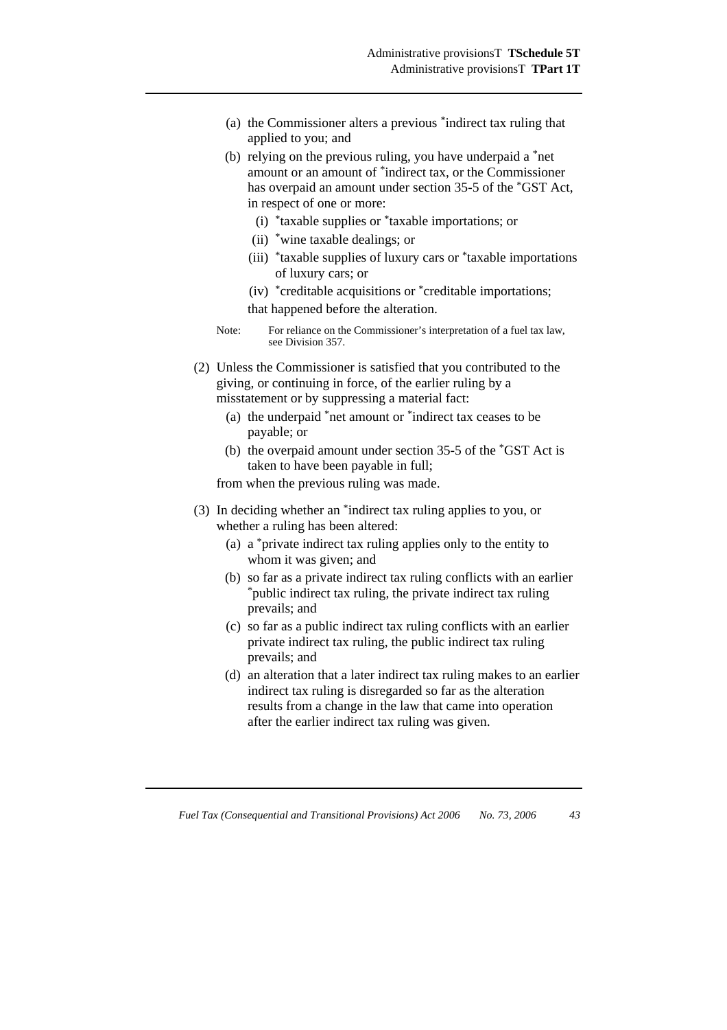(a) the Commissioner alters a previous *indirect tax ruling that applied to you; and

(b) relying on the previous ruling, you have underpaid a *net amount or an amount of *indirect tax, or the Commissioner has overpaid an amount under section 35-5 of the *GST Act, in respect of one or more:

   (i) *taxable supplies or *taxable importations; or

   (ii) *wine taxable dealings; or

   (iii) *taxable supplies of luxury cars or *taxable importations of luxury cars; or

   (iv) *creditable acquisitions or *creditable importations;

   that happened before the alteration.

Note: For reliance on the Commissioner's interpretation of a fuel tax law, see Division 357.

(2) Unless the Commissioner is satisfied that you contributed to the giving, or continuing in force, of the earlier ruling by a misstatement or by suppressing a material fact:

(a) the underpaid *net amount or *indirect tax ceases to be payable; or

(b) the overpaid amount under section 35-5 of the *GST Act is taken to have been payable in full;

from when the previous ruling was made.

(3) In deciding whether an *indirect tax ruling applies to you, or whether a ruling has been altered:

(a) a *private indirect tax ruling applies only to the entity to whom it was given; and

(b) so far as a private indirect tax ruling conflicts with an earlier *public indirect tax ruling, the private indirect tax ruling prevails; and

(c) so far as a public indirect tax ruling conflicts with an earlier private indirect tax ruling, the public indirect tax ruling prevails; and

(d) an alteration that a later indirect tax ruling makes to an earlier indirect tax ruling is disregarded so far as the alteration results from a change in the law that came into operation after the earlier indirect tax ruling was given.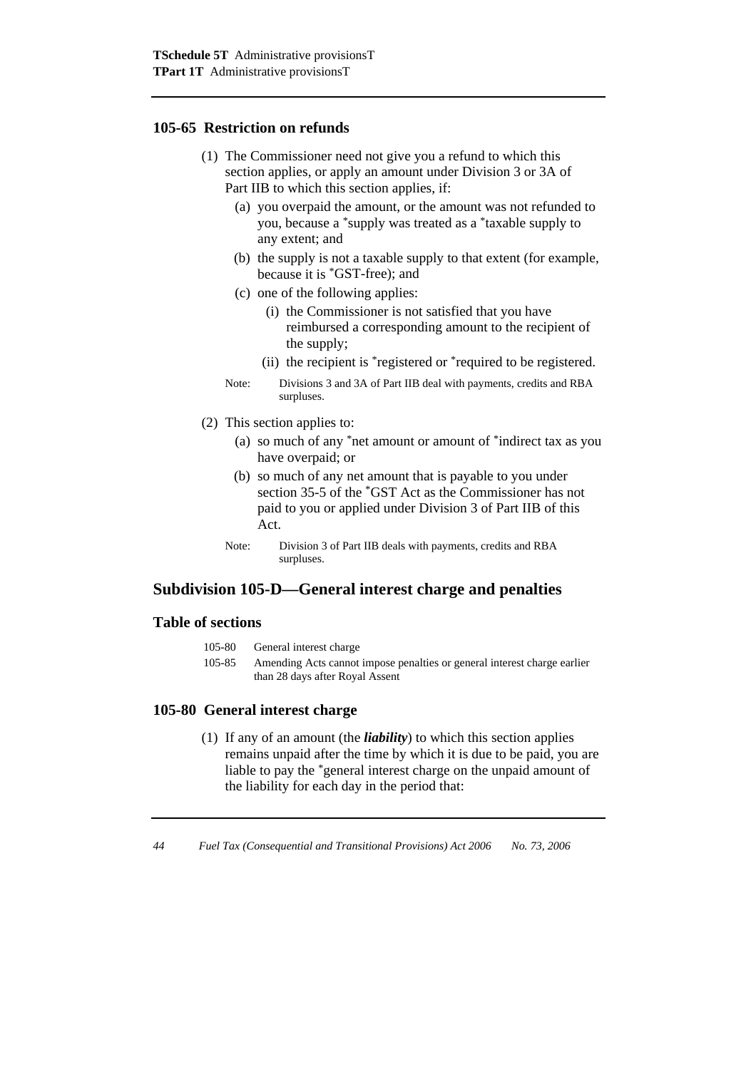### 105-65 Restriction on refunds

(1) The Commissioner need not give you a refund to which this section applies, or apply an amount under Division 3 or 3A of Part IIB to which this section applies, if:

(a) you overpaid the amount, or the amount was not refunded to you, because a *supply was treated as a *taxable supply to any extent; and

(b) the supply is not a taxable supply to that extent (for example, because it is *GST-free); and

(c) one of the following applies:

(i) the Commissioner is not satisfied that you have reimbursed a corresponding amount to the recipient of the supply;

(ii) the recipient is *registered or *required to be registered.

Note: Divisions 3 and 3A of Part IIB deal with payments, credits and RBA surpluses.

(2) This section applies to:

(a) so much of any *net amount or amount of *indirect tax as you have overpaid; or

(b) so much of any net amount that is payable to you under section 35-5 of the *GST Act as the Commissioner has not paid to you or applied under Division 3 of Part IIB of this Act.

Note: Division 3 of Part IIB deals with payments, credits and RBA surpluses.

## Subdivision 105-D—General interest charge and penalties

### Table of sections

105-80 General interest charge

105-85 Amending Acts cannot impose penalties or general interest charge earlier than 28 days after Royal Assent

### 105-80 General interest charge

(1) If any of an amount (the ***liability***) to which this section applies remains unpaid after the time by which it is due to be paid, you are liable to pay the *general interest charge on the unpaid amount of the liability for each day in the period that: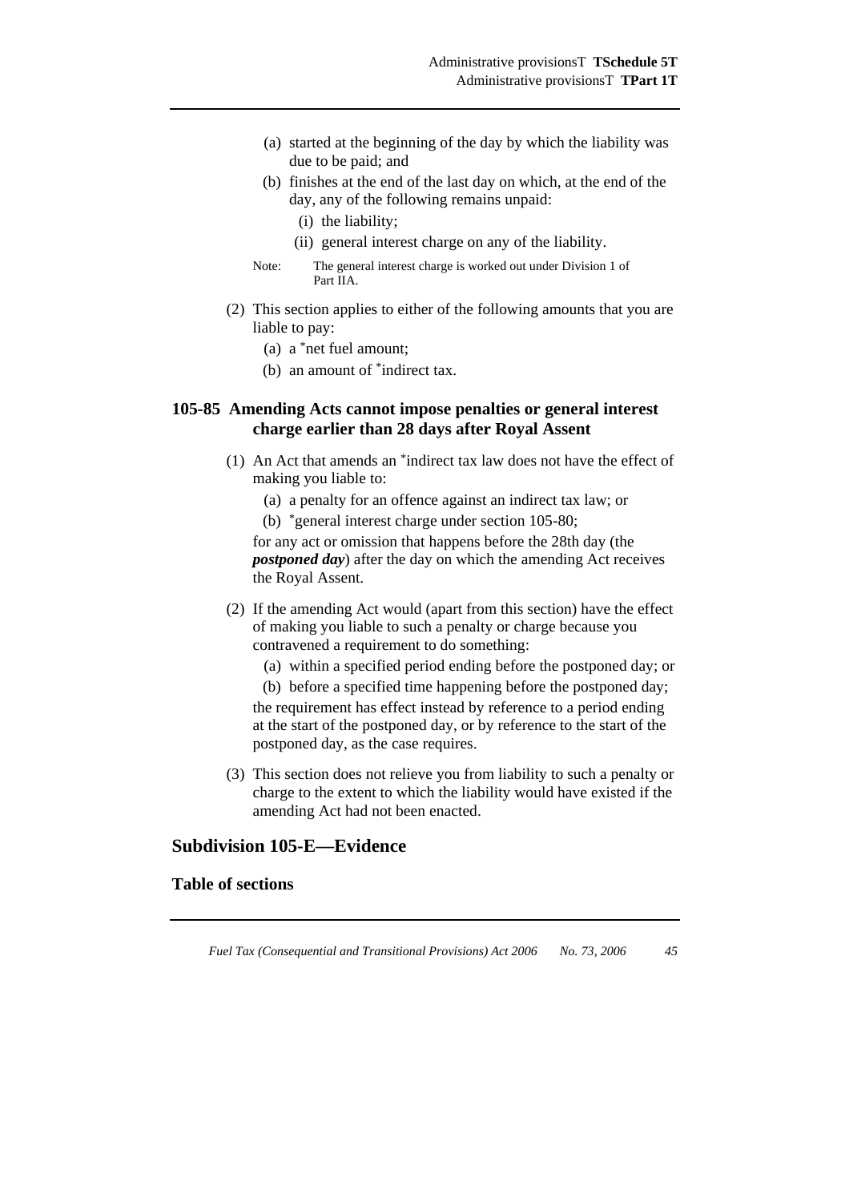(a) started at the beginning of the day by which the liability was due to be paid; and

(b) finishes at the end of the last day on which, at the end of the day, any of the following remains unpaid:

(i) the liability;

(ii) general interest charge on any of the liability.

Note: The general interest charge is worked out under Division 1 of Part IIA.

(2) This section applies to either of the following amounts that you are liable to pay:

(a) a *net fuel amount;

(b) an amount of *indirect tax.

### 105-85 Amending Acts cannot impose penalties or general interest charge earlier than 28 days after Royal Assent

(1) An Act that amends an *indirect tax law does not have the effect of making you liable to:

(a) a penalty for an offence against an indirect tax law; or

(b) *general interest charge under section 105-80;

for any act or omission that happens before the 28th day (the ***postponed day***) after the day on which the amending Act receives the Royal Assent.

(2) If the amending Act would (apart from this section) have the effect of making you liable to such a penalty or charge because you contravened a requirement to do something:

(a) within a specified period ending before the postponed day; or

(b) before a specified time happening before the postponed day;

the requirement has effect instead by reference to a period ending at the start of the postponed day, or by reference to the start of the postponed day, as the case requires.

(3) This section does not relieve you from liability to such a penalty or charge to the extent to which the liability would have existed if the amending Act had not been enacted.

## Subdivision 105-E—Evidence

#### Table of sections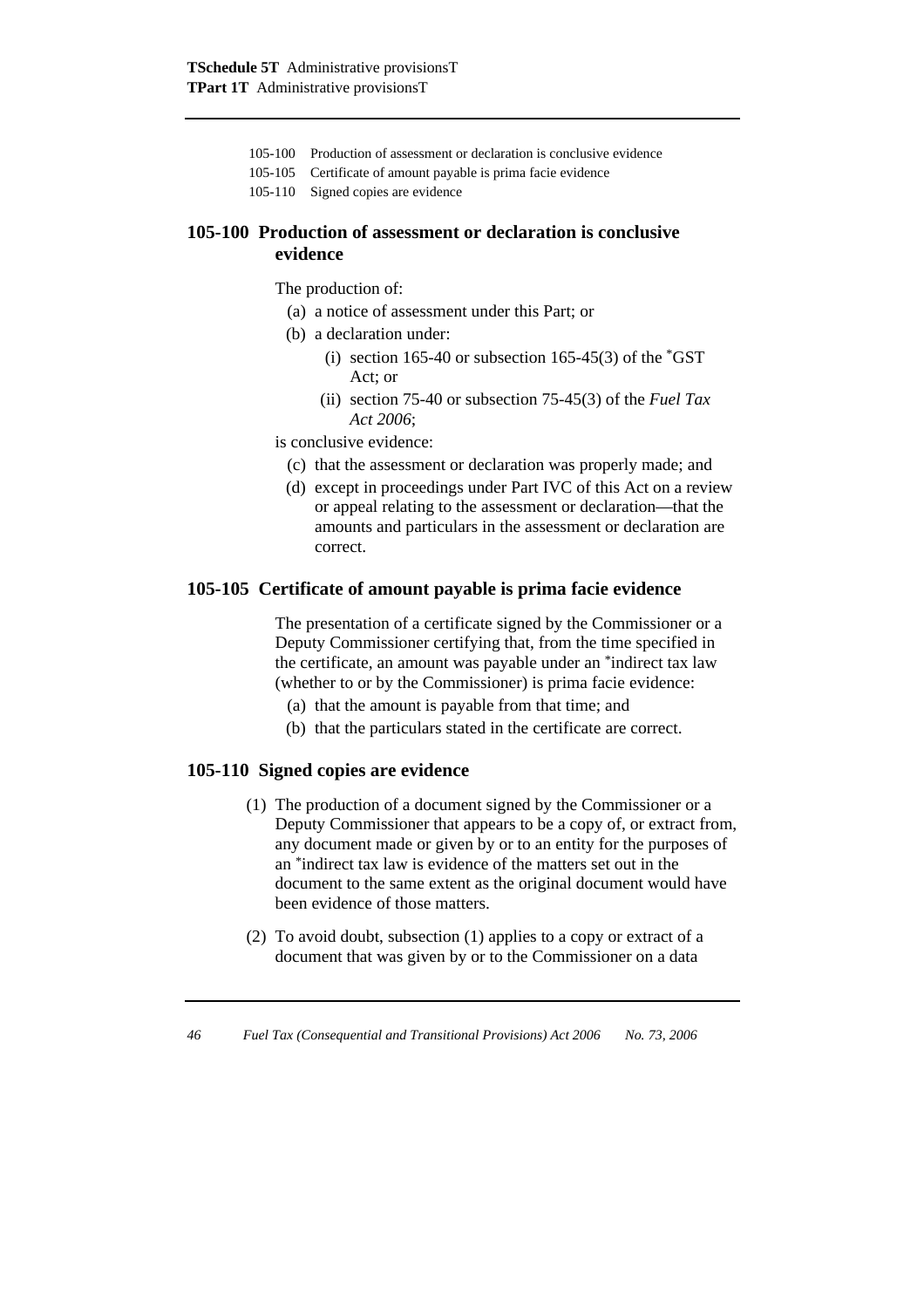105-100 Production of assessment or declaration is conclusive evidence

105-105 Certificate of amount payable is prima facie evidence

105-110 Signed copies are evidence

## 105-100 Production of assessment or declaration is conclusive evidence

The production of:

(a) a notice of assessment under this Part; or

(b) a declaration under:

(i) section 165-40 or subsection 165-45(3) of the *GST Act; or

(ii) section 75-40 or subsection 75-45(3) of the *Fuel Tax Act 2006*;

is conclusive evidence:

(c) that the assessment or declaration was properly made; and

(d) except in proceedings under Part IVC of this Act on a review or appeal relating to the assessment or declaration—that the amounts and particulars in the assessment or declaration are correct.

## 105-105 Certificate of amount payable is prima facie evidence

The presentation of a certificate signed by the Commissioner or a Deputy Commissioner certifying that, from the time specified in the certificate, an amount was payable under an *indirect tax law (whether to or by the Commissioner) is prima facie evidence:

(a) that the amount is payable from that time; and

(b) that the particulars stated in the certificate are correct.

## 105-110 Signed copies are evidence

(1) The production of a document signed by the Commissioner or a Deputy Commissioner that appears to be a copy of, or extract from, any document made or given by or to an entity for the purposes of an *indirect tax law is evidence of the matters set out in the document to the same extent as the original document would have been evidence of those matters.

(2) To avoid doubt, subsection (1) applies to a copy or extract of a document that was given by or to the Commissioner on a data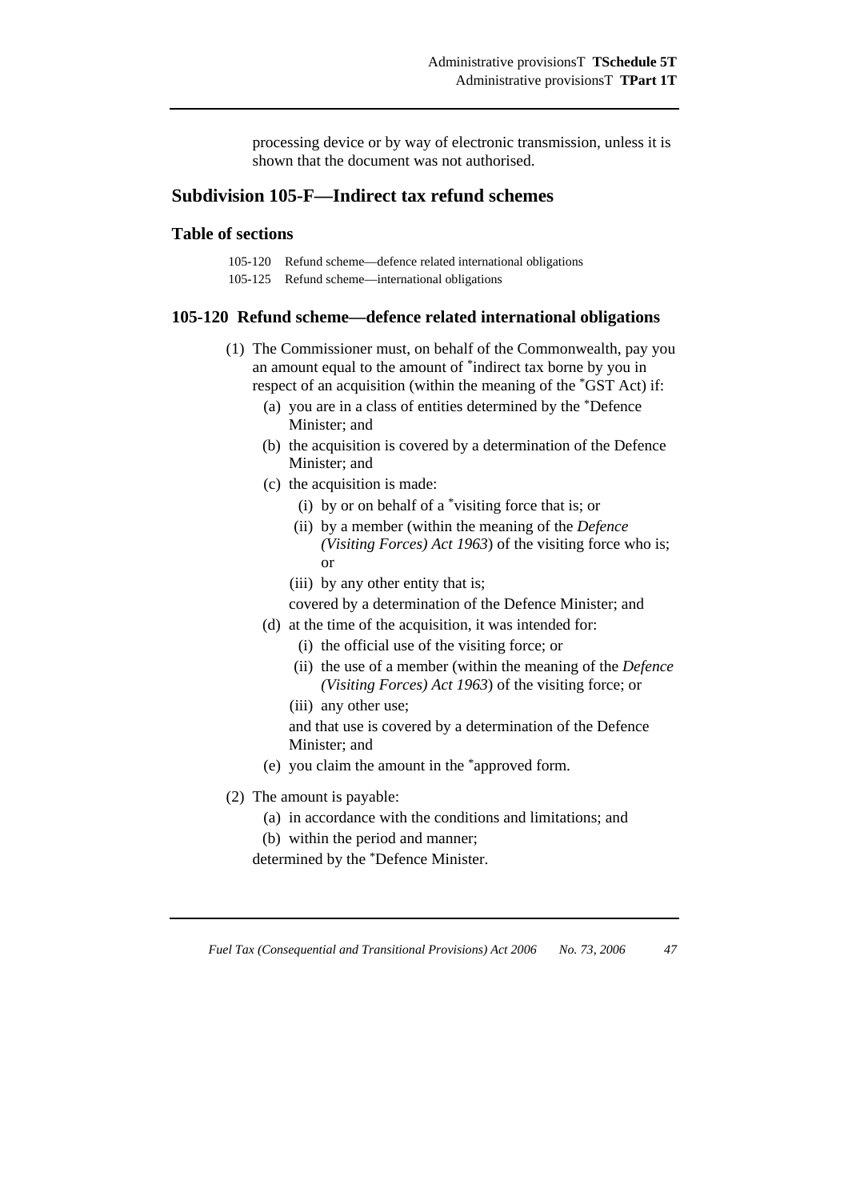processing device or by way of electronic transmission, unless it is shown that the document was not authorised.

## Subdivision 105-F—Indirect tax refund schemes

### Table of sections

105-120 Refund scheme—defence related international obligations

105-125 Refund scheme—international obligations

### 105-120 Refund scheme—defence related international obligations

(1) The Commissioner must, on behalf of the Commonwealth, pay you an amount equal to the amount of *indirect tax borne by you in respect of an acquisition (within the meaning of the *GST Act) if:

(a) you are in a class of entities determined by the *Defence Minister; and

(b) the acquisition is covered by a determination of the Defence Minister; and

(c) the acquisition is made:

(i) by or on behalf of a *visiting force that is; or

(ii) by a member (within the meaning of the *Defence (Visiting Forces) Act 1963*) of the visiting force who is; or

(iii) by any other entity that is;

covered by a determination of the Defence Minister; and

(d) at the time of the acquisition, it was intended for:

(i) the official use of the visiting force; or

(ii) the use of a member (within the meaning of the *Defence (Visiting Forces) Act 1963*) of the visiting force; or

(iii) any other use;

and that use is covered by a determination of the Defence Minister; and

(e) you claim the amount in the *approved form.

(2) The amount is payable:

(a) in accordance with the conditions and limitations; and

(b) within the period and manner;

determined by the *Defence Minister.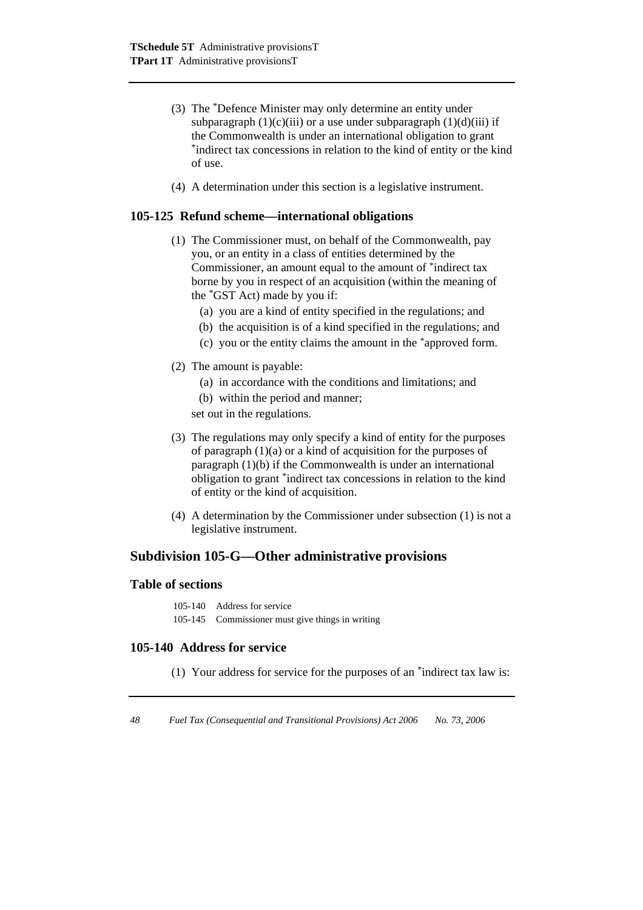(3) The *Defence Minister may only determine an entity under subparagraph (1)(c)(iii) or a use under subparagraph (1)(d)(iii) if the Commonwealth is under an international obligation to grant *indirect tax concessions in relation to the kind of entity or the kind of use.

(4) A determination under this section is a legislative instrument.

### 105-125 Refund scheme—international obligations

(1) The Commissioner must, on behalf of the Commonwealth, pay you, or an entity in a class of entities determined by the Commissioner, an amount equal to the amount of *indirect tax borne by you in respect of an acquisition (within the meaning of the *GST Act) made by you if:

(a) you are a kind of entity specified in the regulations; and

(b) the acquisition is of a kind specified in the regulations; and

(c) you or the entity claims the amount in the *approved form.

(2) The amount is payable:

(a) in accordance with the conditions and limitations; and

(b) within the period and manner;

set out in the regulations.

(3) The regulations may only specify a kind of entity for the purposes of paragraph (1)(a) or a kind of acquisition for the purposes of paragraph (1)(b) if the Commonwealth is under an international obligation to grant *indirect tax concessions in relation to the kind of entity or the kind of acquisition.

(4) A determination by the Commissioner under subsection (1) is not a legislative instrument.

## Subdivision 105-G—Other administrative provisions

### Table of sections

105-140 Address for service

105-145 Commissioner must give things in writing

### 105-140 Address for service

(1) Your address for service for the purposes of an *indirect tax law is: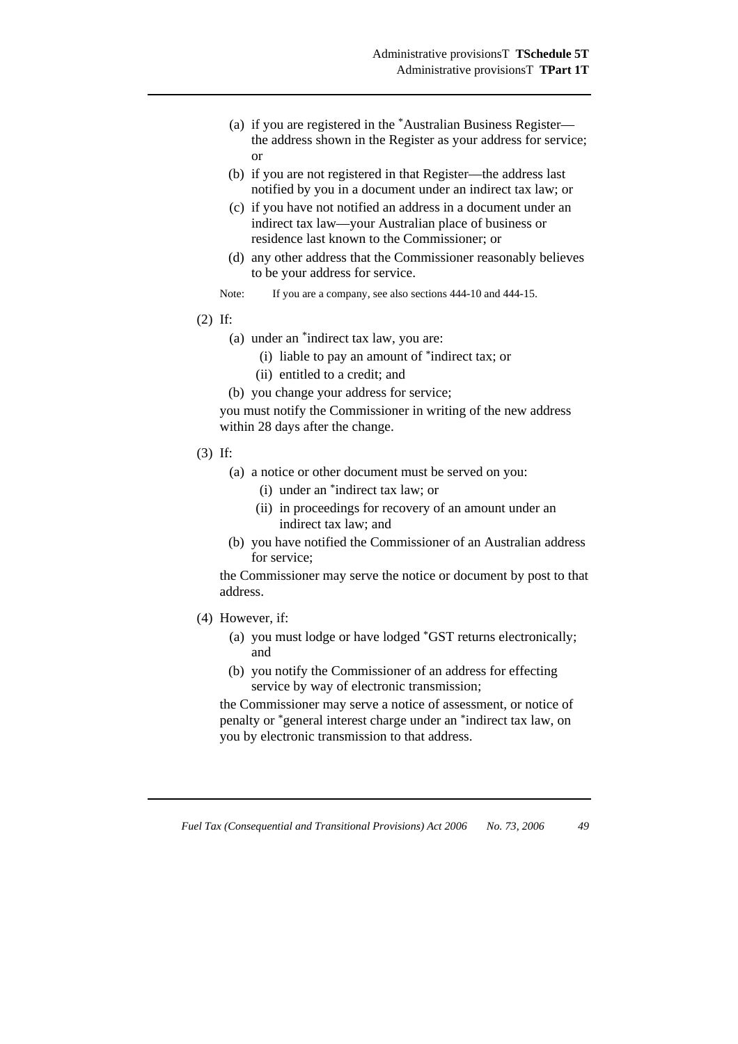(a) if you are registered in the *Australian Business Register—the address shown in the Register as your address for service; or

(b) if you are not registered in that Register—the address last notified by you in a document under an indirect tax law; or

(c) if you have not notified an address in a document under an indirect tax law—your Australian place of business or residence last known to the Commissioner; or

(d) any other address that the Commissioner reasonably believes to be your address for service.

Note: If you are a company, see also sections 444-10 and 444-15.

(2) If:

(a) under an *indirect tax law, you are:

(i) liable to pay an amount of *indirect tax; or

(ii) entitled to a credit; and

(b) you change your address for service;

you must notify the Commissioner in writing of the new address within 28 days after the change.

(3) If:

(a) a notice or other document must be served on you:

(i) under an *indirect tax law; or

(ii) in proceedings for recovery of an amount under an indirect tax law; and

(b) you have notified the Commissioner of an Australian address for service;

the Commissioner may serve the notice or document by post to that address.

(4) However, if:

(a) you must lodge or have lodged *GST returns electronically; and

(b) you notify the Commissioner of an address for effecting service by way of electronic transmission;

the Commissioner may serve a notice of assessment, or notice of penalty or *general interest charge under an *indirect tax law, on you by electronic transmission to that address.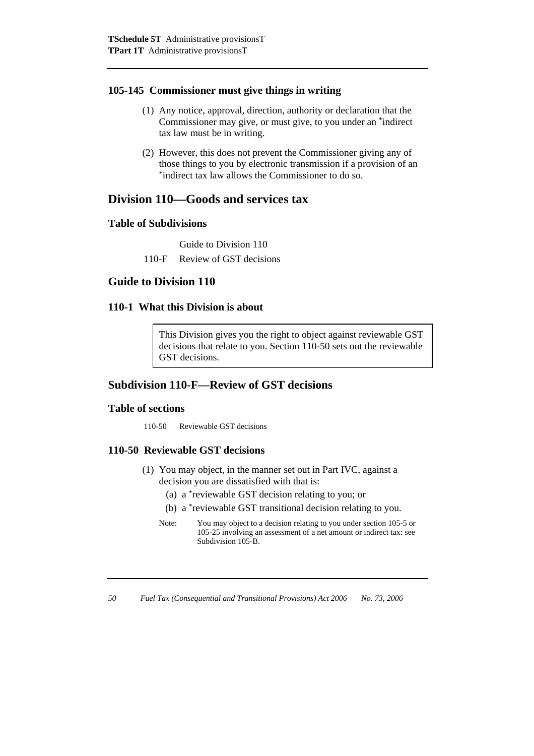### 105-145 Commissioner must give things in writing

(1) Any notice, approval, direction, authority or declaration that the Commissioner may give, or must give, to you under an *indirect tax law must be in writing.

(2) However, this does not prevent the Commissioner giving any of those things to you by electronic transmission if a provision of an *indirect tax law allows the Commissioner to do so.

## Division 110—Goods and services tax

### Table of Subdivisions

Guide to Division 110

110-F Review of GST decisions

## Guide to Division 110

### 110-1 What this Division is about

> This Division gives you the right to object against reviewable GST decisions that relate to you. Section 110-50 sets out the reviewable GST decisions.

## Subdivision 110-F—Review of GST decisions

### Table of sections

110-50 Reviewable GST decisions

### 110-50 Reviewable GST decisions

(1) You may object, in the manner set out in Part IVC, against a decision you are dissatisfied with that is:

(a) a *reviewable GST decision relating to you; or

(b) a *reviewable GST transitional decision relating to you.

Note: You may object to a decision relating to you under section 105-5 or 105-25 involving an assessment of a net amount or indirect tax: see Subdivision 105-B.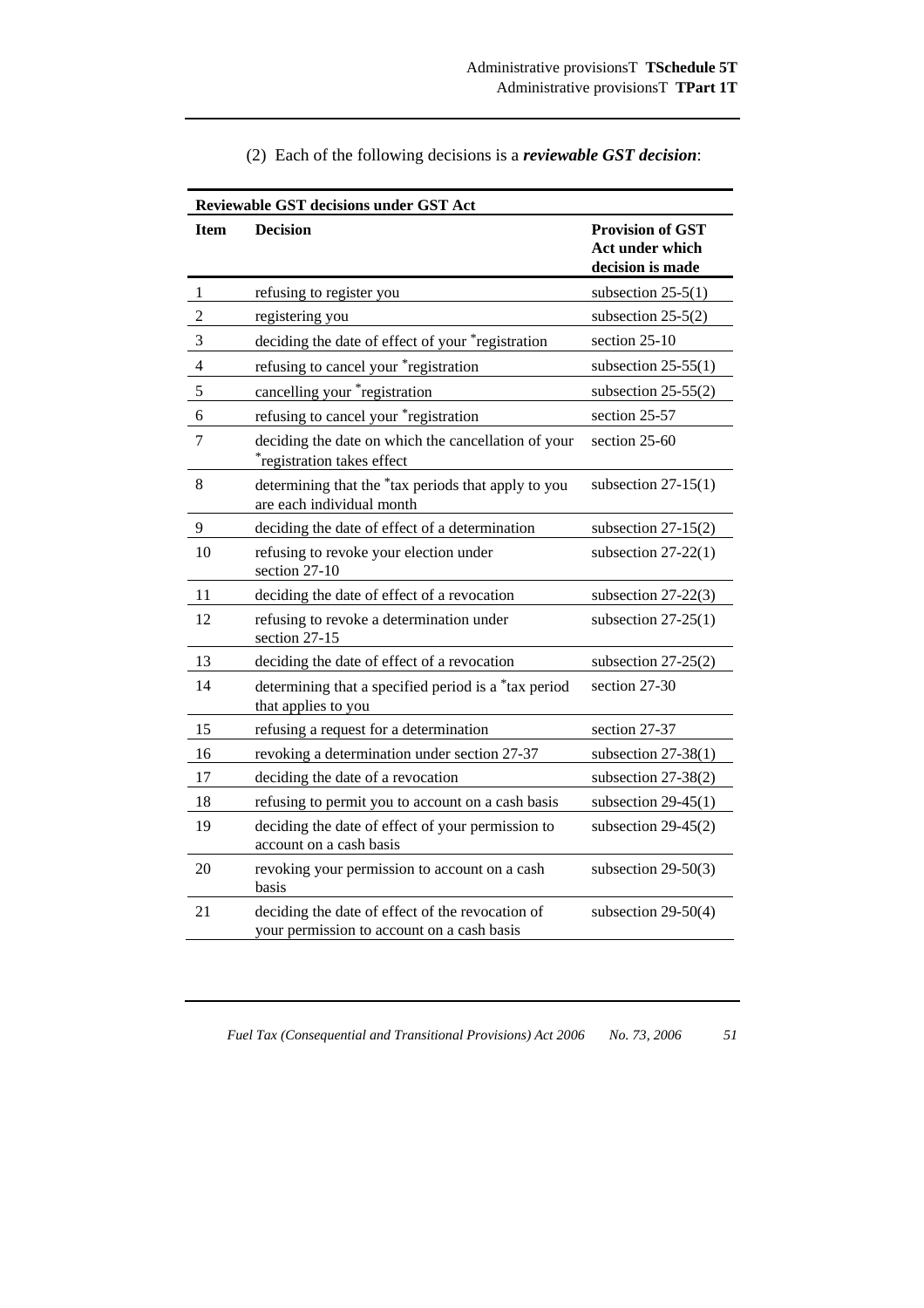(2) Each of the following decisions is a ***reviewable GST decision***:

| **Reviewable GST decisions under GST Act** | | |
|---|---|---|
| **Item** | **Decision** | **Provision of GST Act under which decision is made** |
| 1 | refusing to register you | subsection 25-5(1) |
| 2 | registering you | subsection 25-5(2) |
| 3 | deciding the date of effect of your *registration | section 25-10 |
| 4 | refusing to cancel your *registration | subsection 25-55(1) |
| 5 | cancelling your *registration | subsection 25-55(2) |
| 6 | refusing to cancel your *registration | section 25-57 |
| 7 | deciding the date on which the cancellation of your *registration takes effect | section 25-60 |
| 8 | determining that the *tax periods that apply to you are each individual month | subsection 27-15(1) |
| 9 | deciding the date of effect of a determination | subsection 27-15(2) |
| 10 | refusing to revoke your election under section 27-10 | subsection 27-22(1) |
| 11 | deciding the date of effect of a revocation | subsection 27-22(3) |
| 12 | refusing to revoke a determination under section 27-15 | subsection 27-25(1) |
| 13 | deciding the date of effect of a revocation | subsection 27-25(2) |
| 14 | determining that a specified period is a *tax period that applies to you | section 27-30 |
| 15 | refusing a request for a determination | section 27-37 |
| 16 | revoking a determination under section 27-37 | subsection 27-38(1) |
| 17 | deciding the date of a revocation | subsection 27-38(2) |
| 18 | refusing to permit you to account on a cash basis | subsection 29-45(1) |
| 19 | deciding the date of effect of your permission to account on a cash basis | subsection 29-45(2) |
| 20 | revoking your permission to account on a cash basis | subsection 29-50(3) |
| 21 | deciding the date of effect of the revocation of your permission to account on a cash basis | subsection 29-50(4) |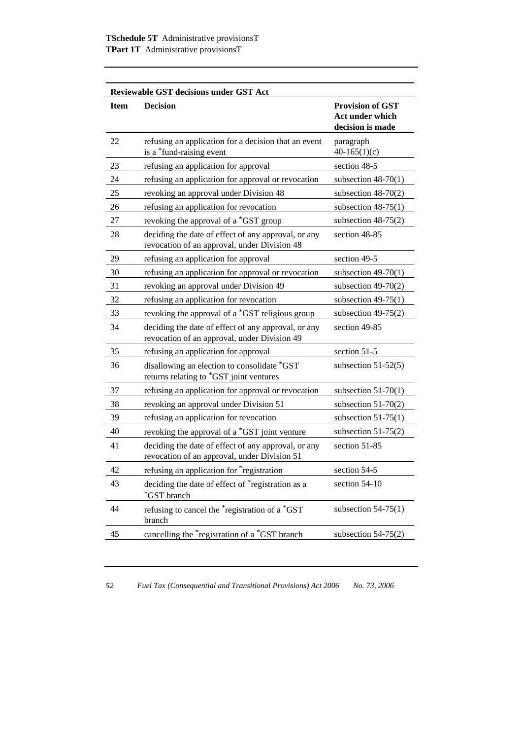| Reviewable GST decisions under GST Act | | |
|---|---|---|
| **Item** | **Decision** | **Provision of GST Act under which decision is made** |
| 22 | refusing an application for a decision that an event is a *fund-raising event | paragraph 40-165(1)(c) |
| 23 | refusing an application for approval | section 48-5 |
| 24 | refusing an application for approval or revocation | subsection 48-70(1) |
| 25 | revoking an approval under Division 48 | subsection 48-70(2) |
| 26 | refusing an application for revocation | subsection 48-75(1) |
| 27 | revoking the approval of a *GST group | subsection 48-75(2) |
| 28 | deciding the date of effect of any approval, or any revocation of an approval, under Division 48 | section 48-85 |
| 29 | refusing an application for approval | section 49-5 |
| 30 | refusing an application for approval or revocation | subsection 49-70(1) |
| 31 | revoking an approval under Division 49 | subsection 49-70(2) |
| 32 | refusing an application for revocation | subsection 49-75(1) |
| 33 | revoking the approval of a *GST religious group | subsection 49-75(2) |
| 34 | deciding the date of effect of any approval, or any revocation of an approval, under Division 49 | section 49-85 |
| 35 | refusing an application for approval | section 51-5 |
| 36 | disallowing an election to consolidate *GST returns relating to *GST joint ventures | subsection 51-52(5) |
| 37 | refusing an application for approval or revocation | subsection 51-70(1) |
| 38 | revoking an approval under Division 51 | subsection 51-70(2) |
| 39 | refusing an application for revocation | subsection 51-75(1) |
| 40 | revoking the approval of a *GST joint venture | subsection 51-75(2) |
| 41 | deciding the date of effect of any approval, or any revocation of an approval, under Division 51 | section 51-85 |
| 42 | refusing an application for *registration | section 54-5 |
| 43 | deciding the date of effect of *registration as a *GST branch | section 54-10 |
| 44 | refusing to cancel the *registration of a *GST branch | subsection 54-75(1) |
| 45 | cancelling the *registration of a *GST branch | subsection 54-75(2) |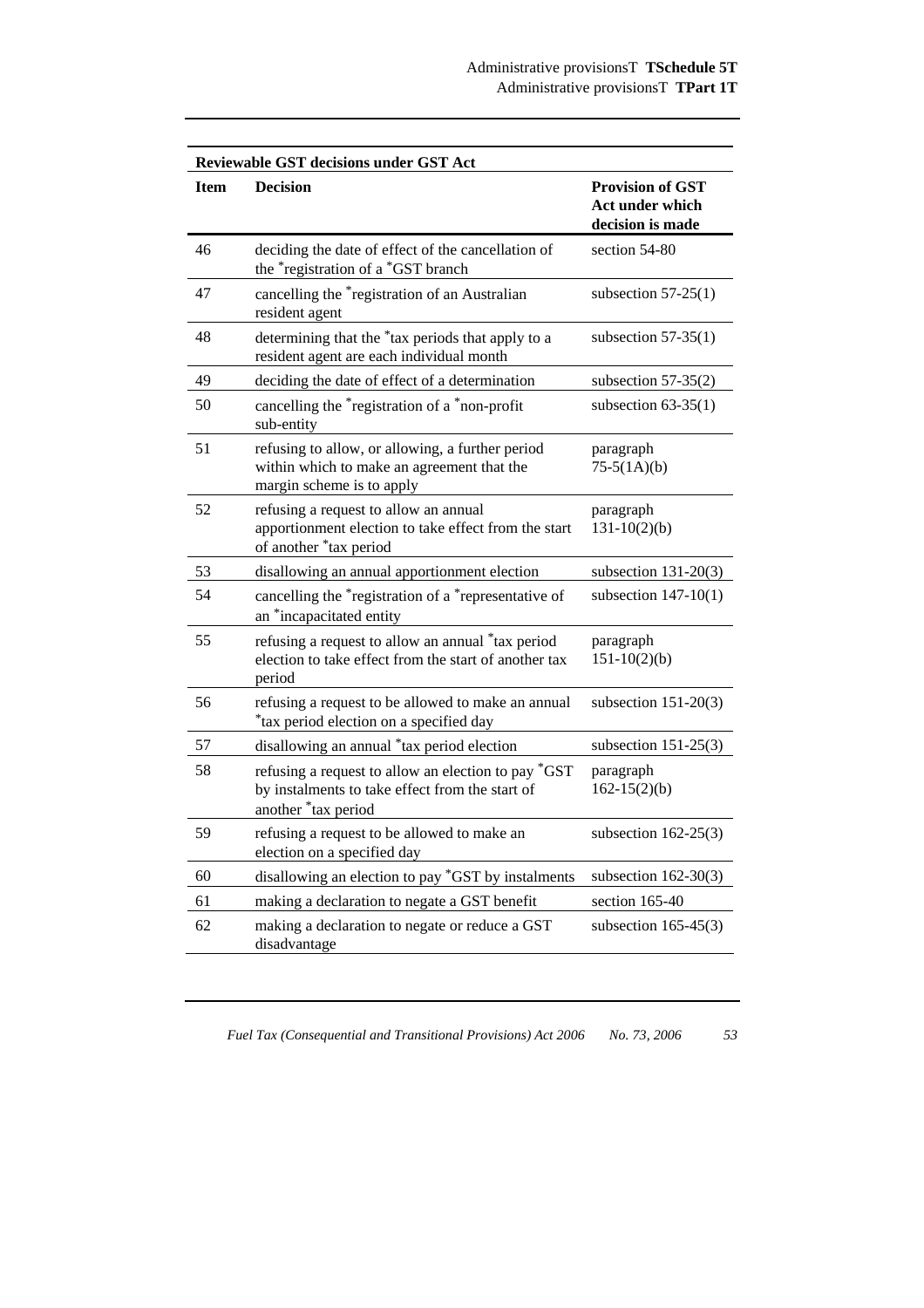| Reviewable GST decisions under GST Act | | |
|---|---|---|
| **Item** | **Decision** | **Provision of GST Act under which decision is made** |
| 46 | deciding the date of effect of the cancellation of the *registration of a *GST branch | section 54-80 |
| 47 | cancelling the *registration of an Australian resident agent | subsection 57-25(1) |
| 48 | determining that the *tax periods that apply to a resident agent are each individual month | subsection 57-35(1) |
| 49 | deciding the date of effect of a determination | subsection 57-35(2) |
| 50 | cancelling the *registration of a *non-profit sub-entity | subsection 63-35(1) |
| 51 | refusing to allow, or allowing, a further period within which to make an agreement that the margin scheme is to apply | paragraph 75-5(1A)(b) |
| 52 | refusing a request to allow an annual apportionment election to take effect from the start of another *tax period | paragraph 131-10(2)(b) |
| 53 | disallowing an annual apportionment election | subsection 131-20(3) |
| 54 | cancelling the *registration of a *representative of an *incapacitated entity | subsection 147-10(1) |
| 55 | refusing a request to allow an annual *tax period election to take effect from the start of another tax period | paragraph 151-10(2)(b) |
| 56 | refusing a request to be allowed to make an annual *tax period election on a specified day | subsection 151-20(3) |
| 57 | disallowing an annual *tax period election | subsection 151-25(3) |
| 58 | refusing a request to allow an election to pay *GST by instalments to take effect from the start of another *tax period | paragraph 162-15(2)(b) |
| 59 | refusing a request to be allowed to make an election on a specified day | subsection 162-25(3) |
| 60 | disallowing an election to pay *GST by instalments | subsection 162-30(3) |
| 61 | making a declaration to negate a GST benefit | section 165-40 |
| 62 | making a declaration to negate or reduce a GST disadvantage | subsection 165-45(3) |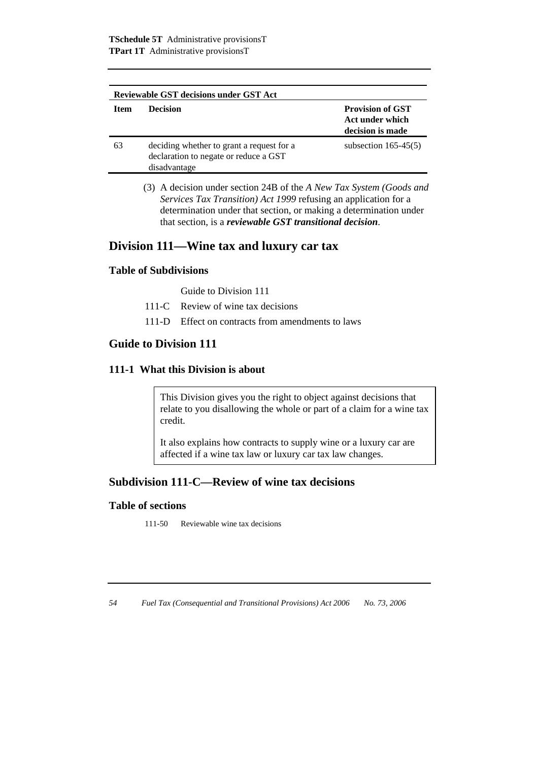**Reviewable GST decisions under GST Act**

| Item | Decision | Provision of GST Act under which decision is made |
|---|---|---|
| 63 | deciding whether to grant a request for a declaration to negate or reduce a GST disadvantage | subsection 165-45(5) |

(3) A decision under section 24B of the *A New Tax System (Goods and Services Tax Transition) Act 1999* refusing an application for a determination under that section, or making a determination under that section, is a ***reviewable GST transitional decision***.

## Division 111—Wine tax and luxury car tax

### Table of Subdivisions

Guide to Division 111

111-C Review of wine tax decisions

111-D Effect on contracts from amendments to laws

## Guide to Division 111

### 111-1 What this Division is about

This Division gives you the right to object against decisions that relate to you disallowing the whole or part of a claim for a wine tax credit.

It also explains how contracts to supply wine or a luxury car are affected if a wine tax law or luxury car tax law changes.

## Subdivision 111-C—Review of wine tax decisions

### Table of sections

111-50 Reviewable wine tax decisions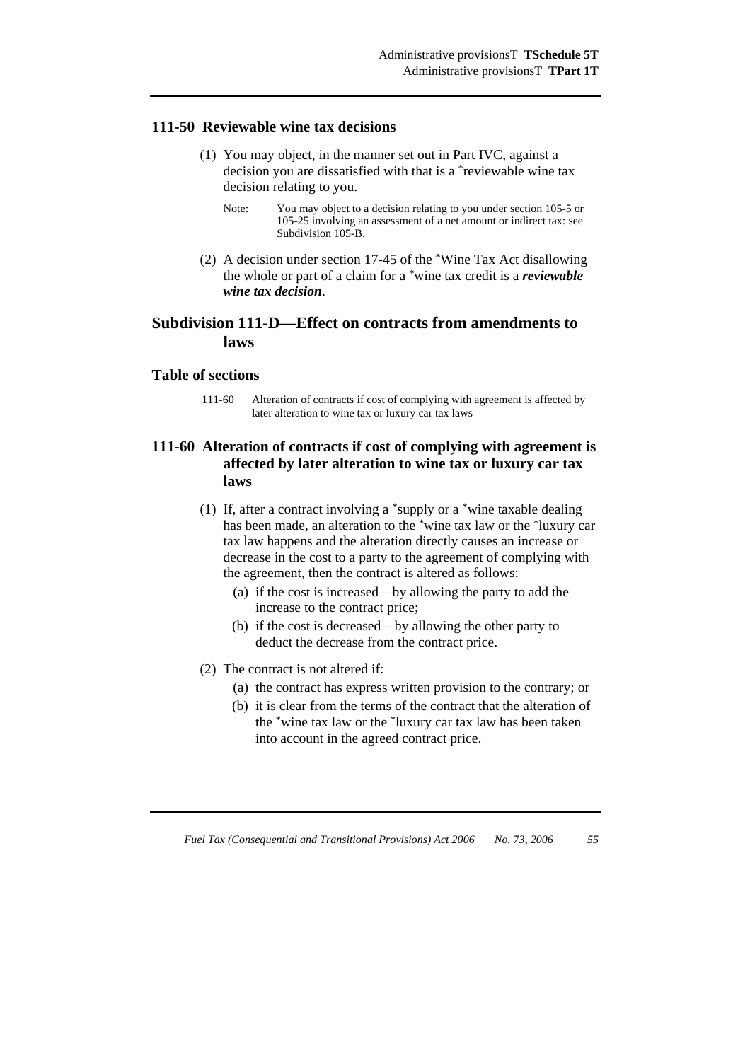### 111-50 Reviewable wine tax decisions

(1) You may object, in the manner set out in Part IVC, against a decision you are dissatisfied with that is a *reviewable wine tax decision relating to you.

Note: You may object to a decision relating to you under section 105-5 or 105-25 involving an assessment of a net amount or indirect tax: see Subdivision 105-B.

(2) A decision under section 17-45 of the *Wine Tax Act disallowing the whole or part of a claim for a *wine tax credit is a ***reviewable wine tax decision***.

## Subdivision 111-D—Effect on contracts from amendments to laws

### Table of sections

111-60 Alteration of contracts if cost of complying with agreement is affected by later alteration to wine tax or luxury car tax laws

### 111-60 Alteration of contracts if cost of complying with agreement is affected by later alteration to wine tax or luxury car tax laws

(1) If, after a contract involving a *supply or a *wine taxable dealing has been made, an alteration to the *wine tax law or the *luxury car tax law happens and the alteration directly causes an increase or decrease in the cost to a party to the agreement of complying with the agreement, then the contract is altered as follows:

- (a) if the cost is increased—by allowing the party to add the increase to the contract price;
- (b) if the cost is decreased—by allowing the other party to deduct the decrease from the contract price.

(2) The contract is not altered if:

- (a) the contract has express written provision to the contrary; or
- (b) it is clear from the terms of the contract that the alteration of the *wine tax law or the *luxury car tax law has been taken into account in the agreed contract price.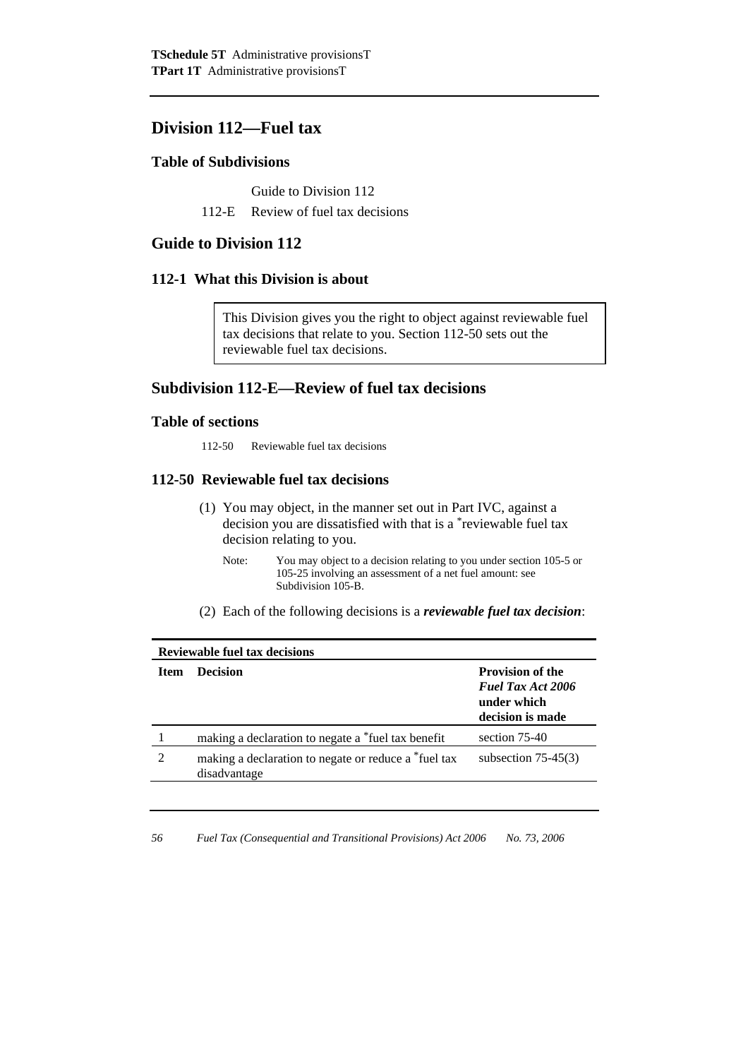## Division 112—Fuel tax

### Table of Subdivisions

Guide to Division 112

112-E Review of fuel tax decisions

## Guide to Division 112

### 112-1 What this Division is about

> This Division gives you the right to object against reviewable fuel tax decisions that relate to you. Section 112-50 sets out the reviewable fuel tax decisions.

## Subdivision 112-E—Review of fuel tax decisions

### Table of sections

112-50 Reviewable fuel tax decisions

### 112-50 Reviewable fuel tax decisions

(1) You may object, in the manner set out in Part IVC, against a decision you are dissatisfied with that is a *reviewable fuel tax decision relating to you.

Note: You may object to a decision relating to you under section 105-5 or 105-25 involving an assessment of a net fuel amount: see Subdivision 105-B.

(2) Each of the following decisions is a ***reviewable fuel tax decision***:

**Reviewable fuel tax decisions**

| Item | Decision | Provision of the *Fuel Tax Act 2006* under which decision is made |
|---|---|---|
| 1 | making a declaration to negate a *fuel tax benefit | section 75-40 |
| 2 | making a declaration to negate or reduce a *fuel tax disadvantage | subsection 75-45(3) |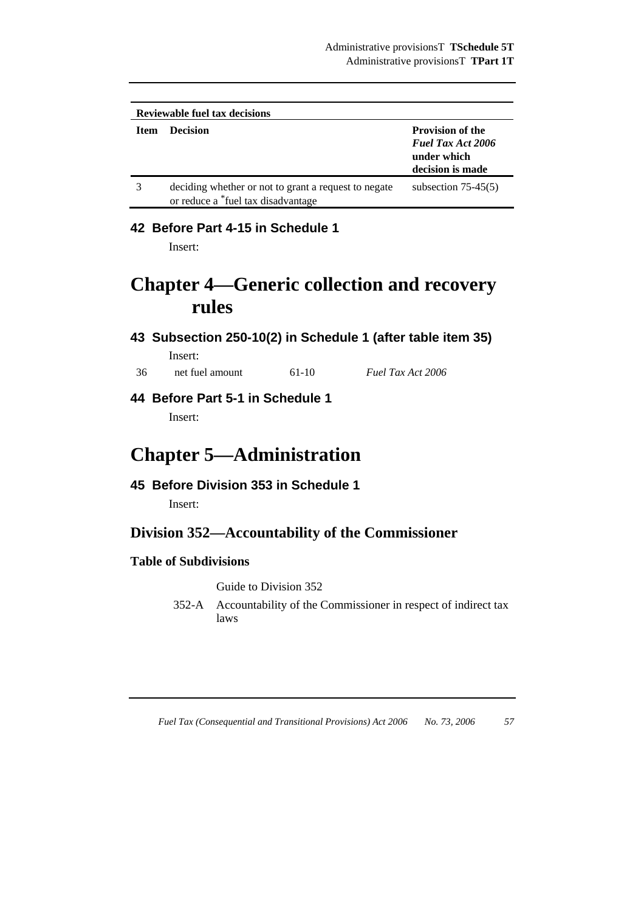| Reviewable fuel tax decisions | | |
|---|---|---|
| **Item** | **Decision** | **Provision of the *Fuel Tax Act 2006* under which decision is made** |
| 3 | deciding whether or not to grant a request to negate or reduce a *fuel tax disadvantage | subsection 75-45(5) |

### 42 Before Part 4-15 in Schedule 1

Insert:

# Chapter 4—Generic collection and recovery rules

### 43 Subsection 250-10(2) in Schedule 1 (after table item 35)

Insert:

| | | | |
|---|---|---|---|
| 36 | net fuel amount | 61-10 | *Fuel Tax Act 2006* |

### 44 Before Part 5-1 in Schedule 1

Insert:

# Chapter 5—Administration

### 45 Before Division 353 in Schedule 1

Insert:

## Division 352—Accountability of the Commissioner

**Table of Subdivisions**

Guide to Division 352

352-A Accountability of the Commissioner in respect of indirect tax laws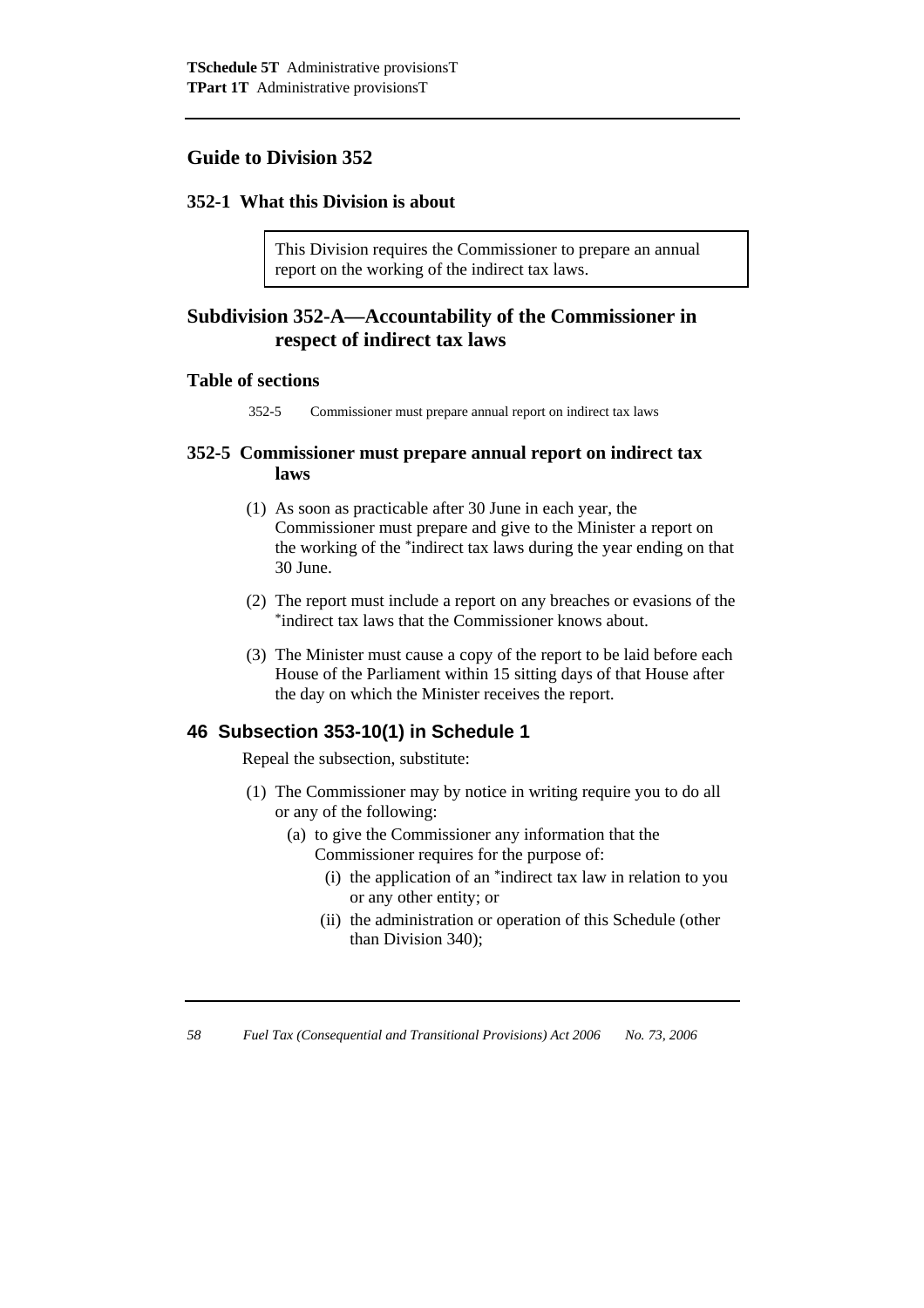## Guide to Division 352

### 352-1 What this Division is about

> This Division requires the Commissioner to prepare an annual report on the working of the indirect tax laws.

## Subdivision 352-A—Accountability of the Commissioner in respect of indirect tax laws

### Table of sections

352-5 Commissioner must prepare annual report on indirect tax laws

### 352-5 Commissioner must prepare annual report on indirect tax laws

(1) As soon as practicable after 30 June in each year, the Commissioner must prepare and give to the Minister a report on the working of the *indirect tax laws during the year ending on that 30 June.

(2) The report must include a report on any breaches or evasions of the *indirect tax laws that the Commissioner knows about.

(3) The Minister must cause a copy of the report to be laid before each House of the Parliament within 15 sitting days of that House after the day on which the Minister receives the report.

## 46 Subsection 353-10(1) in Schedule 1

Repeal the subsection, substitute:

(1) The Commissioner may by notice in writing require you to do all or any of the following:

(a) to give the Commissioner any information that the Commissioner requires for the purpose of:

(i) the application of an *indirect tax law in relation to you or any other entity; or

(ii) the administration or operation of this Schedule (other than Division 340);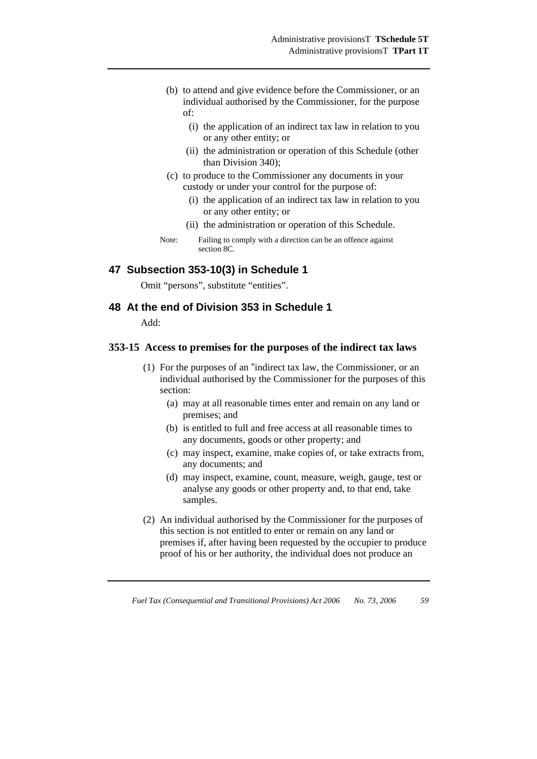(b) to attend and give evidence before the Commissioner, or an individual authorised by the Commissioner, for the purpose of:

   (i) the application of an indirect tax law in relation to you or any other entity; or

   (ii) the administration or operation of this Schedule (other than Division 340);

(c) to produce to the Commissioner any documents in your custody or under your control for the purpose of:

   (i) the application of an indirect tax law in relation to you or any other entity; or

   (ii) the administration or operation of this Schedule.

Note: Failing to comply with a direction can be an offence against section 8C.

## 47 Subsection 353-10(3) in Schedule 1

Omit "persons", substitute "entities".

## 48 At the end of Division 353 in Schedule 1

Add:

### 353-15 Access to premises for the purposes of the indirect tax laws

(1) For the purposes of an *indirect tax law, the Commissioner, or an individual authorised by the Commissioner for the purposes of this section:

   (a) may at all reasonable times enter and remain on any land or premises; and

   (b) is entitled to full and free access at all reasonable times to any documents, goods or other property; and

   (c) may inspect, examine, make copies of, or take extracts from, any documents; and

   (d) may inspect, examine, count, measure, weigh, gauge, test or analyse any goods or other property and, to that end, take samples.

(2) An individual authorised by the Commissioner for the purposes of this section is not entitled to enter or remain on any land or premises if, after having been requested by the occupier to produce proof of his or her authority, the individual does not produce an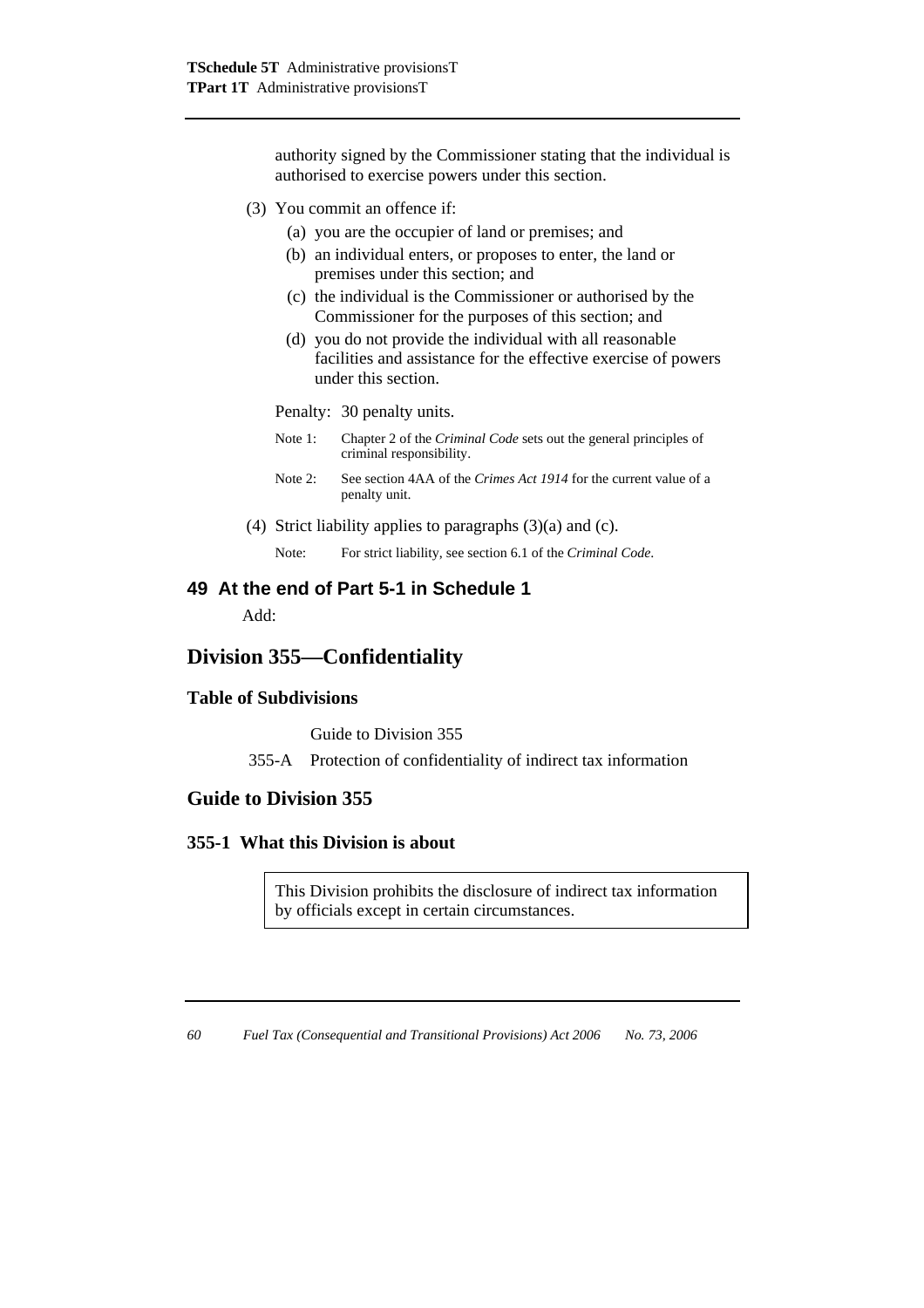authority signed by the Commissioner stating that the individual is authorised to exercise powers under this section.

(3) You commit an offence if:

(a) you are the occupier of land or premises; and

(b) an individual enters, or proposes to enter, the land or premises under this section; and

(c) the individual is the Commissioner or authorised by the Commissioner for the purposes of this section; and

(d) you do not provide the individual with all reasonable facilities and assistance for the effective exercise of powers under this section.

Penalty: 30 penalty units.

Note 1: Chapter 2 of the *Criminal Code* sets out the general principles of criminal responsibility.

Note 2: See section 4AA of the *Crimes Act 1914* for the current value of a penalty unit.

(4) Strict liability applies to paragraphs (3)(a) and (c).

Note: For strict liability, see section 6.1 of the *Criminal Code*.

### 49 At the end of Part 5-1 in Schedule 1

Add:

## Division 355—Confidentiality

### Table of Subdivisions

Guide to Division 355

355-A Protection of confidentiality of indirect tax information

## Guide to Division 355

### 355-1 What this Division is about

This Division prohibits the disclosure of indirect tax information by officials except in certain circumstances.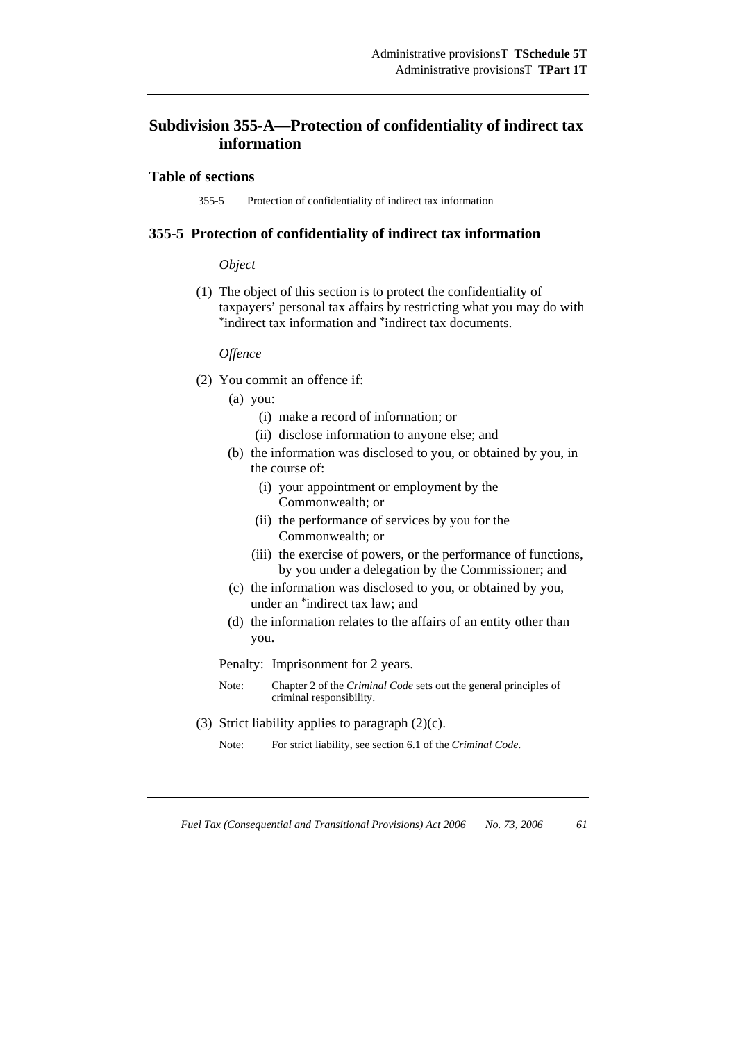## Subdivision 355-A—Protection of confidentiality of indirect tax information

### Table of sections

355-5 Protection of confidentiality of indirect tax information

### 355-5 Protection of confidentiality of indirect tax information

*Object*

(1) The object of this section is to protect the confidentiality of taxpayers' personal tax affairs by restricting what you may do with *indirect tax information and *indirect tax documents.

*Offence*

(2) You commit an offence if:

- (a) you:
  - (i) make a record of information; or
  - (ii) disclose information to anyone else; and
- (b) the information was disclosed to you, or obtained by you, in the course of:
  - (i) your appointment or employment by the Commonwealth; or
  - (ii) the performance of services by you for the Commonwealth; or
  - (iii) the exercise of powers, or the performance of functions, by you under a delegation by the Commissioner; and
- (c) the information was disclosed to you, or obtained by you, under an *indirect tax law; and
- (d) the information relates to the affairs of an entity other than you.

Penalty: Imprisonment for 2 years.

Note: Chapter 2 of the *Criminal Code* sets out the general principles of criminal responsibility.

(3) Strict liability applies to paragraph (2)(c).

Note: For strict liability, see section 6.1 of the *Criminal Code*.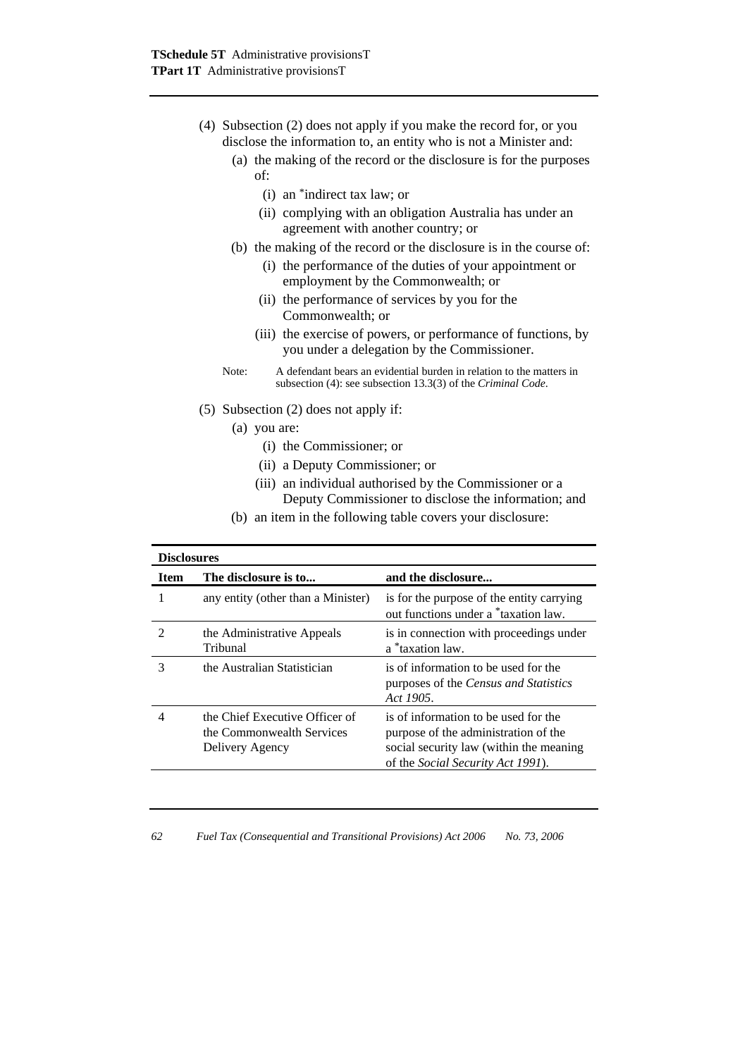(4) Subsection (2) does not apply if you make the record for, or you disclose the information to, an entity who is not a Minister and:

(a) the making of the record or the disclosure is for the purposes of:

(i) an *indirect tax law; or

(ii) complying with an obligation Australia has under an agreement with another country; or

(b) the making of the record or the disclosure is in the course of:

(i) the performance of the duties of your appointment or employment by the Commonwealth; or

(ii) the performance of services by you for the Commonwealth; or

(iii) the exercise of powers, or performance of functions, by you under a delegation by the Commissioner.

Note: A defendant bears an evidential burden in relation to the matters in subsection (4): see subsection 13.3(3) of the *Criminal Code*.

(5) Subsection (2) does not apply if:

(a) you are:

(i) the Commissioner; or

(ii) a Deputy Commissioner; or

(iii) an individual authorised by the Commissioner or a Deputy Commissioner to disclose the information; and

(b) an item in the following table covers your disclosure:

**Disclosures**

| Item | The disclosure is to... | and the disclosure... |
|---|---|---|
| 1 | any entity (other than a Minister) | is for the purpose of the entity carrying out functions under a *taxation law. |
| 2 | the Administrative Appeals Tribunal | is in connection with proceedings under a *taxation law. |
| 3 | the Australian Statistician | is of information to be used for the purposes of the *Census and Statistics Act 1905*. |
| 4 | the Chief Executive Officer of the Commonwealth Services Delivery Agency | is of information to be used for the purpose of the administration of the social security law (within the meaning of the *Social Security Act 1991*). |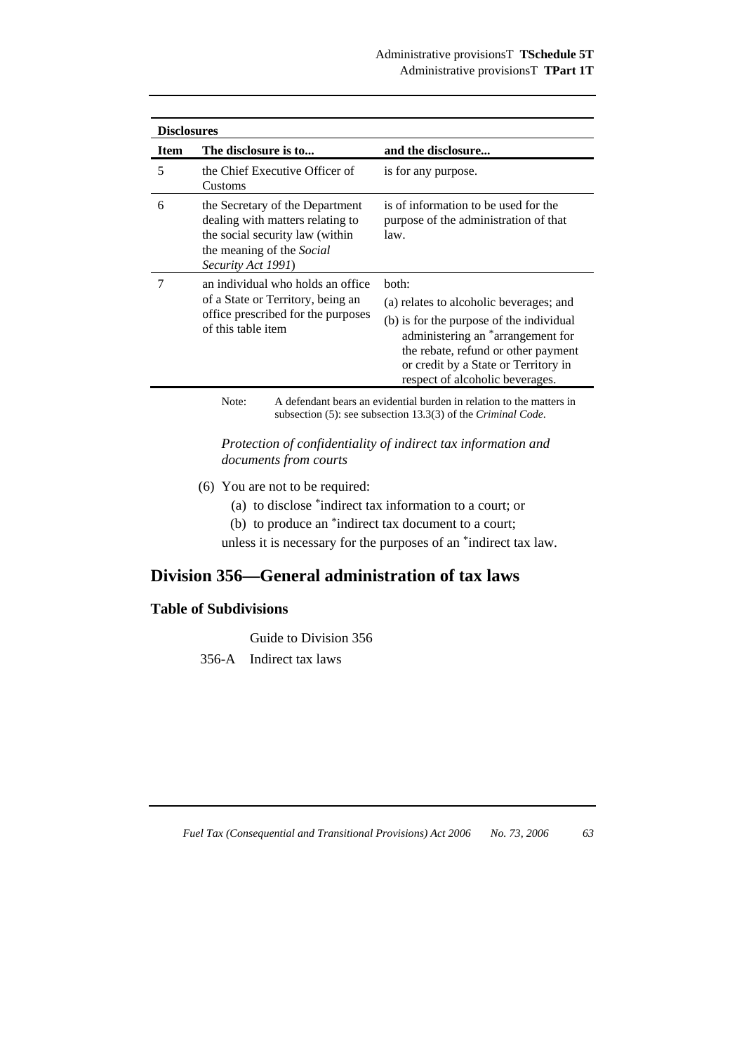**Disclosures**

| Item | The disclosure is to... | and the disclosure... |
|---|---|---|
| 5 | the Chief Executive Officer of Customs | is for any purpose. |
| 6 | the Secretary of the Department dealing with matters relating to the social security law (within the meaning of the *Social Security Act 1991*) | is of information to be used for the purpose of the administration of that law. |
| 7 | an individual who holds an office of a State or Territory, being an office prescribed for the purposes of this table item | both: (a) relates to alcoholic beverages; and (b) is for the purpose of the individual administering an *arrangement for the rebate, refund or other payment or credit by a State or Territory in respect of alcoholic beverages. |

Note: A defendant bears an evidential burden in relation to the matters in subsection (5): see subsection 13.3(3) of the *Criminal Code*.

*Protection of confidentiality of indirect tax information and documents from courts*

(6) You are not to be required:

(a) to disclose *indirect tax information to a court; or

(b) to produce an *indirect tax document to a court;

unless it is necessary for the purposes of an *indirect tax law.

## Division 356—General administration of tax laws

### Table of Subdivisions

Guide to Division 356

356-A Indirect tax laws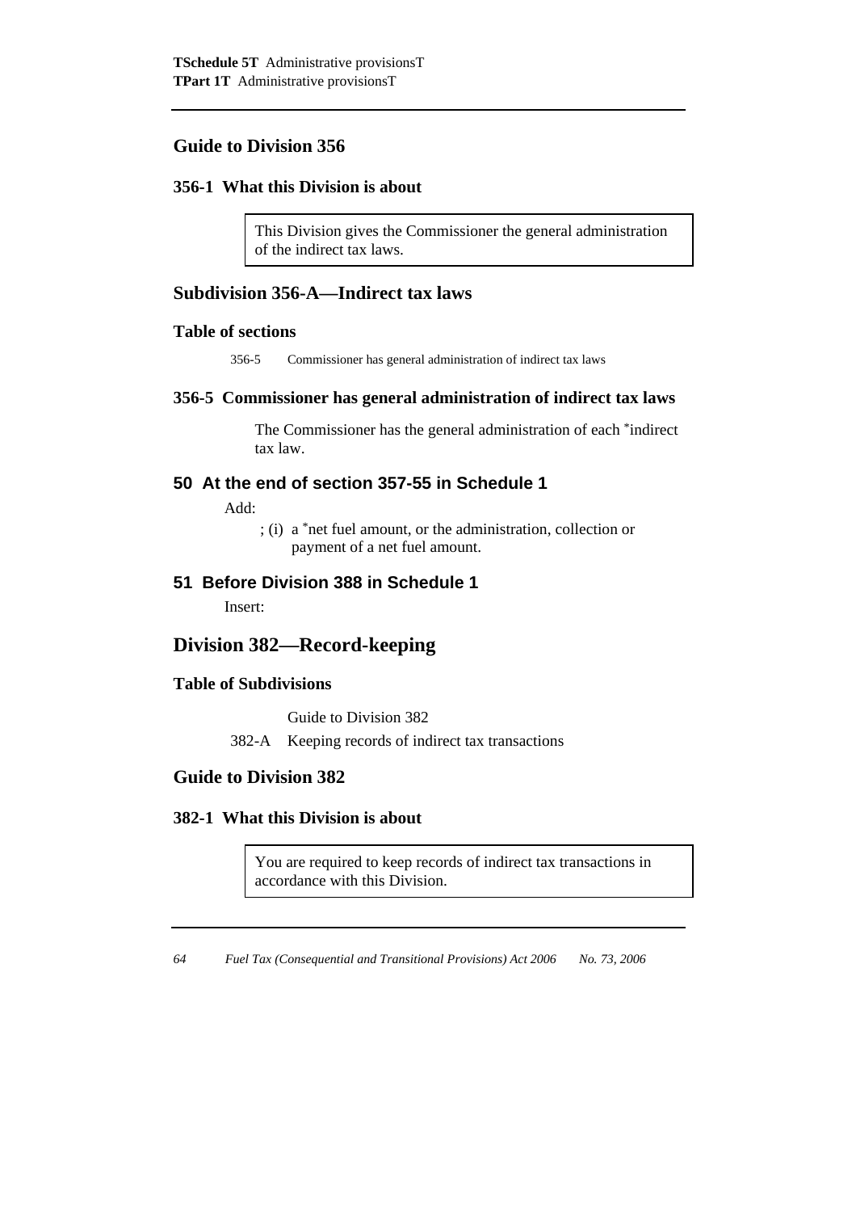## Guide to Division 356

### 356-1 What this Division is about

> This Division gives the Commissioner the general administration of the indirect tax laws.

## Subdivision 356-A—Indirect tax laws

### Table of sections

356-5 Commissioner has general administration of indirect tax laws

### 356-5 Commissioner has general administration of indirect tax laws

The Commissioner has the general administration of each *indirect tax law.

### 50 At the end of section 357-55 in Schedule 1

Add:

; (i) a *net fuel amount, or the administration, collection or payment of a net fuel amount.

### 51 Before Division 388 in Schedule 1

Insert:

## Division 382—Record-keeping

### Table of Subdivisions

Guide to Division 382

382-A Keeping records of indirect tax transactions

## Guide to Division 382

### 382-1 What this Division is about

> You are required to keep records of indirect tax transactions in accordance with this Division.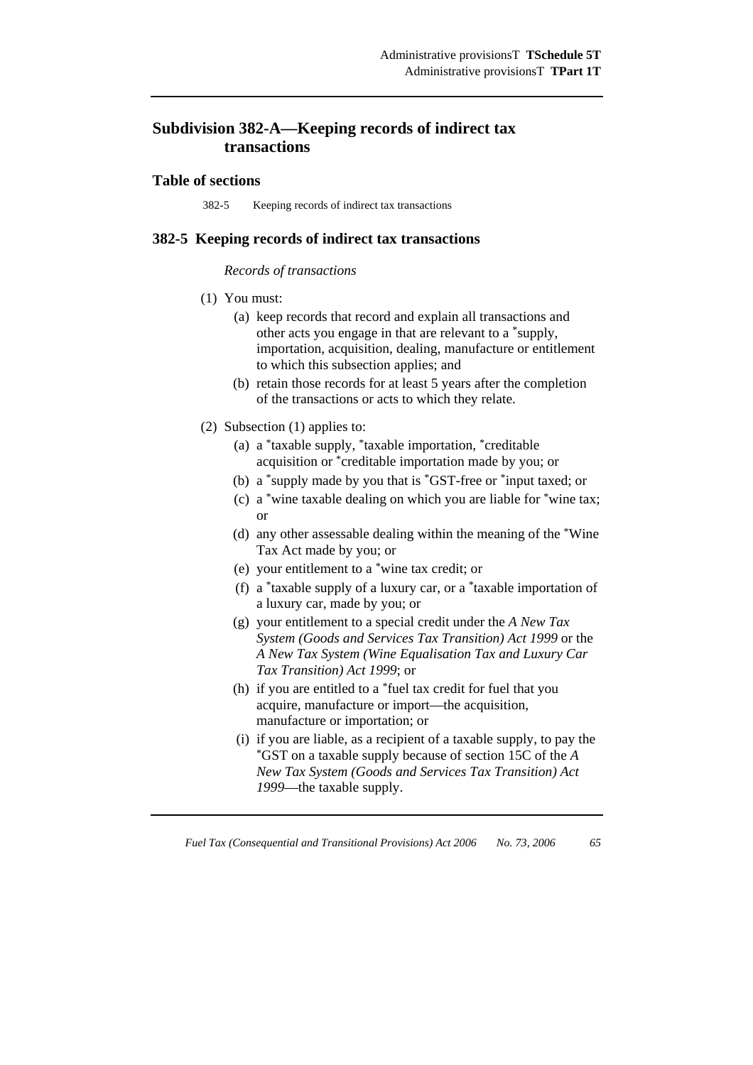## Subdivision 382-A—Keeping records of indirect tax transactions

### Table of sections

382-5 Keeping records of indirect tax transactions

### 382-5 Keeping records of indirect tax transactions

*Records of transactions*

(1) You must:

(a) keep records that record and explain all transactions and other acts you engage in that are relevant to a *supply, importation, acquisition, dealing, manufacture or entitlement to which this subsection applies; and

(b) retain those records for at least 5 years after the completion of the transactions or acts to which they relate.

(2) Subsection (1) applies to:

(a) a *taxable supply, *taxable importation, *creditable acquisition or *creditable importation made by you; or

(b) a *supply made by you that is *GST-free or *input taxed; or

(c) a *wine taxable dealing on which you are liable for *wine tax; or

(d) any other assessable dealing within the meaning of the *Wine Tax Act made by you; or

(e) your entitlement to a *wine tax credit; or

(f) a *taxable supply of a luxury car, or a *taxable importation of a luxury car, made by you; or

(g) your entitlement to a special credit under the *A New Tax System (Goods and Services Tax Transition) Act 1999* or the *A New Tax System (Wine Equalisation Tax and Luxury Car Tax Transition) Act 1999*; or

(h) if you are entitled to a *fuel tax credit for fuel that you acquire, manufacture or import—the acquisition, manufacture or importation; or

(i) if you are liable, as a recipient of a taxable supply, to pay the *GST on a taxable supply because of section 15C of the *A New Tax System (Goods and Services Tax Transition) Act 1999*—the taxable supply.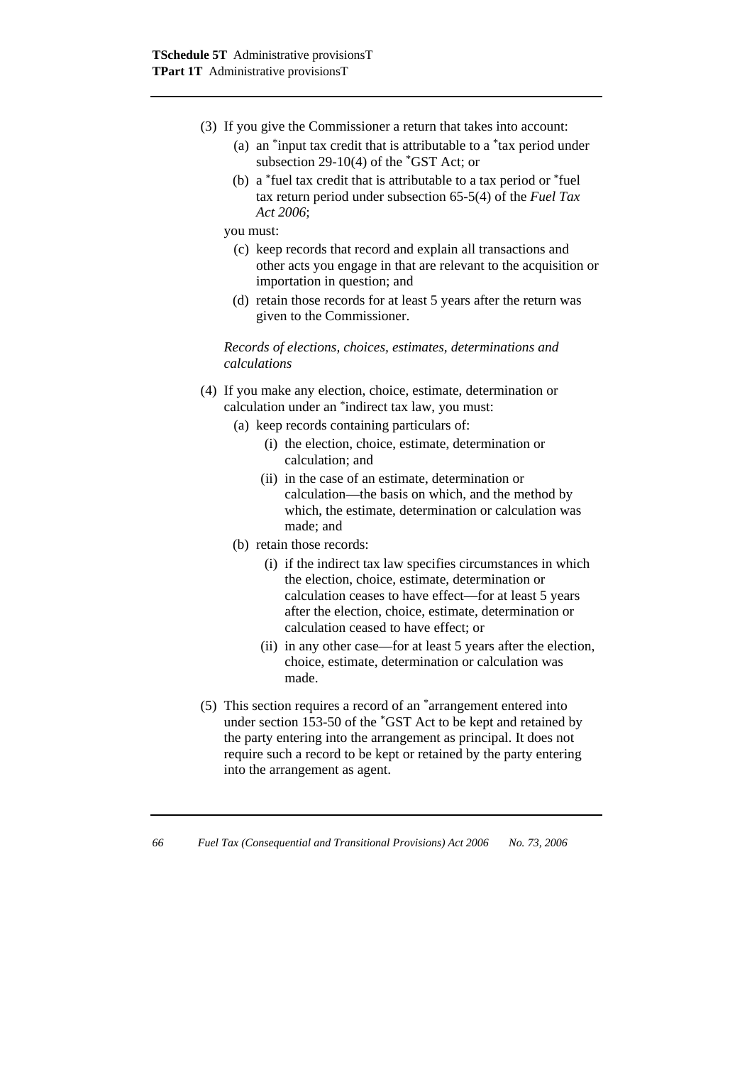(3) If you give the Commissioner a return that takes into account:

   (a) an *input tax credit that is attributable to a *tax period under subsection 29-10(4) of the *GST Act; or

   (b) a *fuel tax credit that is attributable to a tax period or *fuel tax return period under subsection 65-5(4) of the *Fuel Tax Act 2006*;

you must:

   (c) keep records that record and explain all transactions and other acts you engage in that are relevant to the acquisition or importation in question; and

   (d) retain those records for at least 5 years after the return was given to the Commissioner.

*Records of elections, choices, estimates, determinations and calculations*

(4) If you make any election, choice, estimate, determination or calculation under an *indirect tax law, you must:

   (a) keep records containing particulars of:

      (i) the election, choice, estimate, determination or calculation; and

      (ii) in the case of an estimate, determination or calculation—the basis on which, and the method by which, the estimate, determination or calculation was made; and

   (b) retain those records:

      (i) if the indirect tax law specifies circumstances in which the election, choice, estimate, determination or calculation ceases to have effect—for at least 5 years after the election, choice, estimate, determination or calculation ceased to have effect; or

      (ii) in any other case—for at least 5 years after the election, choice, estimate, determination or calculation was made.

(5) This section requires a record of an *arrangement entered into under section 153-50 of the *GST Act to be kept and retained by the party entering into the arrangement as principal. It does not require such a record to be kept or retained by the party entering into the arrangement as agent.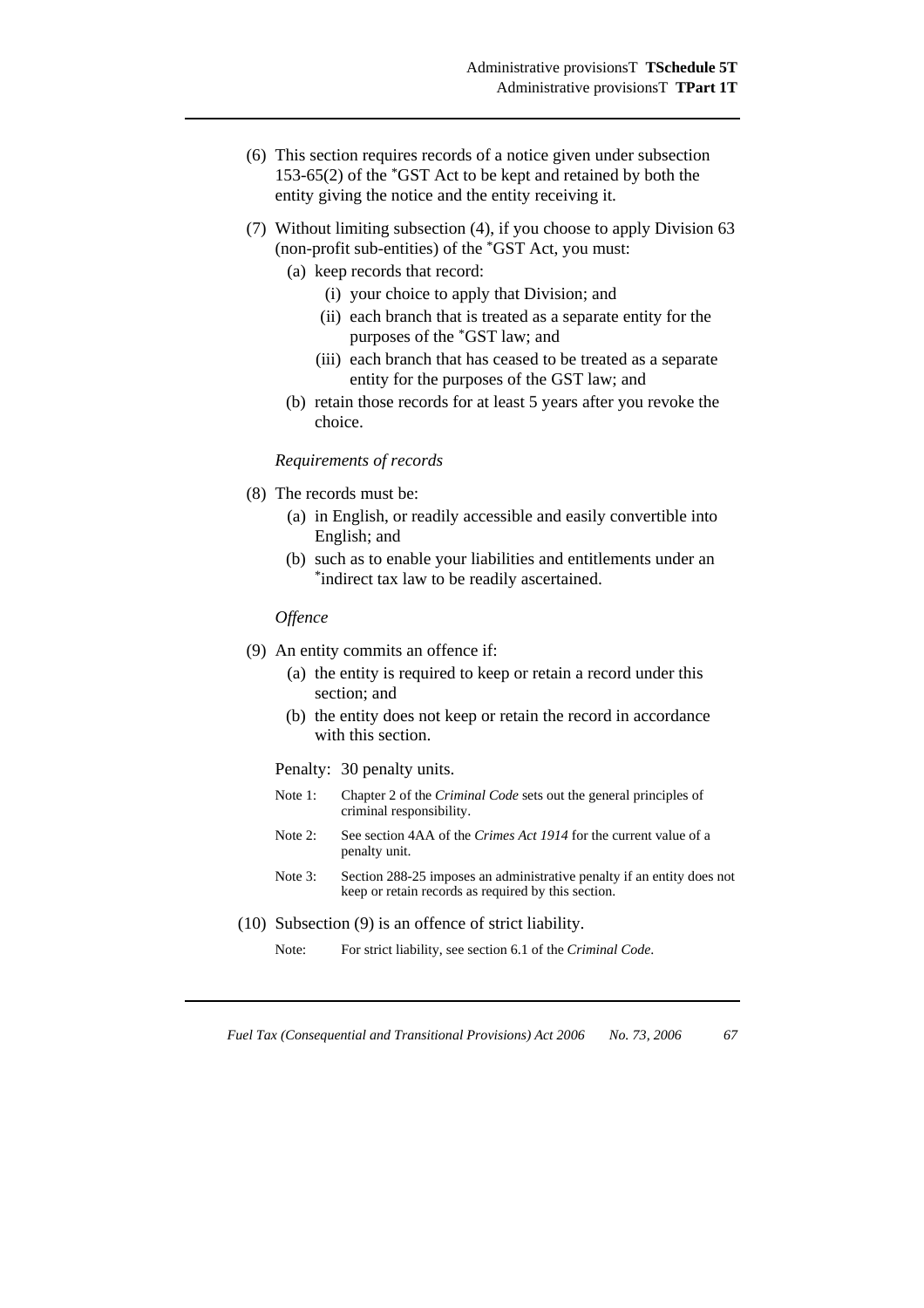(6) This section requires records of a notice given under subsection 153-65(2) of the *GST Act to be kept and retained by both the entity giving the notice and the entity receiving it.

(7) Without limiting subsection (4), if you choose to apply Division 63 (non-profit sub-entities) of the *GST Act, you must:

  (a) keep records that record:

    (i) your choice to apply that Division; and

    (ii) each branch that is treated as a separate entity for the purposes of the *GST law; and

    (iii) each branch that has ceased to be treated as a separate entity for the purposes of the GST law; and

  (b) retain those records for at least 5 years after you revoke the choice.

*Requirements of records*

(8) The records must be:

  (a) in English, or readily accessible and easily convertible into English; and

  (b) such as to enable your liabilities and entitlements under an *indirect tax law to be readily ascertained.

*Offence*

(9) An entity commits an offence if:

  (a) the entity is required to keep or retain a record under this section; and

  (b) the entity does not keep or retain the record in accordance with this section.

Penalty: 30 penalty units.

Note 1: Chapter 2 of the *Criminal Code* sets out the general principles of criminal responsibility.

Note 2: See section 4AA of the *Crimes Act 1914* for the current value of a penalty unit.

Note 3: Section 288-25 imposes an administrative penalty if an entity does not keep or retain records as required by this section.

(10) Subsection (9) is an offence of strict liability.

Note: For strict liability, see section 6.1 of the *Criminal Code*.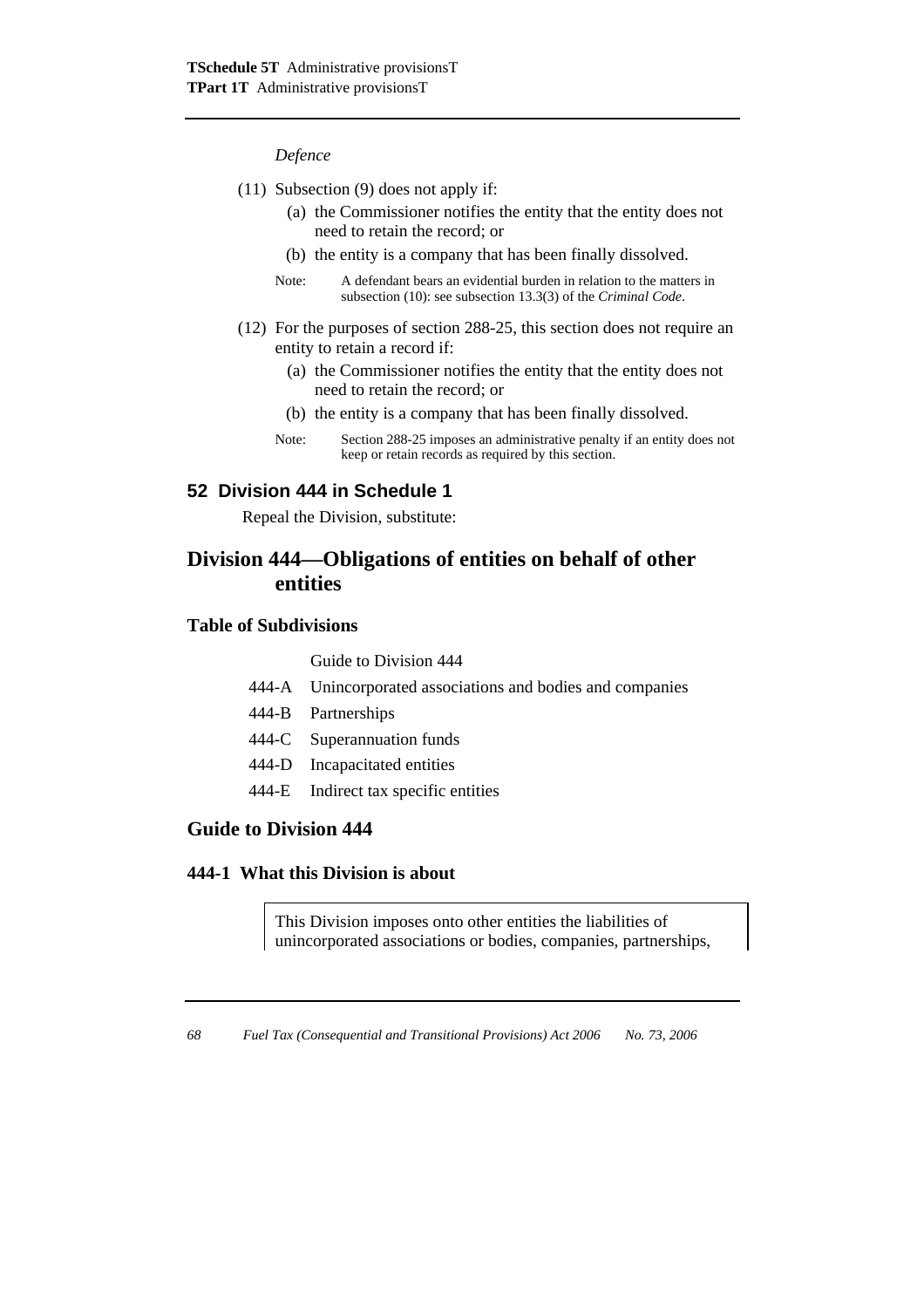*Defence*

(11) Subsection (9) does not apply if:

(a) the Commissioner notifies the entity that the entity does not need to retain the record; or

(b) the entity is a company that has been finally dissolved.

Note: A defendant bears an evidential burden in relation to the matters in subsection (10): see subsection 13.3(3) of the *Criminal Code*.

(12) For the purposes of section 288-25, this section does not require an entity to retain a record if:

(a) the Commissioner notifies the entity that the entity does not need to retain the record; or

(b) the entity is a company that has been finally dissolved.

Note: Section 288-25 imposes an administrative penalty if an entity does not keep or retain records as required by this section.

## 52 Division 444 in Schedule 1

Repeal the Division, substitute:

# Division 444—Obligations of entities on behalf of other entities

### Table of Subdivisions

Guide to Division 444

444-A Unincorporated associations and bodies and companies

444-B Partnerships

444-C Superannuation funds

444-D Incapacitated entities

444-E Indirect tax specific entities

### Guide to Division 444

#### 444-1 What this Division is about

This Division imposes onto other entities the liabilities of unincorporated associations or bodies, companies, partnerships,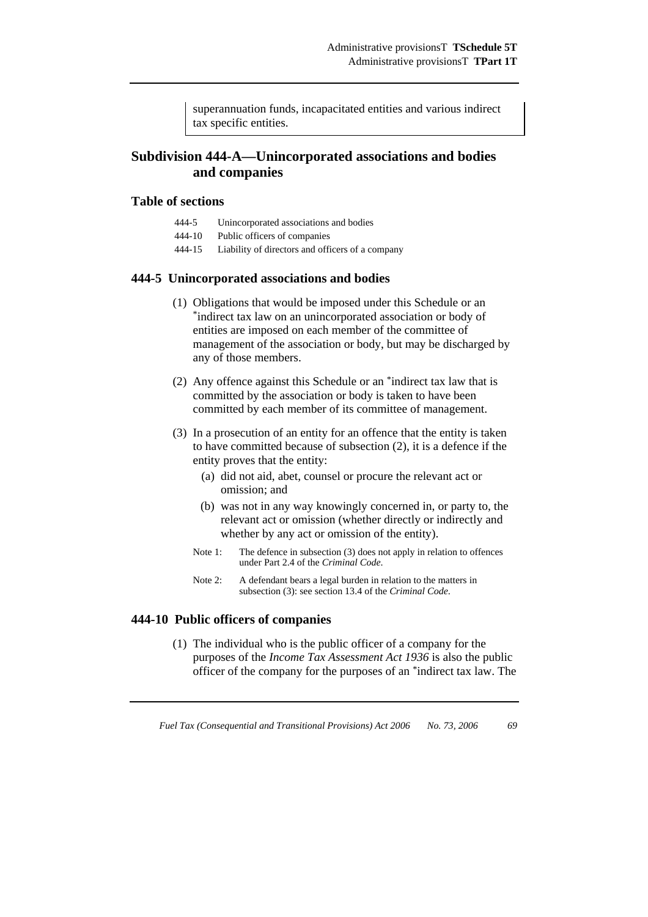superannuation funds, incapacitated entities and various indirect tax specific entities.

## Subdivision 444-A—Unincorporated associations and bodies and companies

### Table of sections

444-5 Unincorporated associations and bodies
444-10 Public officers of companies
444-15 Liability of directors and officers of a company

### 444-5 Unincorporated associations and bodies

(1) Obligations that would be imposed under this Schedule or an *indirect tax law on an unincorporated association or body of entities are imposed on each member of the committee of management of the association or body, but may be discharged by any of those members.

(2) Any offence against this Schedule or an *indirect tax law that is committed by the association or body is taken to have been committed by each member of its committee of management.

(3) In a prosecution of an entity for an offence that the entity is taken to have committed because of subsection (2), it is a defence if the entity proves that the entity:

(a) did not aid, abet, counsel or procure the relevant act or omission; and

(b) was not in any way knowingly concerned in, or party to, the relevant act or omission (whether directly or indirectly and whether by any act or omission of the entity).

Note 1: The defence in subsection (3) does not apply in relation to offences under Part 2.4 of the *Criminal Code*.

Note 2: A defendant bears a legal burden in relation to the matters in subsection (3): see section 13.4 of the *Criminal Code*.

### 444-10 Public officers of companies

(1) The individual who is the public officer of a company for the purposes of the *Income Tax Assessment Act 1936* is also the public officer of the company for the purposes of an *indirect tax law. The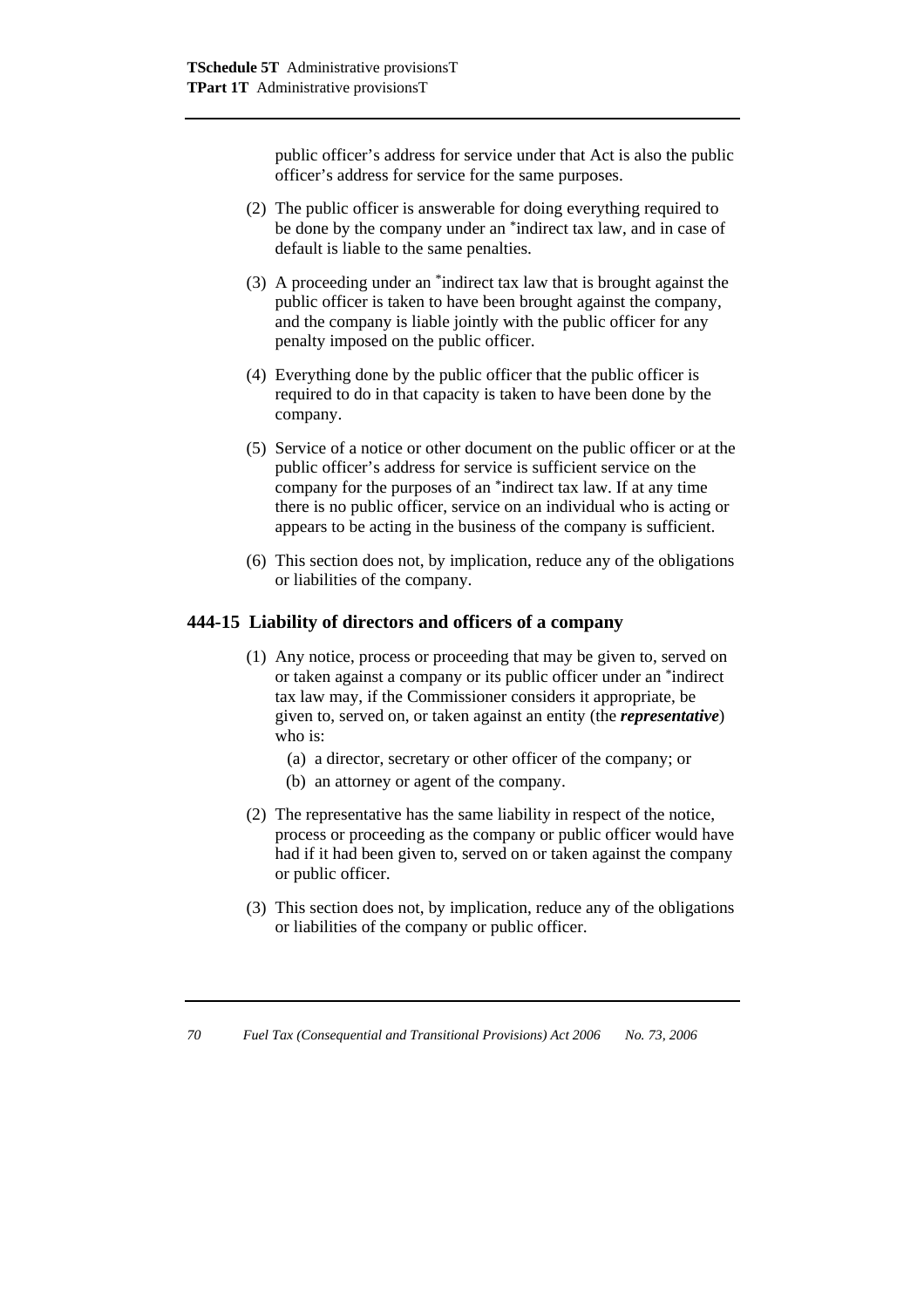public officer's address for service under that Act is also the public officer's address for service for the same purposes.

(2) The public officer is answerable for doing everything required to be done by the company under an *indirect tax law, and in case of default is liable to the same penalties.

(3) A proceeding under an *indirect tax law that is brought against the public officer is taken to have been brought against the company, and the company is liable jointly with the public officer for any penalty imposed on the public officer.

(4) Everything done by the public officer that the public officer is required to do in that capacity is taken to have been done by the company.

(5) Service of a notice or other document on the public officer or at the public officer's address for service is sufficient service on the company for the purposes of an *indirect tax law. If at any time there is no public officer, service on an individual who is acting or appears to be acting in the business of the company is sufficient.

(6) This section does not, by implication, reduce any of the obligations or liabilities of the company.

### 444-15 Liability of directors and officers of a company

(1) Any notice, process or proceeding that may be given to, served on or taken against a company or its public officer under an *indirect tax law may, if the Commissioner considers it appropriate, be given to, served on, or taken against an entity (the ***representative***) who is:

(a) a director, secretary or other officer of the company; or

(b) an attorney or agent of the company.

(2) The representative has the same liability in respect of the notice, process or proceeding as the company or public officer would have had if it had been given to, served on or taken against the company or public officer.

(3) This section does not, by implication, reduce any of the obligations or liabilities of the company or public officer.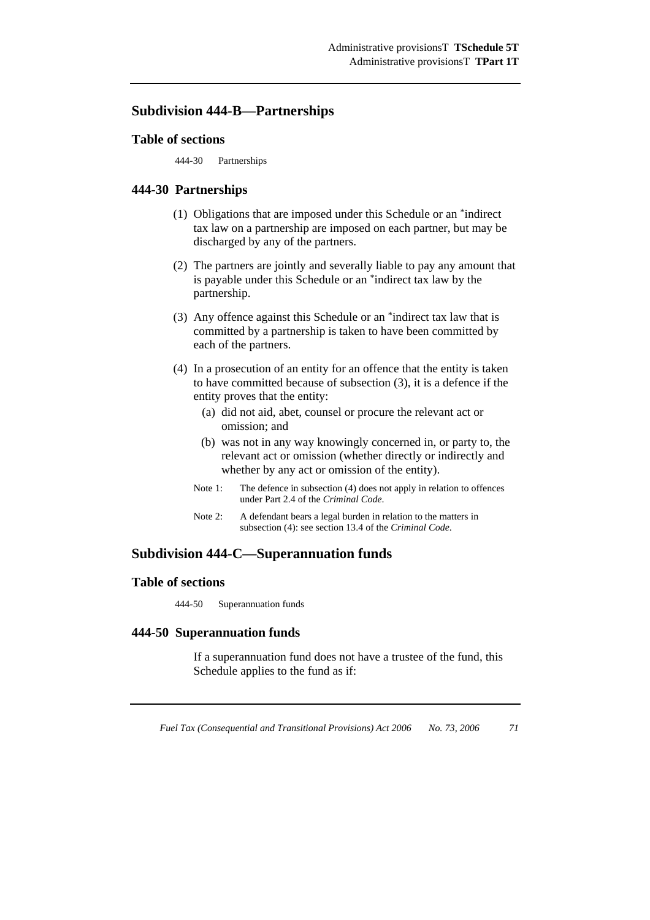## Subdivision 444-B—Partnerships

### Table of sections

444-30 Partnerships

### 444-30 Partnerships

(1) Obligations that are imposed under this Schedule or an *indirect tax law on a partnership are imposed on each partner, but may be discharged by any of the partners.

(2) The partners are jointly and severally liable to pay any amount that is payable under this Schedule or an *indirect tax law by the partnership.

(3) Any offence against this Schedule or an *indirect tax law that is committed by a partnership is taken to have been committed by each of the partners.

(4) In a prosecution of an entity for an offence that the entity is taken to have committed because of subsection (3), it is a defence if the entity proves that the entity:

(a) did not aid, abet, counsel or procure the relevant act or omission; and

(b) was not in any way knowingly concerned in, or party to, the relevant act or omission (whether directly or indirectly and whether by any act or omission of the entity).

Note 1: The defence in subsection (4) does not apply in relation to offences under Part 2.4 of the *Criminal Code*.

Note 2: A defendant bears a legal burden in relation to the matters in subsection (4): see section 13.4 of the *Criminal Code*.

## Subdivision 444-C—Superannuation funds

### Table of sections

444-50 Superannuation funds

### 444-50 Superannuation funds

If a superannuation fund does not have a trustee of the fund, this Schedule applies to the fund as if: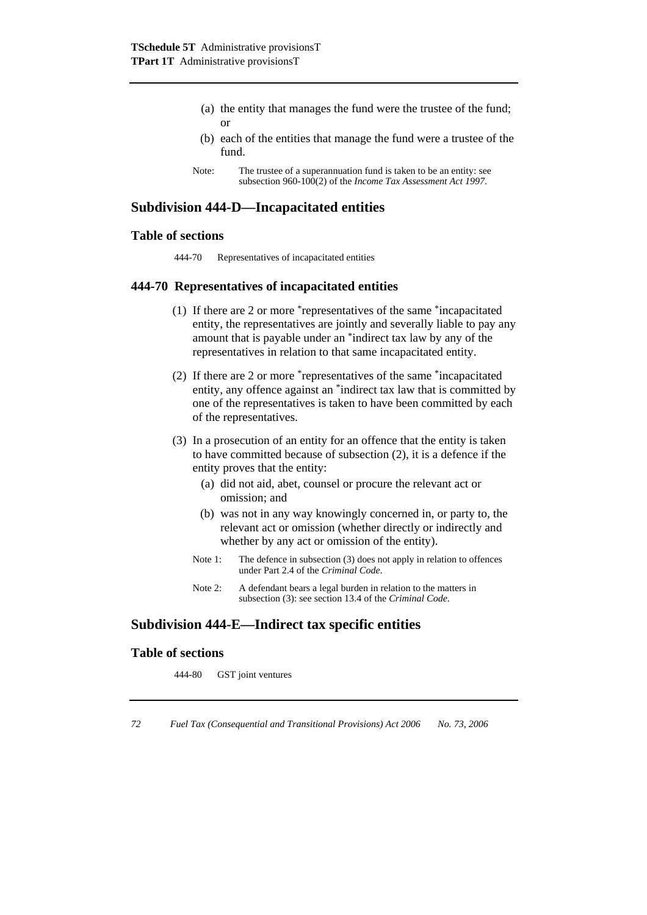(a) the entity that manages the fund were the trustee of the fund; or

(b) each of the entities that manage the fund were a trustee of the fund.

Note: The trustee of a superannuation fund is taken to be an entity: see subsection 960-100(2) of the *Income Tax Assessment Act 1997*.

## Subdivision 444-D—Incapacitated entities

### Table of sections

444-70 Representatives of incapacitated entities

### 444-70 Representatives of incapacitated entities

(1) If there are 2 or more *representatives of the same *incapacitated entity, the representatives are jointly and severally liable to pay any amount that is payable under an *indirect tax law by any of the representatives in relation to that same incapacitated entity.

(2) If there are 2 or more *representatives of the same *incapacitated entity, any offence against an *indirect tax law that is committed by one of the representatives is taken to have been committed by each of the representatives.

(3) In a prosecution of an entity for an offence that the entity is taken to have committed because of subsection (2), it is a defence if the entity proves that the entity:

(a) did not aid, abet, counsel or procure the relevant act or omission; and

(b) was not in any way knowingly concerned in, or party to, the relevant act or omission (whether directly or indirectly and whether by any act or omission of the entity).

Note 1: The defence in subsection (3) does not apply in relation to offences under Part 2.4 of the *Criminal Code*.

Note 2: A defendant bears a legal burden in relation to the matters in subsection (3): see section 13.4 of the *Criminal Code*.

## Subdivision 444-E—Indirect tax specific entities

### Table of sections

444-80 GST joint ventures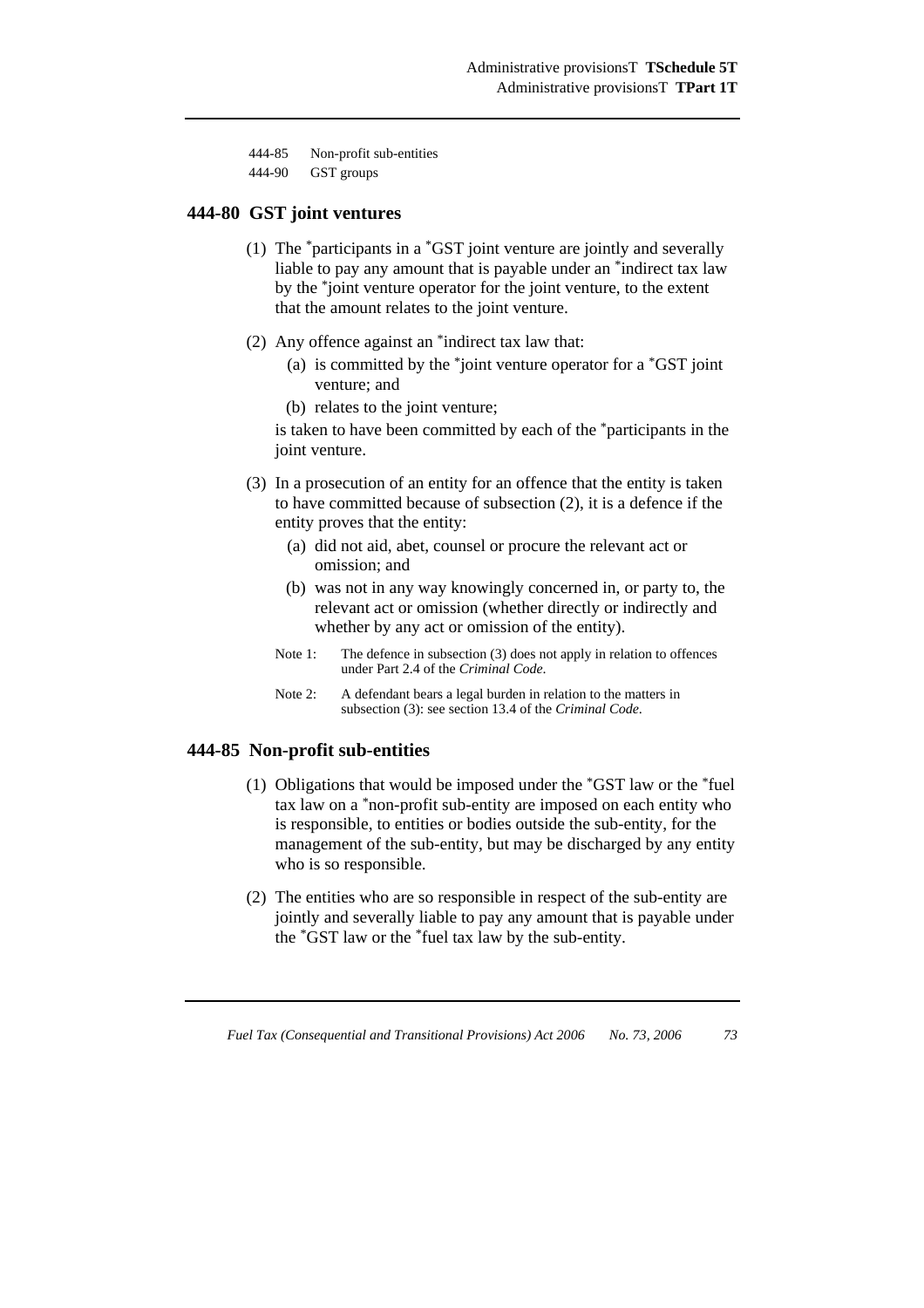444-85 Non-profit sub-entities

444-90 GST groups

## 444-80 GST joint ventures

(1) The *participants in a *GST joint venture are jointly and severally liable to pay any amount that is payable under an *indirect tax law by the *joint venture operator for the joint venture, to the extent that the amount relates to the joint venture.

(2) Any offence against an *indirect tax law that:

(a) is committed by the *joint venture operator for a *GST joint venture; and

(b) relates to the joint venture;

is taken to have been committed by each of the *participants in the joint venture.

(3) In a prosecution of an entity for an offence that the entity is taken to have committed because of subsection (2), it is a defence if the entity proves that the entity:

(a) did not aid, abet, counsel or procure the relevant act or omission; and

(b) was not in any way knowingly concerned in, or party to, the relevant act or omission (whether directly or indirectly and whether by any act or omission of the entity).

Note 1: The defence in subsection (3) does not apply in relation to offences under Part 2.4 of the *Criminal Code*.

Note 2: A defendant bears a legal burden in relation to the matters in subsection (3): see section 13.4 of the *Criminal Code*.

## 444-85 Non-profit sub-entities

(1) Obligations that would be imposed under the *GST law or the *fuel tax law on a *non-profit sub-entity are imposed on each entity who is responsible, to entities or bodies outside the sub-entity, for the management of the sub-entity, but may be discharged by any entity who is so responsible.

(2) The entities who are so responsible in respect of the sub-entity are jointly and severally liable to pay any amount that is payable under the *GST law or the *fuel tax law by the sub-entity.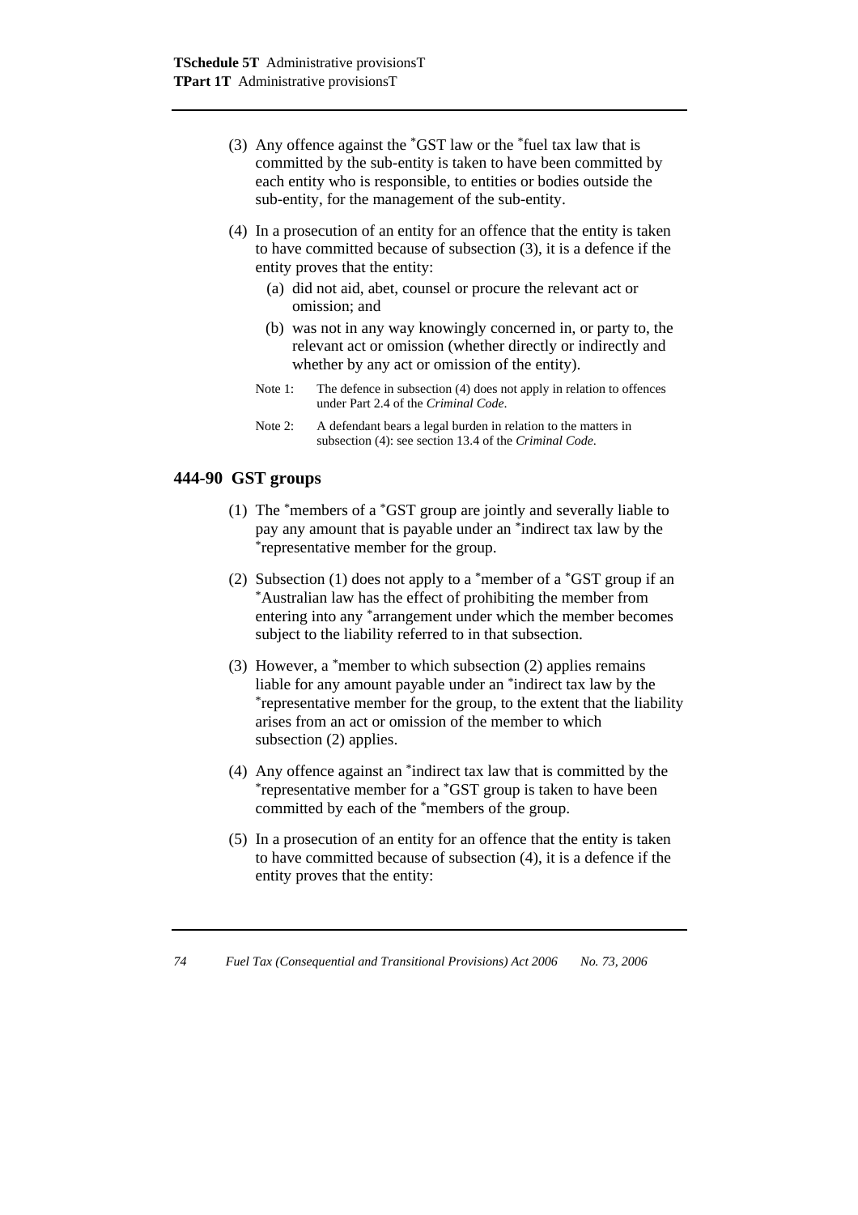(3) Any offence against the *GST law or the *fuel tax law that is committed by the sub-entity is taken to have been committed by each entity who is responsible, to entities or bodies outside the sub-entity, for the management of the sub-entity.

(4) In a prosecution of an entity for an offence that the entity is taken to have committed because of subsection (3), it is a defence if the entity proves that the entity:

(a) did not aid, abet, counsel or procure the relevant act or omission; and

(b) was not in any way knowingly concerned in, or party to, the relevant act or omission (whether directly or indirectly and whether by any act or omission of the entity).

Note 1: The defence in subsection (4) does not apply in relation to offences under Part 2.4 of the *Criminal Code*.

Note 2: A defendant bears a legal burden in relation to the matters in subsection (4): see section 13.4 of the *Criminal Code*.

## 444-90 GST groups

(1) The *members of a *GST group are jointly and severally liable to pay any amount that is payable under an *indirect tax law by the *representative member for the group.

(2) Subsection (1) does not apply to a *member of a *GST group if an *Australian law has the effect of prohibiting the member from entering into any *arrangement under which the member becomes subject to the liability referred to in that subsection.

(3) However, a *member to which subsection (2) applies remains liable for any amount payable under an *indirect tax law by the *representative member for the group, to the extent that the liability arises from an act or omission of the member to which subsection (2) applies.

(4) Any offence against an *indirect tax law that is committed by the *representative member for a *GST group is taken to have been committed by each of the *members of the group.

(5) In a prosecution of an entity for an offence that the entity is taken to have committed because of subsection (4), it is a defence if the entity proves that the entity: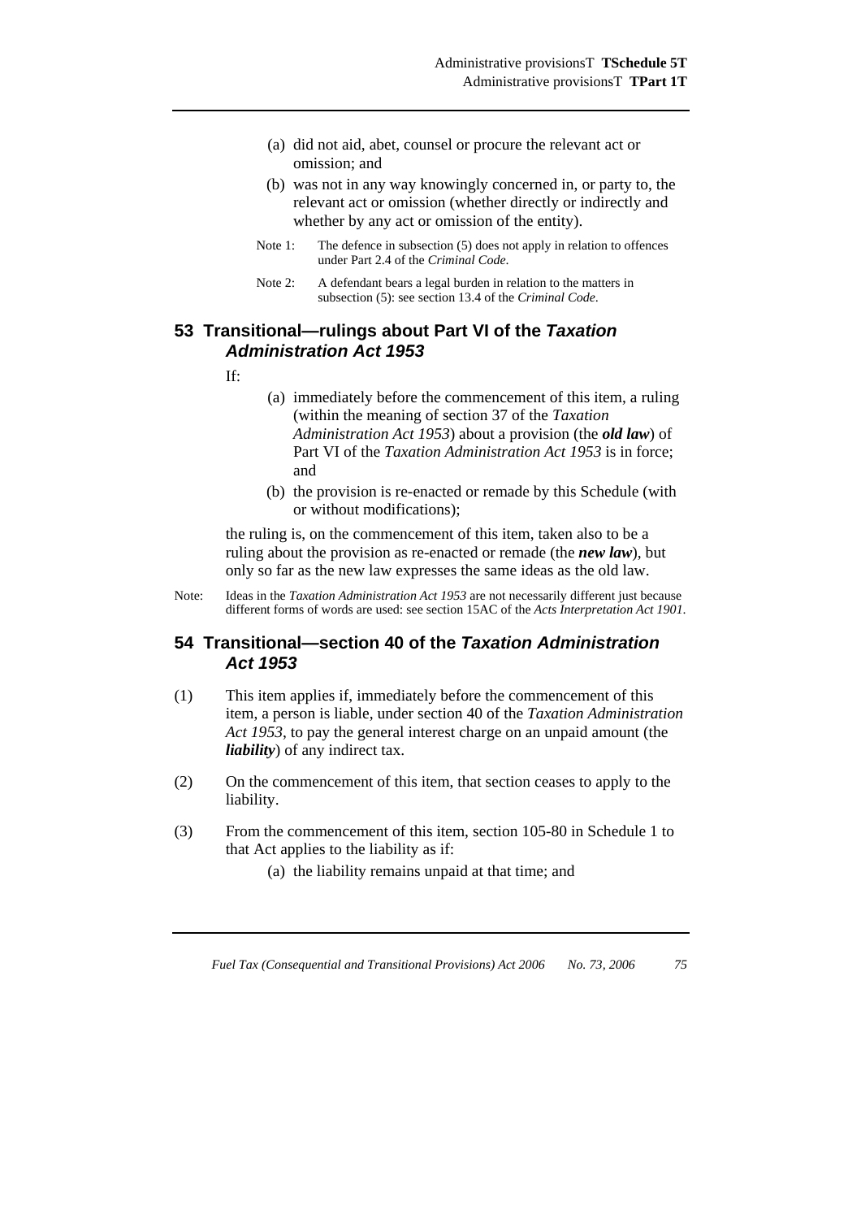(a) did not aid, abet, counsel or procure the relevant act or omission; and

(b) was not in any way knowingly concerned in, or party to, the relevant act or omission (whether directly or indirectly and whether by any act or omission of the entity).

Note 1: The defence in subsection (5) does not apply in relation to offences under Part 2.4 of the *Criminal Code*.

Note 2: A defendant bears a legal burden in relation to the matters in subsection (5): see section 13.4 of the *Criminal Code*.

## 53 Transitional—rulings about Part VI of the *Taxation Administration Act 1953*

If:

(a) immediately before the commencement of this item, a ruling (within the meaning of section 37 of the *Taxation Administration Act 1953*) about a provision (the ***old law***) of Part VI of the *Taxation Administration Act 1953* is in force; and

(b) the provision is re-enacted or remade by this Schedule (with or without modifications);

the ruling is, on the commencement of this item, taken also to be a ruling about the provision as re-enacted or remade (the ***new law***), but only so far as the new law expresses the same ideas as the old law.

Note: Ideas in the *Taxation Administration Act 1953* are not necessarily different just because different forms of words are used: see section 15AC of the *Acts Interpretation Act 1901*.

## 54 Transitional—section 40 of the *Taxation Administration Act 1953*

(1) This item applies if, immediately before the commencement of this item, a person is liable, under section 40 of the *Taxation Administration Act 1953*, to pay the general interest charge on an unpaid amount (the ***liability***) of any indirect tax.

(2) On the commencement of this item, that section ceases to apply to the liability.

(3) From the commencement of this item, section 105-80 in Schedule 1 to that Act applies to the liability as if:

(a) the liability remains unpaid at that time; and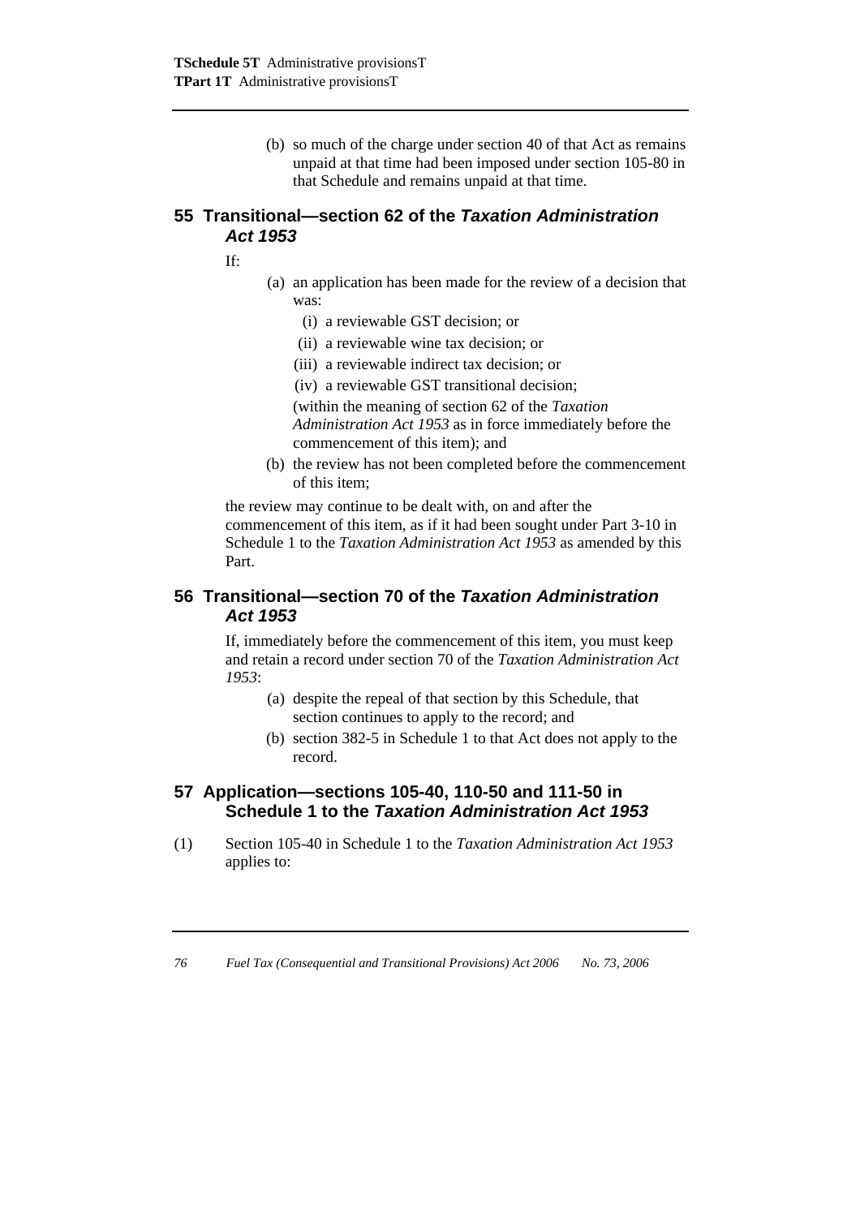(b) so much of the charge under section 40 of that Act as remains unpaid at that time had been imposed under section 105-80 in that Schedule and remains unpaid at that time.

## 55 Transitional—section 62 of the *Taxation Administration Act 1953*

If:

(a) an application has been made for the review of a decision that was:

(i) a reviewable GST decision; or

(ii) a reviewable wine tax decision; or

(iii) a reviewable indirect tax decision; or

(iv) a reviewable GST transitional decision;

(within the meaning of section 62 of the *Taxation Administration Act 1953* as in force immediately before the commencement of this item); and

(b) the review has not been completed before the commencement of this item;

the review may continue to be dealt with, on and after the commencement of this item, as if it had been sought under Part 3-10 in Schedule 1 to the *Taxation Administration Act 1953* as amended by this Part.

## 56 Transitional—section 70 of the *Taxation Administration Act 1953*

If, immediately before the commencement of this item, you must keep and retain a record under section 70 of the *Taxation Administration Act 1953*:

(a) despite the repeal of that section by this Schedule, that section continues to apply to the record; and

(b) section 382-5 in Schedule 1 to that Act does not apply to the record.

## 57 Application—sections 105-40, 110-50 and 111-50 in Schedule 1 to the *Taxation Administration Act 1953*

(1) Section 105-40 in Schedule 1 to the *Taxation Administration Act 1953* applies to: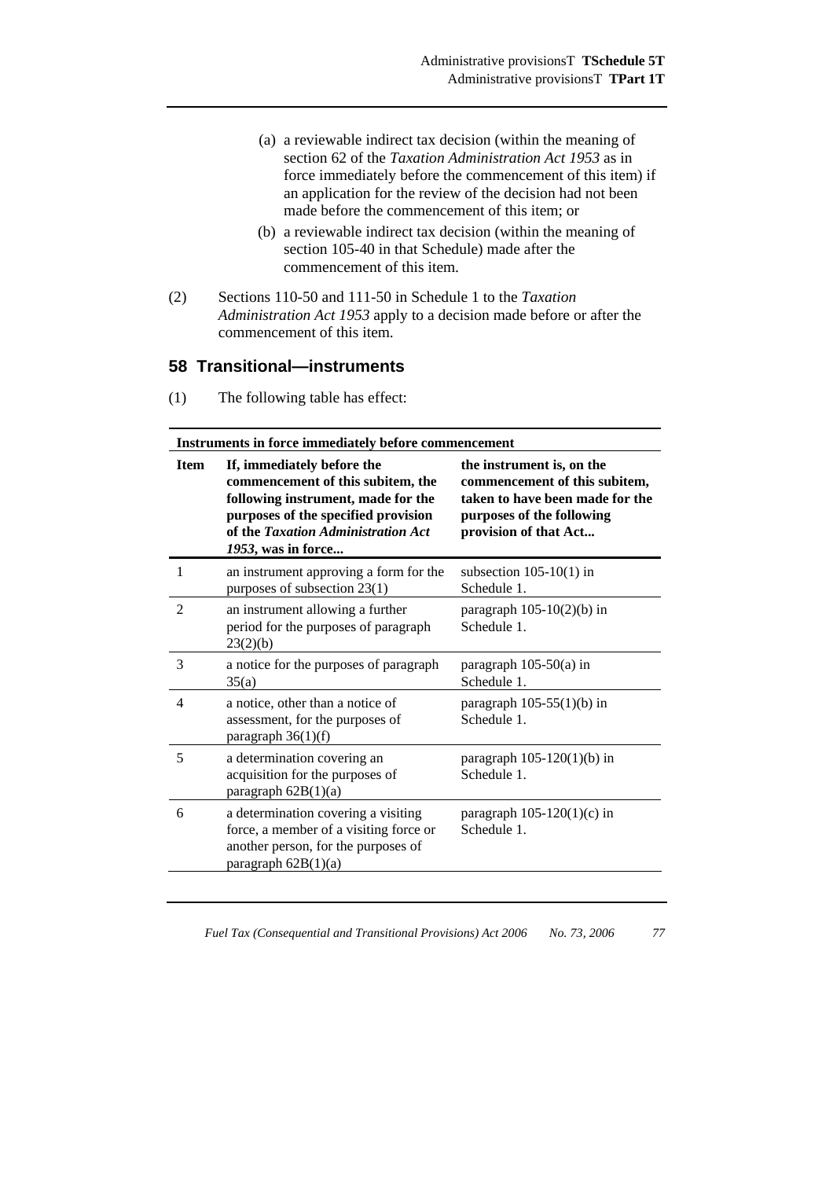(a) a reviewable indirect tax decision (within the meaning of section 62 of the *Taxation Administration Act 1953* as in force immediately before the commencement of this item) if an application for the review of the decision had not been made before the commencement of this item; or

(b) a reviewable indirect tax decision (within the meaning of section 105-40 in that Schedule) made after the commencement of this item.

(2) Sections 110-50 and 111-50 in Schedule 1 to the *Taxation Administration Act 1953* apply to a decision made before or after the commencement of this item.

## 58 Transitional—instruments

(1) The following table has effect:

**Instruments in force immediately before commencement**

| Item | If, immediately before the commencement of this subitem, the following instrument, made for the purposes of the specified provision of the *Taxation Administration Act 1953*, was in force... | the instrument is, on the commencement of this subitem, taken to have been made for the purposes of the following provision of that Act... |
|---|---|---|
| 1 | an instrument approving a form for the purposes of subsection 23(1) | subsection 105-10(1) in Schedule 1. |
| 2 | an instrument allowing a further period for the purposes of paragraph 23(2)(b) | paragraph 105-10(2)(b) in Schedule 1. |
| 3 | a notice for the purposes of paragraph 35(a) | paragraph 105-50(a) in Schedule 1. |
| 4 | a notice, other than a notice of assessment, for the purposes of paragraph 36(1)(f) | paragraph 105-55(1)(b) in Schedule 1. |
| 5 | a determination covering an acquisition for the purposes of paragraph 62B(1)(a) | paragraph 105-120(1)(b) in Schedule 1. |
| 6 | a determination covering a visiting force, a member of a visiting force or another person, for the purposes of paragraph 62B(1)(a) | paragraph 105-120(1)(c) in Schedule 1. |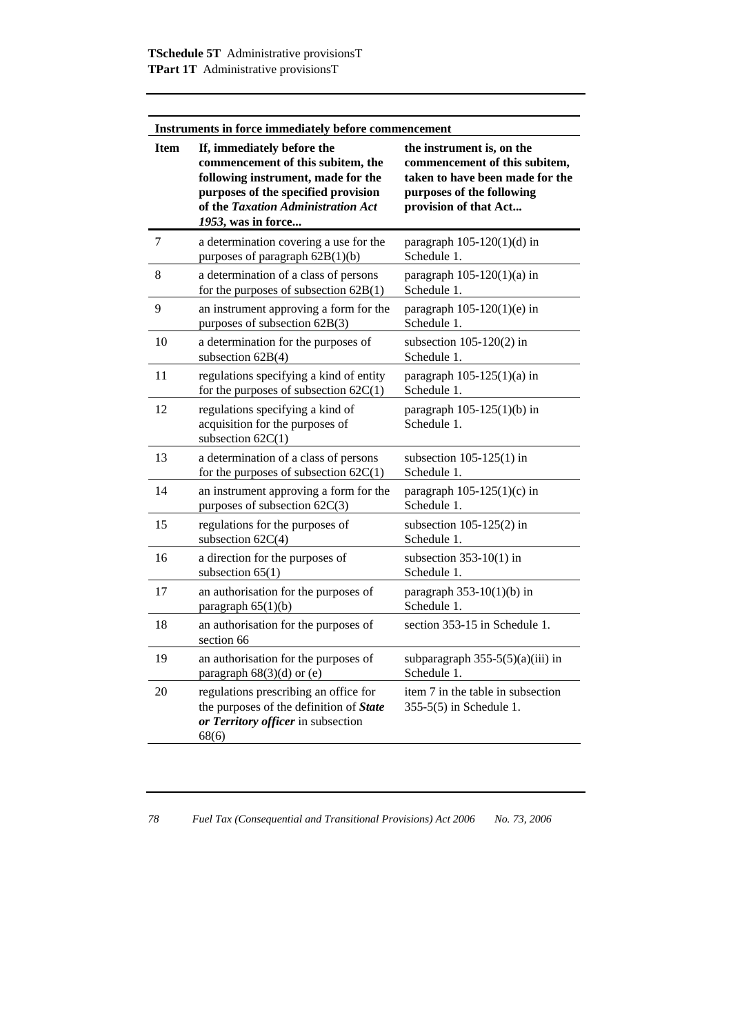| Instruments in force immediately before commencement | | |
|---|---|---|
| **Item** | **If, immediately before the commencement of this subitem, the following instrument, made for the purposes of the specified provision of the *Taxation Administration Act 1953*, was in force...** | **the instrument is, on the commencement of this subitem, taken to have been made for the purposes of the following provision of that Act...** |
| 7 | a determination covering a use for the purposes of paragraph 62B(1)(b) | paragraph 105-120(1)(d) in Schedule 1. |
| 8 | a determination of a class of persons for the purposes of subsection 62B(1) | paragraph 105-120(1)(a) in Schedule 1. |
| 9 | an instrument approving a form for the purposes of subsection 62B(3) | paragraph 105-120(1)(e) in Schedule 1. |
| 10 | a determination for the purposes of subsection 62B(4) | subsection 105-120(2) in Schedule 1. |
| 11 | regulations specifying a kind of entity for the purposes of subsection 62C(1) | paragraph 105-125(1)(a) in Schedule 1. |
| 12 | regulations specifying a kind of acquisition for the purposes of subsection 62C(1) | paragraph 105-125(1)(b) in Schedule 1. |
| 13 | a determination of a class of persons for the purposes of subsection 62C(1) | subsection 105-125(1) in Schedule 1. |
| 14 | an instrument approving a form for the purposes of subsection 62C(3) | paragraph 105-125(1)(c) in Schedule 1. |
| 15 | regulations for the purposes of subsection 62C(4) | subsection 105-125(2) in Schedule 1. |
| 16 | a direction for the purposes of subsection 65(1) | subsection 353-10(1) in Schedule 1. |
| 17 | an authorisation for the purposes of paragraph 65(1)(b) | paragraph 353-10(1)(b) in Schedule 1. |
| 18 | an authorisation for the purposes of section 66 | section 353-15 in Schedule 1. |
| 19 | an authorisation for the purposes of paragraph 68(3)(d) or (e) | subparagraph 355-5(5)(a)(iii) in Schedule 1. |
| 20 | regulations prescribing an office for the purposes of the definition of ***State or Territory officer*** in subsection 68(6) | item 7 in the table in subsection 355-5(5) in Schedule 1. |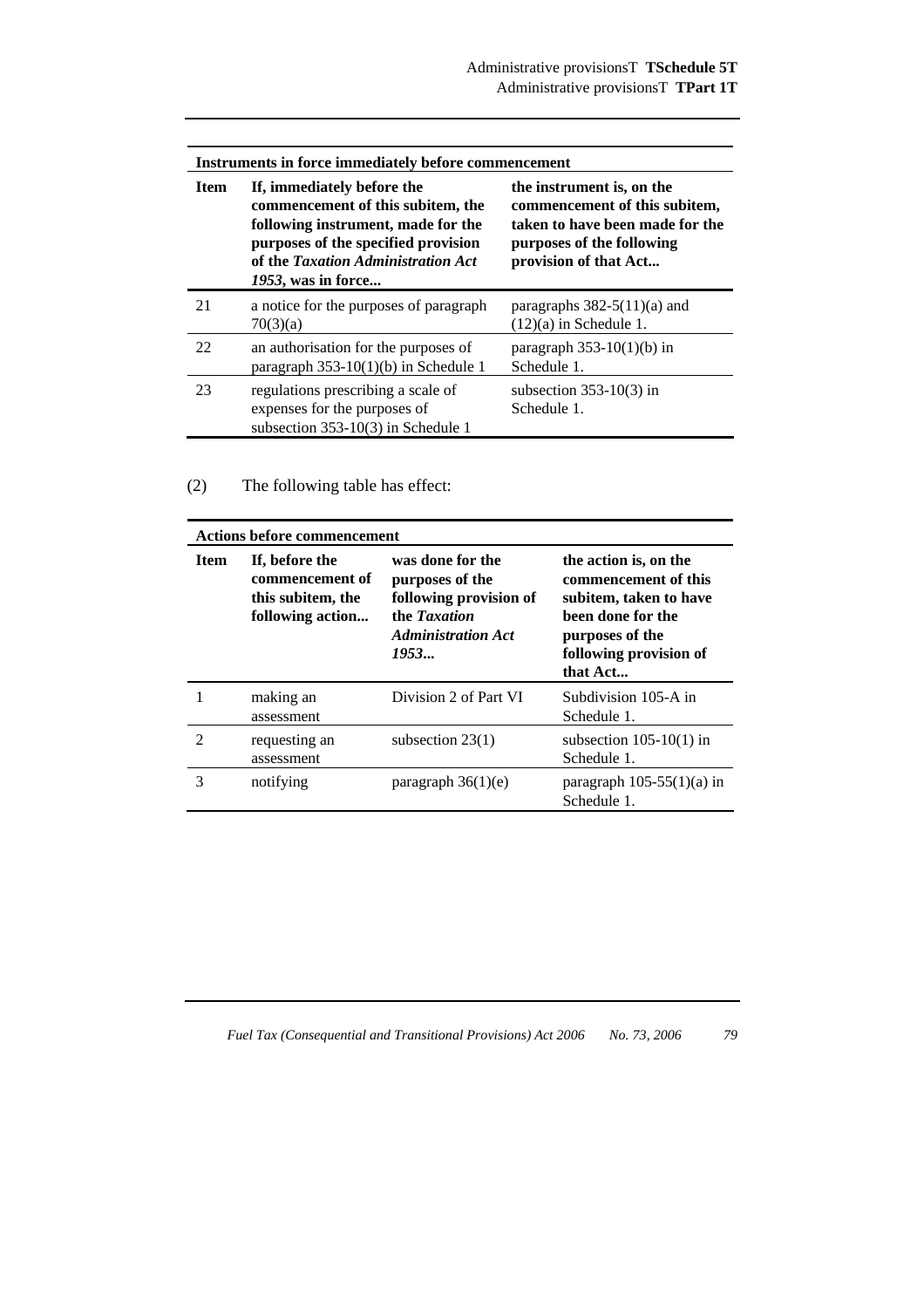| Instruments in force immediately before commencement | | |
|---|---|---|
| **Item** | **If, immediately before the commencement of this subitem, the following instrument, made for the purposes of the specified provision of the *Taxation Administration Act 1953*, was in force...** | **the instrument is, on the commencement of this subitem, taken to have been made for the purposes of the following provision of that Act...** |
| 21 | a notice for the purposes of paragraph 70(3)(a) | paragraphs 382-5(11)(a) and (12)(a) in Schedule 1. |
| 22 | an authorisation for the purposes of paragraph 353-10(1)(b) in Schedule 1 | paragraph 353-10(1)(b) in Schedule 1. |
| 23 | regulations prescribing a scale of expenses for the purposes of subsection 353-10(3) in Schedule 1 | subsection 353-10(3) in Schedule 1. |

(2) The following table has effect:

| Actions before commencement | | | |
|---|---|---|---|
| **Item** | **If, before the commencement of this subitem, the following action...** | **was done for the purposes of the following provision of the *Taxation Administration Act 1953*...** | **the action is, on the commencement of this subitem, taken to have been done for the purposes of the following provision of that Act...** |
| 1 | making an assessment | Division 2 of Part VI | Subdivision 105-A in Schedule 1. |
| 2 | requesting an assessment | subsection 23(1) | subsection 105-10(1) in Schedule 1. |
| 3 | notifying | paragraph 36(1)(e) | paragraph 105-55(1)(a) in Schedule 1. |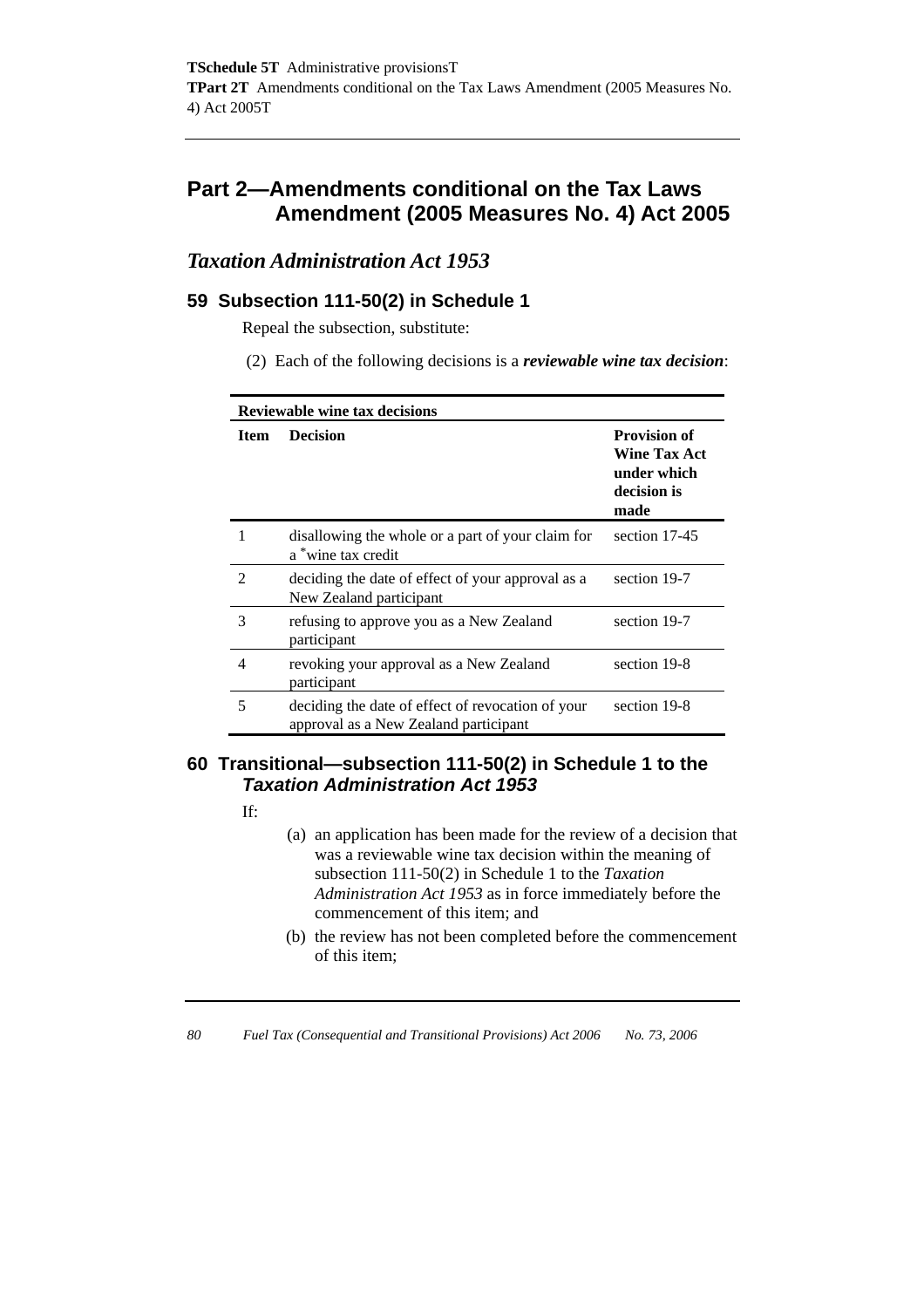# Part 2—Amendments conditional on the Tax Laws Amendment (2005 Measures No. 4) Act 2005

## *Taxation Administration Act 1953*

### 59 Subsection 111-50(2) in Schedule 1

Repeal the subsection, substitute:

(2) Each of the following decisions is a ***reviewable wine tax decision***:

**Reviewable wine tax decisions**

| Item | Decision | Provision of Wine Tax Act under which decision is made |
|---|---|---|
| 1 | disallowing the whole or a part of your claim for a *wine tax credit | section 17-45 |
| 2 | deciding the date of effect of your approval as a New Zealand participant | section 19-7 |
| 3 | refusing to approve you as a New Zealand participant | section 19-7 |
| 4 | revoking your approval as a New Zealand participant | section 19-8 |
| 5 | deciding the date of effect of revocation of your approval as a New Zealand participant | section 19-8 |

### 60 Transitional—subsection 111-50(2) in Schedule 1 to the *Taxation Administration Act 1953*

If:

(a) an application has been made for the review of a decision that was a reviewable wine tax decision within the meaning of subsection 111-50(2) in Schedule 1 to the *Taxation Administration Act 1953* as in force immediately before the commencement of this item; and

(b) the review has not been completed before the commencement of this item;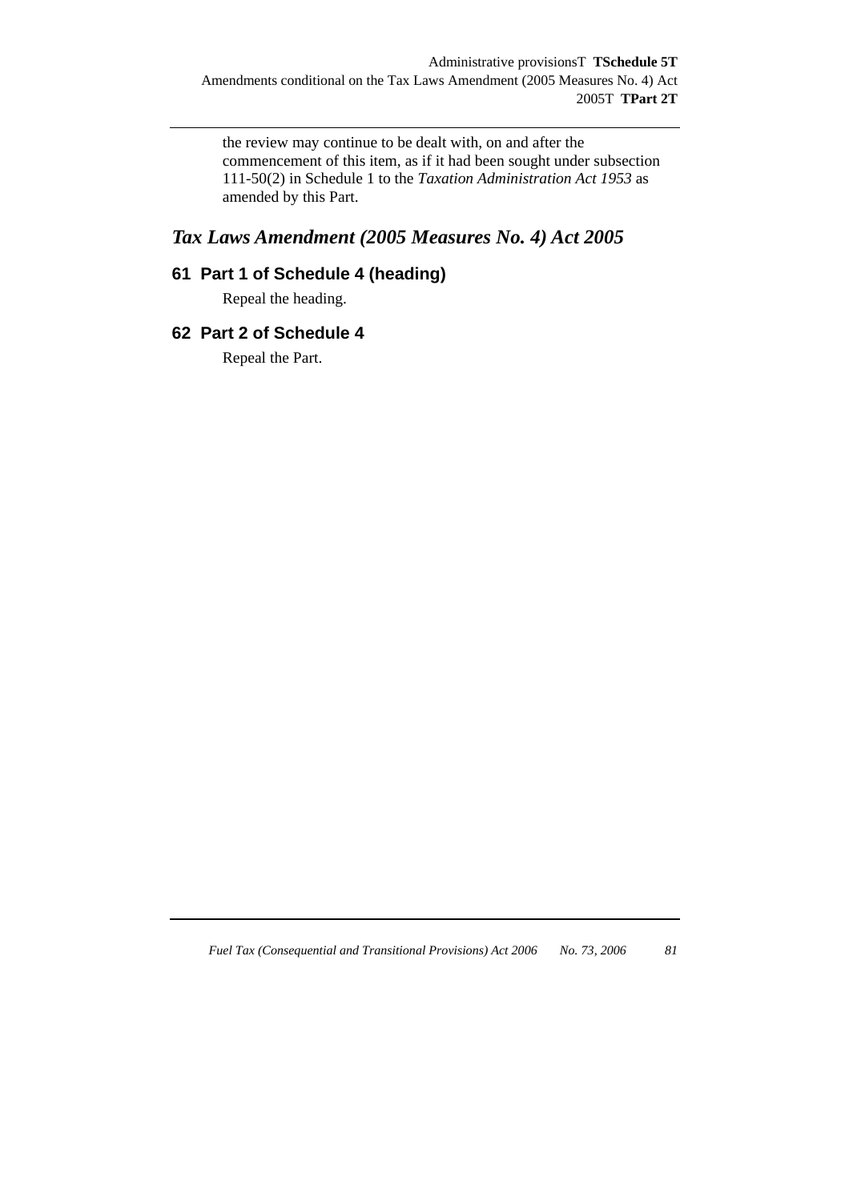the review may continue to be dealt with, on and after the commencement of this item, as if it had been sought under subsection 111-50(2) in Schedule 1 to the *Taxation Administration Act 1953* as amended by this Part.

## *Tax Laws Amendment (2005 Measures No. 4) Act 2005*

### 61 Part 1 of Schedule 4 (heading)

Repeal the heading.

### 62 Part 2 of Schedule 4

Repeal the Part.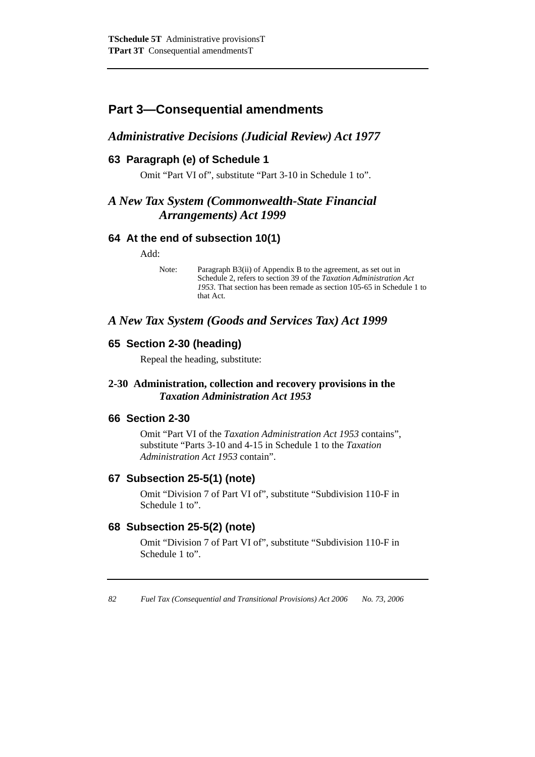## Part 3—Consequential amendments

### *Administrative Decisions (Judicial Review) Act 1977*

#### 63 Paragraph (e) of Schedule 1

Omit "Part VI of", substitute "Part 3-10 in Schedule 1 to".

### *A New Tax System (Commonwealth-State Financial Arrangements) Act 1999*

#### 64 At the end of subsection 10(1)

Add:

Note: Paragraph B3(ii) of Appendix B to the agreement, as set out in Schedule 2, refers to section 39 of the *Taxation Administration Act 1953*. That section has been remade as section 105-65 in Schedule 1 to that Act.

### *A New Tax System (Goods and Services Tax) Act 1999*

#### 65 Section 2-30 (heading)

Repeal the heading, substitute:

**2-30 Administration, collection and recovery provisions in the *Taxation Administration Act 1953***

#### 66 Section 2-30

Omit "Part VI of the *Taxation Administration Act 1953* contains", substitute "Parts 3-10 and 4-15 in Schedule 1 to the *Taxation Administration Act 1953* contain".

#### 67 Subsection 25-5(1) (note)

Omit "Division 7 of Part VI of", substitute "Subdivision 110-F in Schedule 1 to".

#### 68 Subsection 25-5(2) (note)

Omit "Division 7 of Part VI of", substitute "Subdivision 110-F in Schedule 1 to".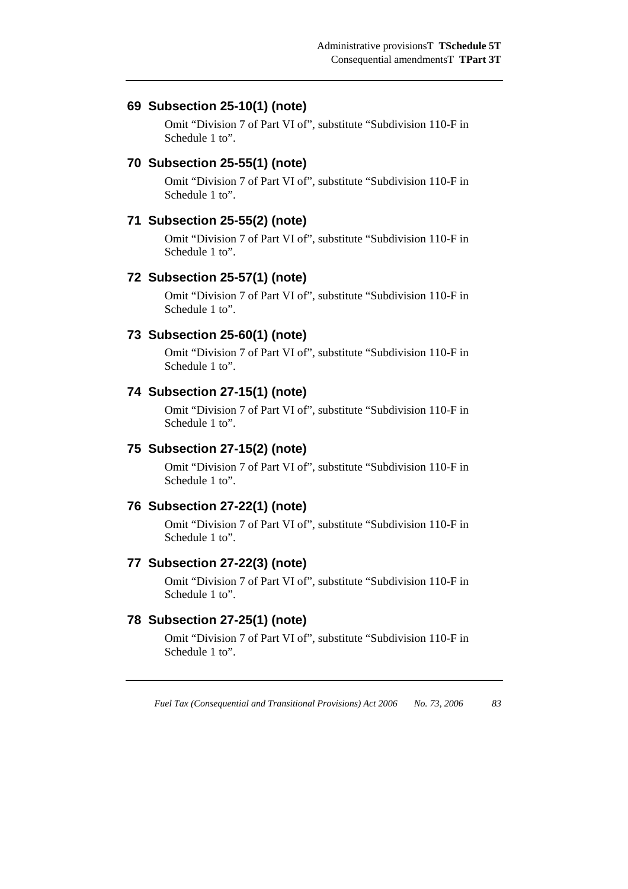## 69 Subsection 25-10(1) (note)

Omit "Division 7 of Part VI of", substitute "Subdivision 110-F in Schedule 1 to".

## 70 Subsection 25-55(1) (note)

Omit "Division 7 of Part VI of", substitute "Subdivision 110-F in Schedule 1 to".

## 71 Subsection 25-55(2) (note)

Omit "Division 7 of Part VI of", substitute "Subdivision 110-F in Schedule 1 to".

## 72 Subsection 25-57(1) (note)

Omit "Division 7 of Part VI of", substitute "Subdivision 110-F in Schedule 1 to".

## 73 Subsection 25-60(1) (note)

Omit "Division 7 of Part VI of", substitute "Subdivision 110-F in Schedule 1 to".

## 74 Subsection 27-15(1) (note)

Omit "Division 7 of Part VI of", substitute "Subdivision 110-F in Schedule 1 to".

## 75 Subsection 27-15(2) (note)

Omit "Division 7 of Part VI of", substitute "Subdivision 110-F in Schedule 1 to".

## 76 Subsection 27-22(1) (note)

Omit "Division 7 of Part VI of", substitute "Subdivision 110-F in Schedule 1 to".

## 77 Subsection 27-22(3) (note)

Omit "Division 7 of Part VI of", substitute "Subdivision 110-F in Schedule 1 to".

## 78 Subsection 27-25(1) (note)

Omit "Division 7 of Part VI of", substitute "Subdivision 110-F in Schedule 1 to".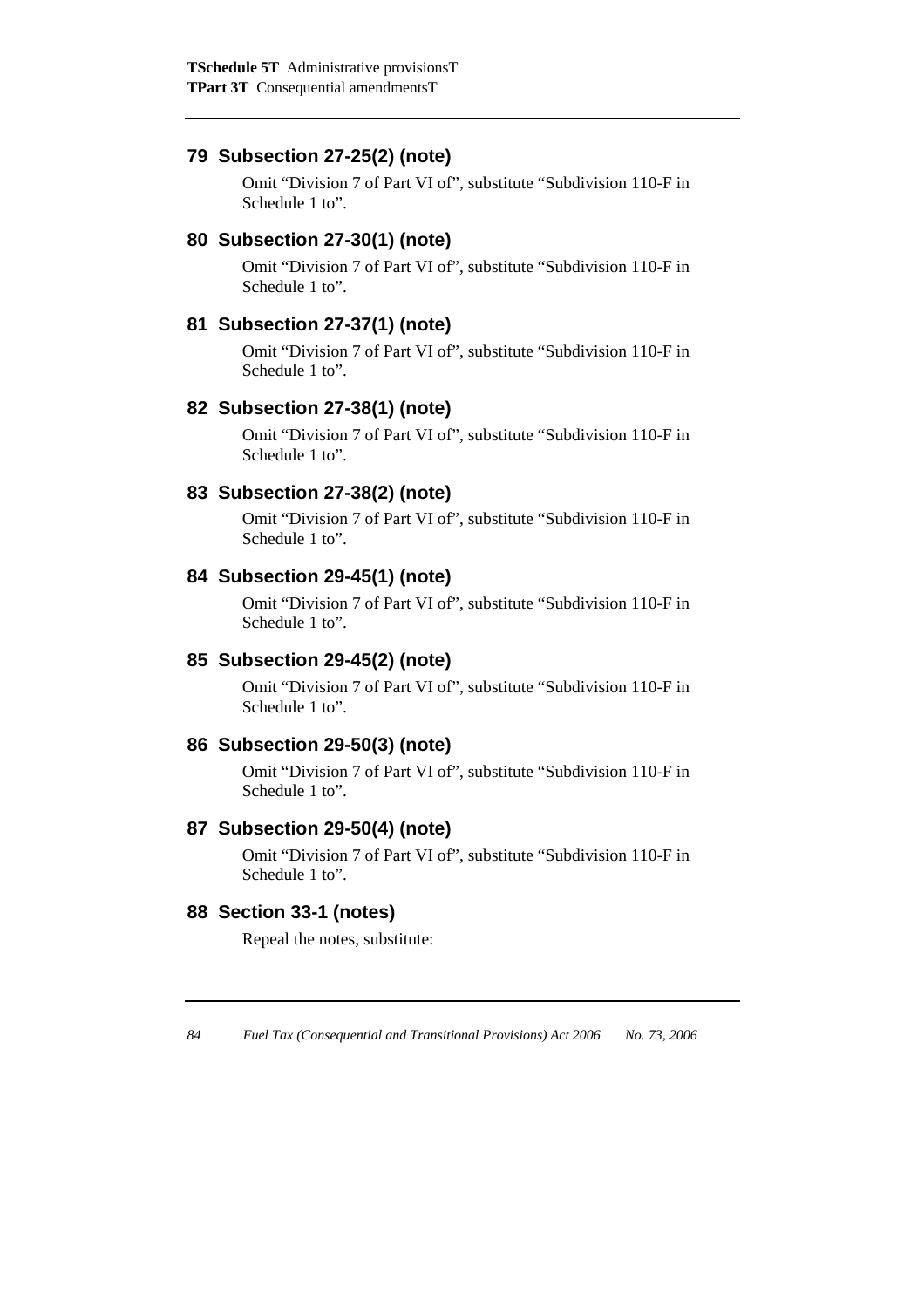## 79 Subsection 27-25(2) (note)

Omit "Division 7 of Part VI of", substitute "Subdivision 110-F in Schedule 1 to".

## 80 Subsection 27-30(1) (note)

Omit "Division 7 of Part VI of", substitute "Subdivision 110-F in Schedule 1 to".

## 81 Subsection 27-37(1) (note)

Omit "Division 7 of Part VI of", substitute "Subdivision 110-F in Schedule 1 to".

## 82 Subsection 27-38(1) (note)

Omit "Division 7 of Part VI of", substitute "Subdivision 110-F in Schedule 1 to".

## 83 Subsection 27-38(2) (note)

Omit "Division 7 of Part VI of", substitute "Subdivision 110-F in Schedule 1 to".

## 84 Subsection 29-45(1) (note)

Omit "Division 7 of Part VI of", substitute "Subdivision 110-F in Schedule 1 to".

## 85 Subsection 29-45(2) (note)

Omit "Division 7 of Part VI of", substitute "Subdivision 110-F in Schedule 1 to".

## 86 Subsection 29-50(3) (note)

Omit "Division 7 of Part VI of", substitute "Subdivision 110-F in Schedule 1 to".

## 87 Subsection 29-50(4) (note)

Omit "Division 7 of Part VI of", substitute "Subdivision 110-F in Schedule 1 to".

## 88 Section 33-1 (notes)

Repeal the notes, substitute: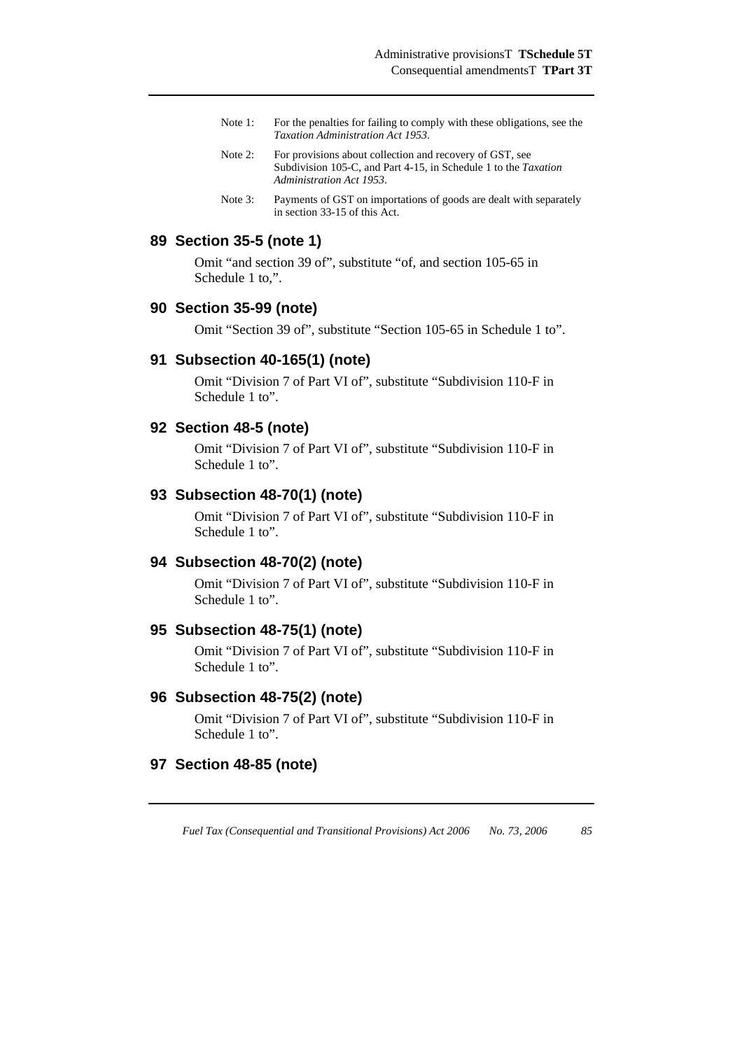Note 1: For the penalties for failing to comply with these obligations, see the *Taxation Administration Act 1953*.

Note 2: For provisions about collection and recovery of GST, see Subdivision 105-C, and Part 4-15, in Schedule 1 to the *Taxation Administration Act 1953*.

Note 3: Payments of GST on importations of goods are dealt with separately in section 33-15 of this Act.

## 89 Section 35-5 (note 1)

Omit "and section 39 of", substitute "of, and section 105-65 in Schedule 1 to,".

## 90 Section 35-99 (note)

Omit "Section 39 of", substitute "Section 105-65 in Schedule 1 to".

## 91 Subsection 40-165(1) (note)

Omit "Division 7 of Part VI of", substitute "Subdivision 110-F in Schedule 1 to".

## 92 Section 48-5 (note)

Omit "Division 7 of Part VI of", substitute "Subdivision 110-F in Schedule 1 to".

## 93 Subsection 48-70(1) (note)

Omit "Division 7 of Part VI of", substitute "Subdivision 110-F in Schedule 1 to".

## 94 Subsection 48-70(2) (note)

Omit "Division 7 of Part VI of", substitute "Subdivision 110-F in Schedule 1 to".

## 95 Subsection 48-75(1) (note)

Omit "Division 7 of Part VI of", substitute "Subdivision 110-F in Schedule 1 to".

## 96 Subsection 48-75(2) (note)

Omit "Division 7 of Part VI of", substitute "Subdivision 110-F in Schedule 1 to".

## 97 Section 48-85 (note)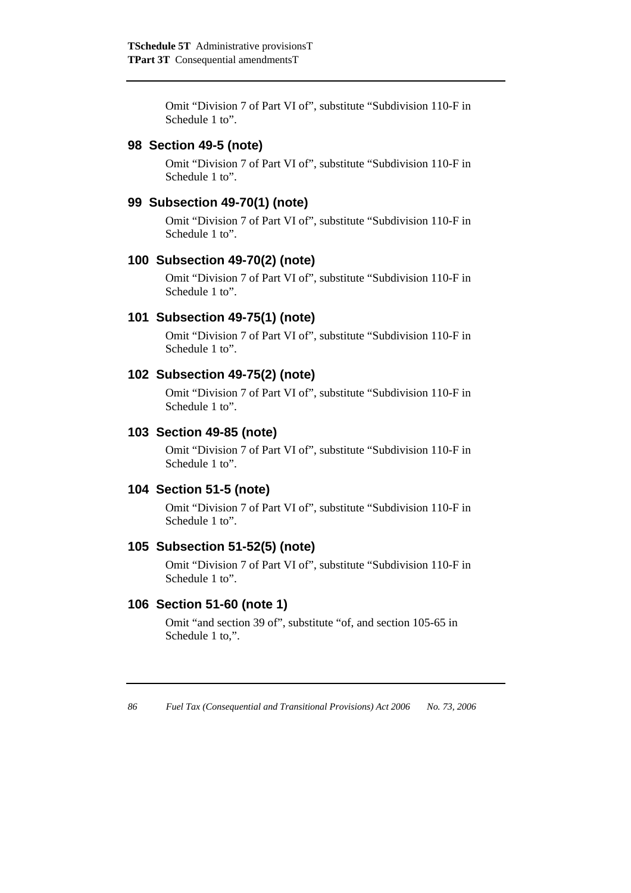Omit "Division 7 of Part VI of", substitute "Subdivision 110-F in Schedule 1 to".

## 98 Section 49-5 (note)

Omit "Division 7 of Part VI of", substitute "Subdivision 110-F in Schedule 1 to".

## 99 Subsection 49-70(1) (note)

Omit "Division 7 of Part VI of", substitute "Subdivision 110-F in Schedule 1 to".

## 100 Subsection 49-70(2) (note)

Omit "Division 7 of Part VI of", substitute "Subdivision 110-F in Schedule 1 to".

## 101 Subsection 49-75(1) (note)

Omit "Division 7 of Part VI of", substitute "Subdivision 110-F in Schedule 1 to".

## 102 Subsection 49-75(2) (note)

Omit "Division 7 of Part VI of", substitute "Subdivision 110-F in Schedule 1 to".

## 103 Section 49-85 (note)

Omit "Division 7 of Part VI of", substitute "Subdivision 110-F in Schedule 1 to".

## 104 Section 51-5 (note)

Omit "Division 7 of Part VI of", substitute "Subdivision 110-F in Schedule 1 to".

## 105 Subsection 51-52(5) (note)

Omit "Division 7 of Part VI of", substitute "Subdivision 110-F in Schedule 1 to".

## 106 Section 51-60 (note 1)

Omit "and section 39 of", substitute "of, and section 105-65 in Schedule 1 to,".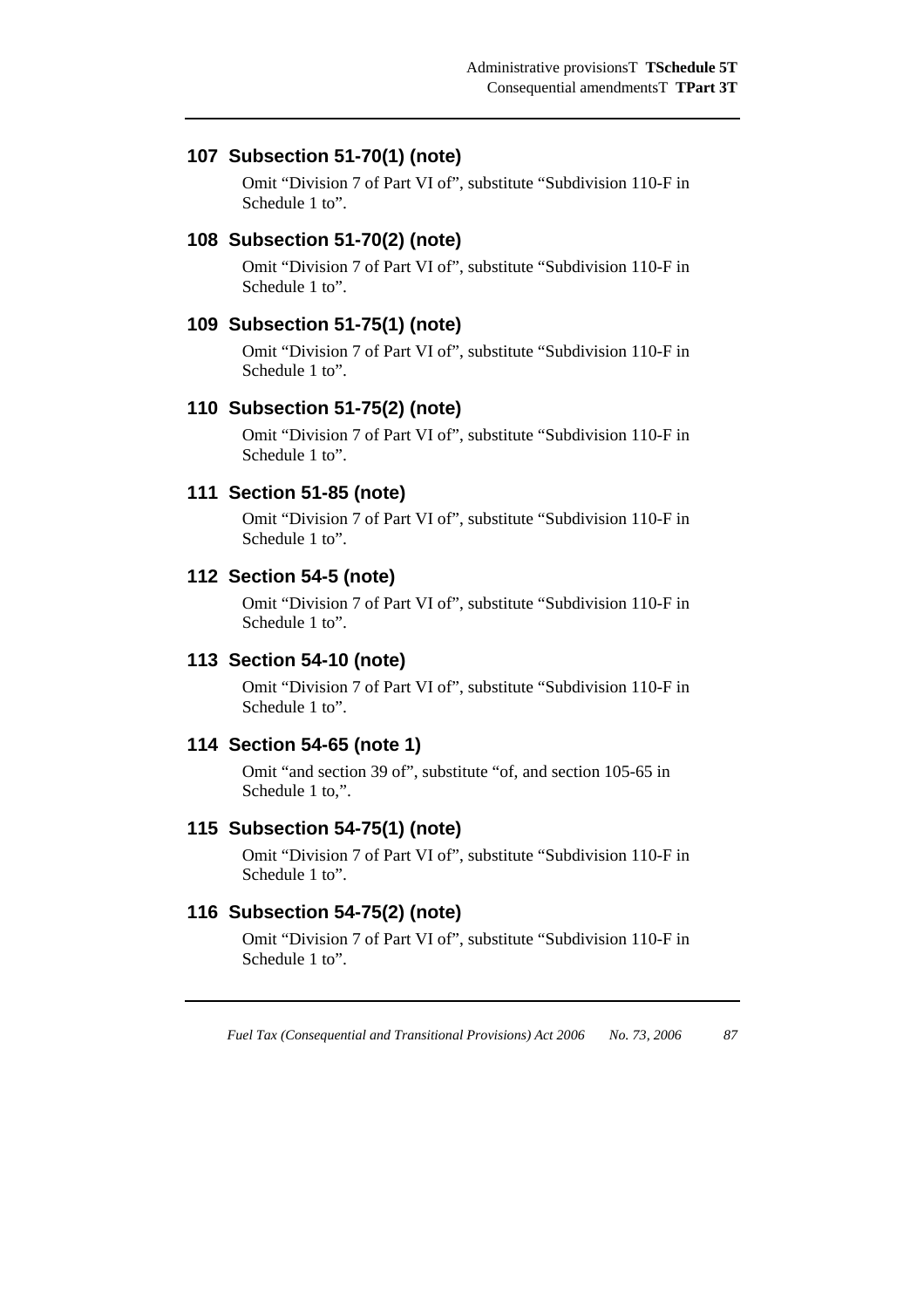## 107 Subsection 51-70(1) (note)

Omit "Division 7 of Part VI of", substitute "Subdivision 110-F in Schedule 1 to".

## 108 Subsection 51-70(2) (note)

Omit "Division 7 of Part VI of", substitute "Subdivision 110-F in Schedule 1 to".

## 109 Subsection 51-75(1) (note)

Omit "Division 7 of Part VI of", substitute "Subdivision 110-F in Schedule 1 to".

## 110 Subsection 51-75(2) (note)

Omit "Division 7 of Part VI of", substitute "Subdivision 110-F in Schedule 1 to".

## 111 Section 51-85 (note)

Omit "Division 7 of Part VI of", substitute "Subdivision 110-F in Schedule 1 to".

## 112 Section 54-5 (note)

Omit "Division 7 of Part VI of", substitute "Subdivision 110-F in Schedule 1 to".

## 113 Section 54-10 (note)

Omit "Division 7 of Part VI of", substitute "Subdivision 110-F in Schedule 1 to".

## 114 Section 54-65 (note 1)

Omit "and section 39 of", substitute "of, and section 105-65 in Schedule 1 to,".

## 115 Subsection 54-75(1) (note)

Omit "Division 7 of Part VI of", substitute "Subdivision 110-F in Schedule 1 to".

## 116 Subsection 54-75(2) (note)

Omit "Division 7 of Part VI of", substitute "Subdivision 110-F in Schedule 1 to".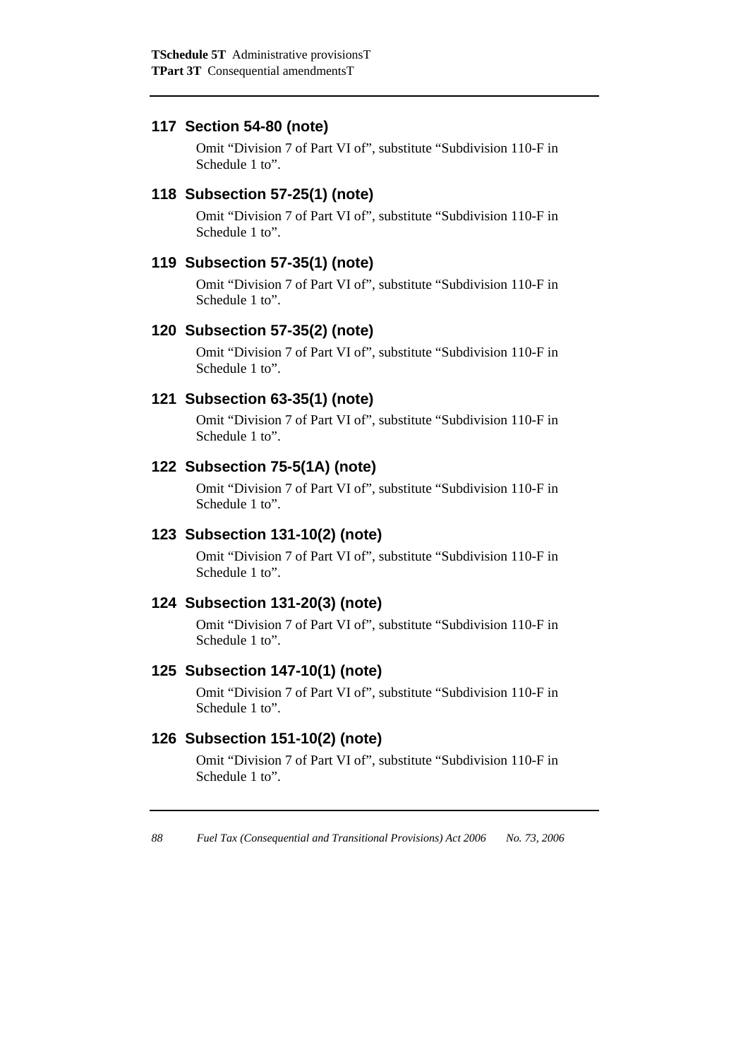### 117 Section 54-80 (note)

Omit "Division 7 of Part VI of", substitute "Subdivision 110-F in Schedule 1 to".

### 118 Subsection 57-25(1) (note)

Omit "Division 7 of Part VI of", substitute "Subdivision 110-F in Schedule 1 to".

### 119 Subsection 57-35(1) (note)

Omit "Division 7 of Part VI of", substitute "Subdivision 110-F in Schedule 1 to".

### 120 Subsection 57-35(2) (note)

Omit "Division 7 of Part VI of", substitute "Subdivision 110-F in Schedule 1 to".

### 121 Subsection 63-35(1) (note)

Omit "Division 7 of Part VI of", substitute "Subdivision 110-F in Schedule 1 to".

### 122 Subsection 75-5(1A) (note)

Omit "Division 7 of Part VI of", substitute "Subdivision 110-F in Schedule 1 to".

### 123 Subsection 131-10(2) (note)

Omit "Division 7 of Part VI of", substitute "Subdivision 110-F in Schedule 1 to".

### 124 Subsection 131-20(3) (note)

Omit "Division 7 of Part VI of", substitute "Subdivision 110-F in Schedule 1 to".

### 125 Subsection 147-10(1) (note)

Omit "Division 7 of Part VI of", substitute "Subdivision 110-F in Schedule 1 to".

### 126 Subsection 151-10(2) (note)

Omit "Division 7 of Part VI of", substitute "Subdivision 110-F in Schedule 1 to".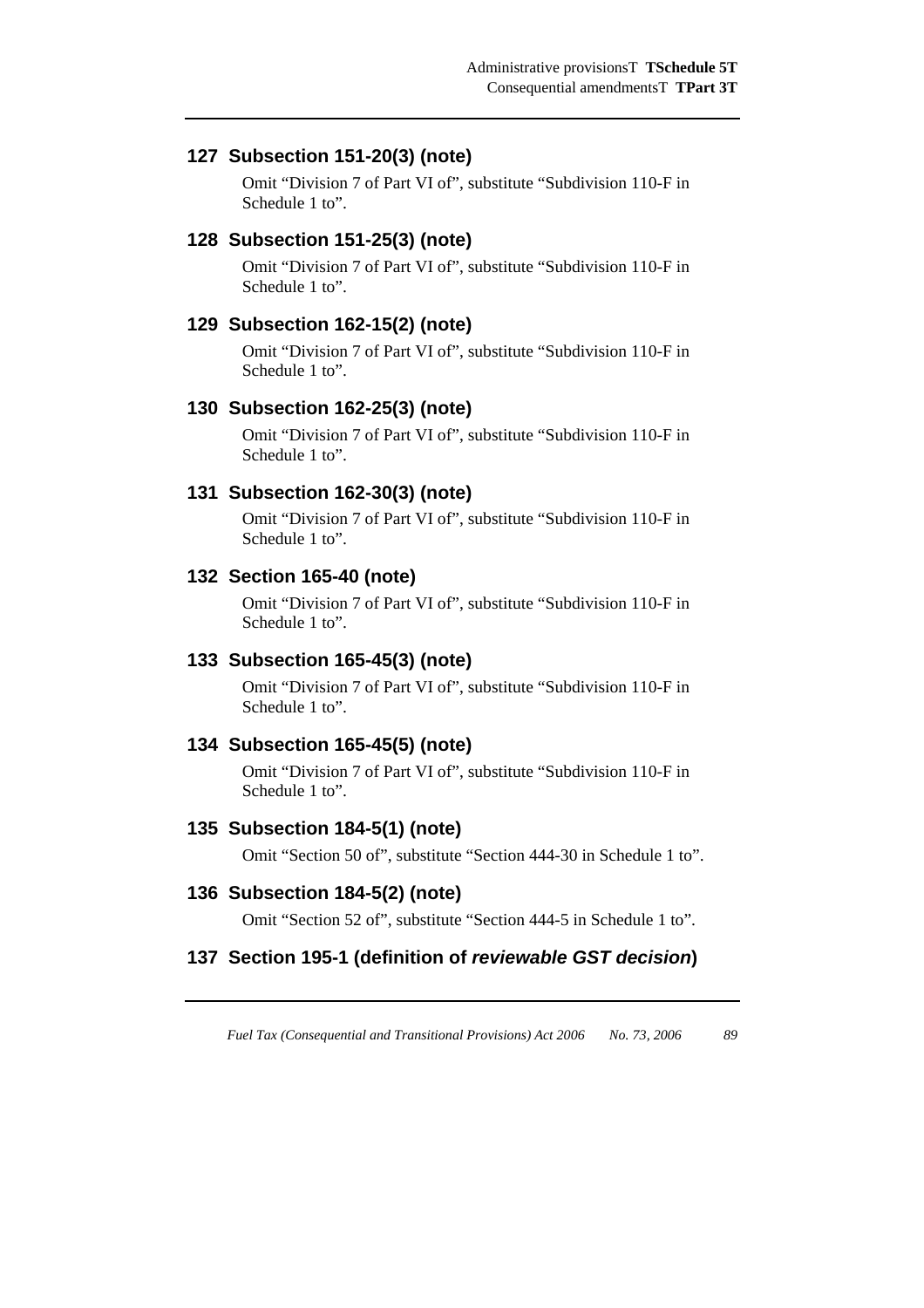## 127 Subsection 151-20(3) (note)

Omit "Division 7 of Part VI of", substitute "Subdivision 110-F in Schedule 1 to".

## 128 Subsection 151-25(3) (note)

Omit "Division 7 of Part VI of", substitute "Subdivision 110-F in Schedule 1 to".

## 129 Subsection 162-15(2) (note)

Omit "Division 7 of Part VI of", substitute "Subdivision 110-F in Schedule 1 to".

## 130 Subsection 162-25(3) (note)

Omit "Division 7 of Part VI of", substitute "Subdivision 110-F in Schedule 1 to".

## 131 Subsection 162-30(3) (note)

Omit "Division 7 of Part VI of", substitute "Subdivision 110-F in Schedule 1 to".

## 132 Section 165-40 (note)

Omit "Division 7 of Part VI of", substitute "Subdivision 110-F in Schedule 1 to".

## 133 Subsection 165-45(3) (note)

Omit "Division 7 of Part VI of", substitute "Subdivision 110-F in Schedule 1 to".

## 134 Subsection 165-45(5) (note)

Omit "Division 7 of Part VI of", substitute "Subdivision 110-F in Schedule 1 to".

## 135 Subsection 184-5(1) (note)

Omit "Section 50 of", substitute "Section 444-30 in Schedule 1 to".

## 136 Subsection 184-5(2) (note)

Omit "Section 52 of", substitute "Section 444-5 in Schedule 1 to".

## 137 Section 195-1 (definition of *reviewable GST decision*)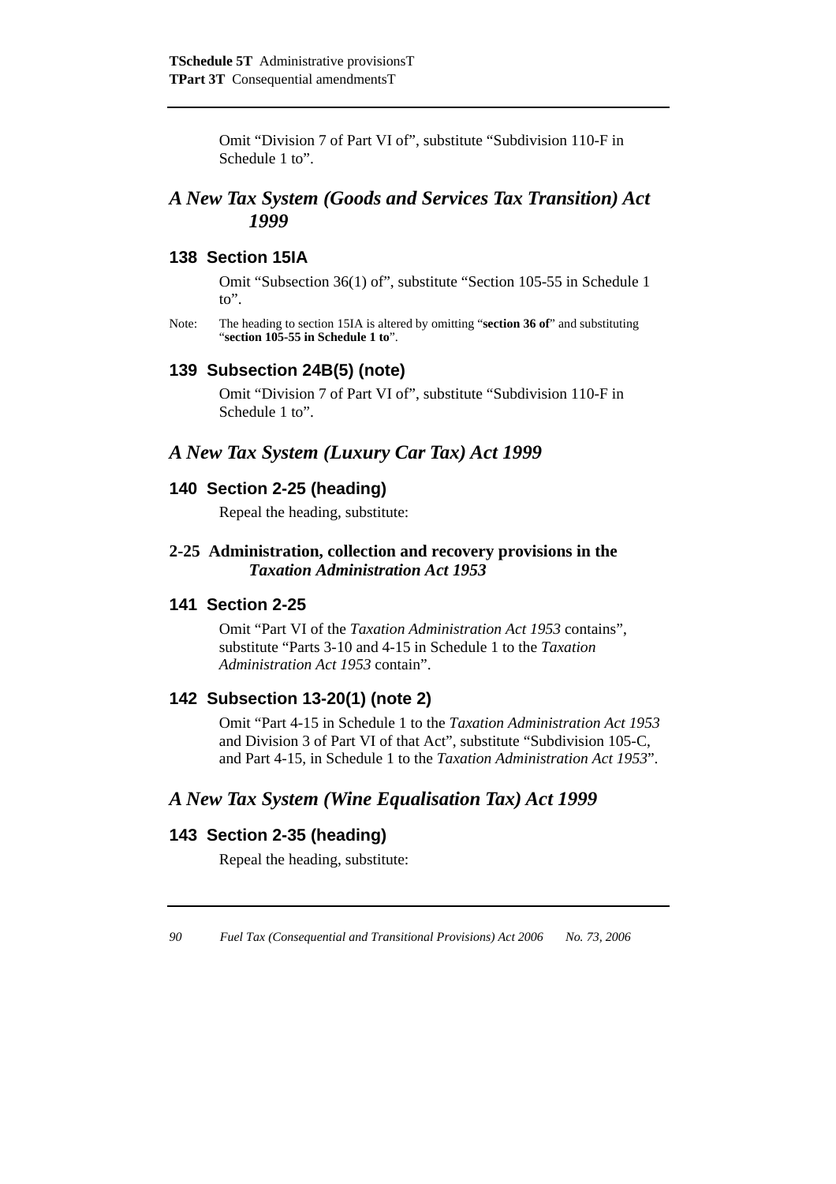Omit “Division 7 of Part VI of”, substitute “Subdivision 110-F in Schedule 1 to”.

## *A New Tax System (Goods and Services Tax Transition) Act 1999*

### 138 Section 15IA

Omit “Subsection 36(1) of”, substitute “Section 105-55 in Schedule 1 to”.

Note: The heading to section 15IA is altered by omitting “**section 36 of**” and substituting “**section 105-55 in Schedule 1 to**”.

### 139 Subsection 24B(5) (note)

Omit “Division 7 of Part VI of”, substitute “Subdivision 110-F in Schedule 1 to”.

## *A New Tax System (Luxury Car Tax) Act 1999*

### 140 Section 2-25 (heading)

Repeal the heading, substitute:

#### 2-25 Administration, collection and recovery provisions in the *Taxation Administration Act 1953*

### 141 Section 2-25

Omit “Part VI of the *Taxation Administration Act 1953* contains”, substitute “Parts 3-10 and 4-15 in Schedule 1 to the *Taxation Administration Act 1953* contain”.

### 142 Subsection 13-20(1) (note 2)

Omit “Part 4-15 in Schedule 1 to the *Taxation Administration Act 1953* and Division 3 of Part VI of that Act”, substitute “Subdivision 105-C, and Part 4-15, in Schedule 1 to the *Taxation Administration Act 1953*”.

## *A New Tax System (Wine Equalisation Tax) Act 1999*

### 143 Section 2-35 (heading)

Repeal the heading, substitute: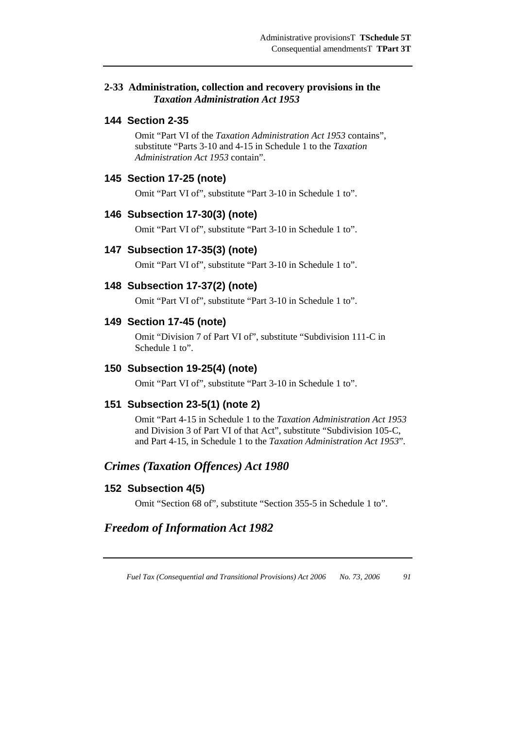### 2-33 Administration, collection and recovery provisions in the *Taxation Administration Act 1953*

## 144 Section 2-35

Omit "Part VI of the *Taxation Administration Act 1953* contains", substitute "Parts 3-10 and 4-15 in Schedule 1 to the *Taxation Administration Act 1953* contain".

## 145 Section 17-25 (note)

Omit "Part VI of", substitute "Part 3-10 in Schedule 1 to".

## 146 Subsection 17-30(3) (note)

Omit "Part VI of", substitute "Part 3-10 in Schedule 1 to".

## 147 Subsection 17-35(3) (note)

Omit "Part VI of", substitute "Part 3-10 in Schedule 1 to".

## 148 Subsection 17-37(2) (note)

Omit "Part VI of", substitute "Part 3-10 in Schedule 1 to".

## 149 Section 17-45 (note)

Omit "Division 7 of Part VI of", substitute "Subdivision 111-C in Schedule 1 to".

## 150 Subsection 19-25(4) (note)

Omit "Part VI of", substitute "Part 3-10 in Schedule 1 to".

## 151 Subsection 23-5(1) (note 2)

Omit "Part 4-15 in Schedule 1 to the *Taxation Administration Act 1953* and Division 3 of Part VI of that Act", substitute "Subdivision 105-C, and Part 4-15, in Schedule 1 to the *Taxation Administration Act 1953*".

# *Crimes (Taxation Offences) Act 1980*

## 152 Subsection 4(5)

Omit "Section 68 of", substitute "Section 355-5 in Schedule 1 to".

# *Freedom of Information Act 1982*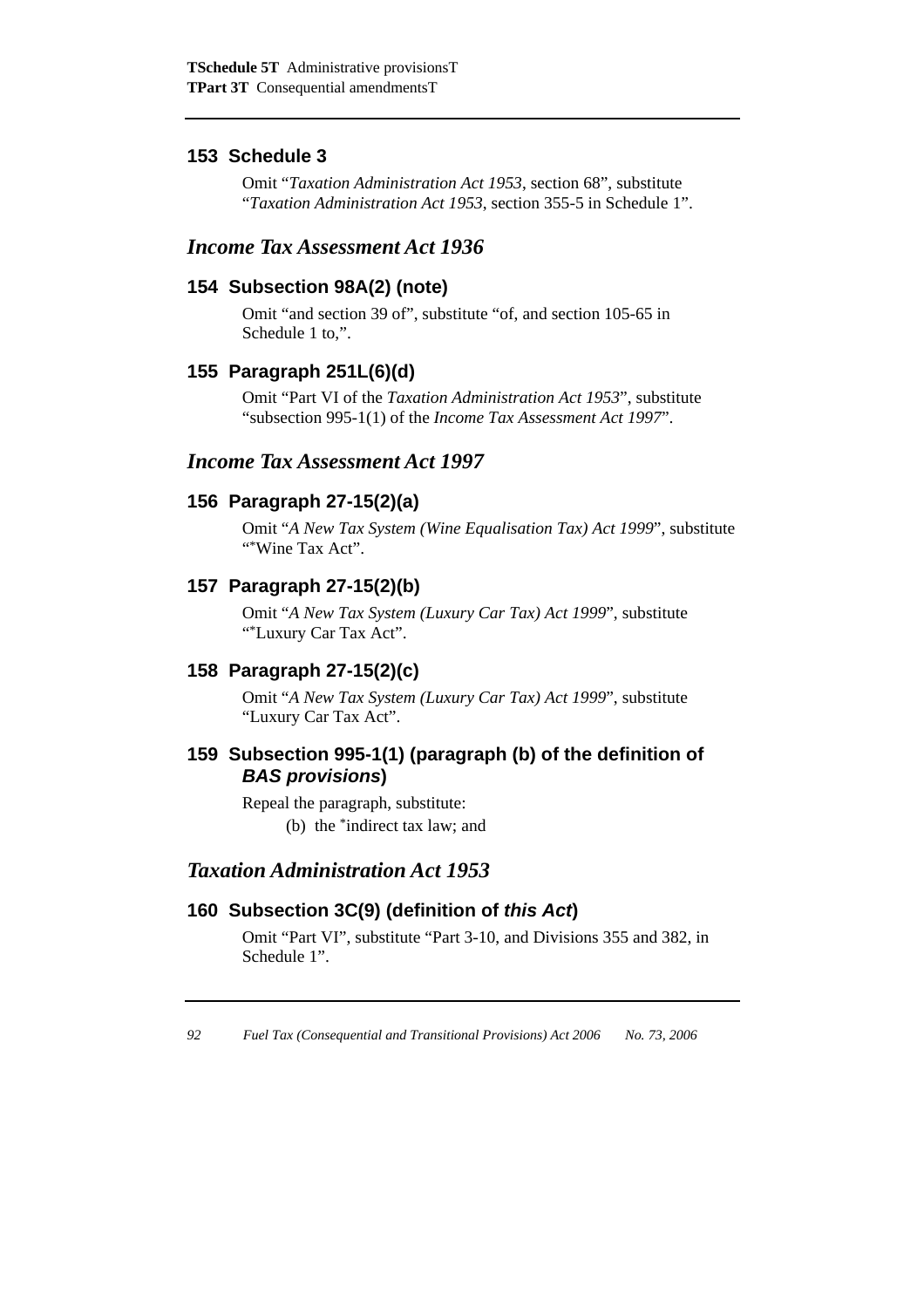## 153 Schedule 3

Omit "*Taxation Administration Act 1953*, section 68", substitute "*Taxation Administration Act 1953*, section 355-5 in Schedule 1".

# *Income Tax Assessment Act 1936*

## 154 Subsection 98A(2) (note)

Omit "and section 39 of", substitute "of, and section 105-65 in Schedule 1 to,".

## 155 Paragraph 251L(6)(d)

Omit "Part VI of the *Taxation Administration Act 1953*", substitute "subsection 995-1(1) of the *Income Tax Assessment Act 1997*".

# *Income Tax Assessment Act 1997*

## 156 Paragraph 27-15(2)(a)

Omit "*A New Tax System (Wine Equalisation Tax) Act 1999*", substitute "*Wine Tax Act".

## 157 Paragraph 27-15(2)(b)

Omit "*A New Tax System (Luxury Car Tax) Act 1999*", substitute "*Luxury Car Tax Act".

## 158 Paragraph 27-15(2)(c)

Omit "*A New Tax System (Luxury Car Tax) Act 1999*", substitute "Luxury Car Tax Act".

## 159 Subsection 995-1(1) (paragraph (b) of the definition of *BAS provisions*)

Repeal the paragraph, substitute:

(b) the *indirect tax law; and

# *Taxation Administration Act 1953*

## 160 Subsection 3C(9) (definition of *this Act*)

Omit "Part VI", substitute "Part 3-10, and Divisions 355 and 382, in Schedule 1".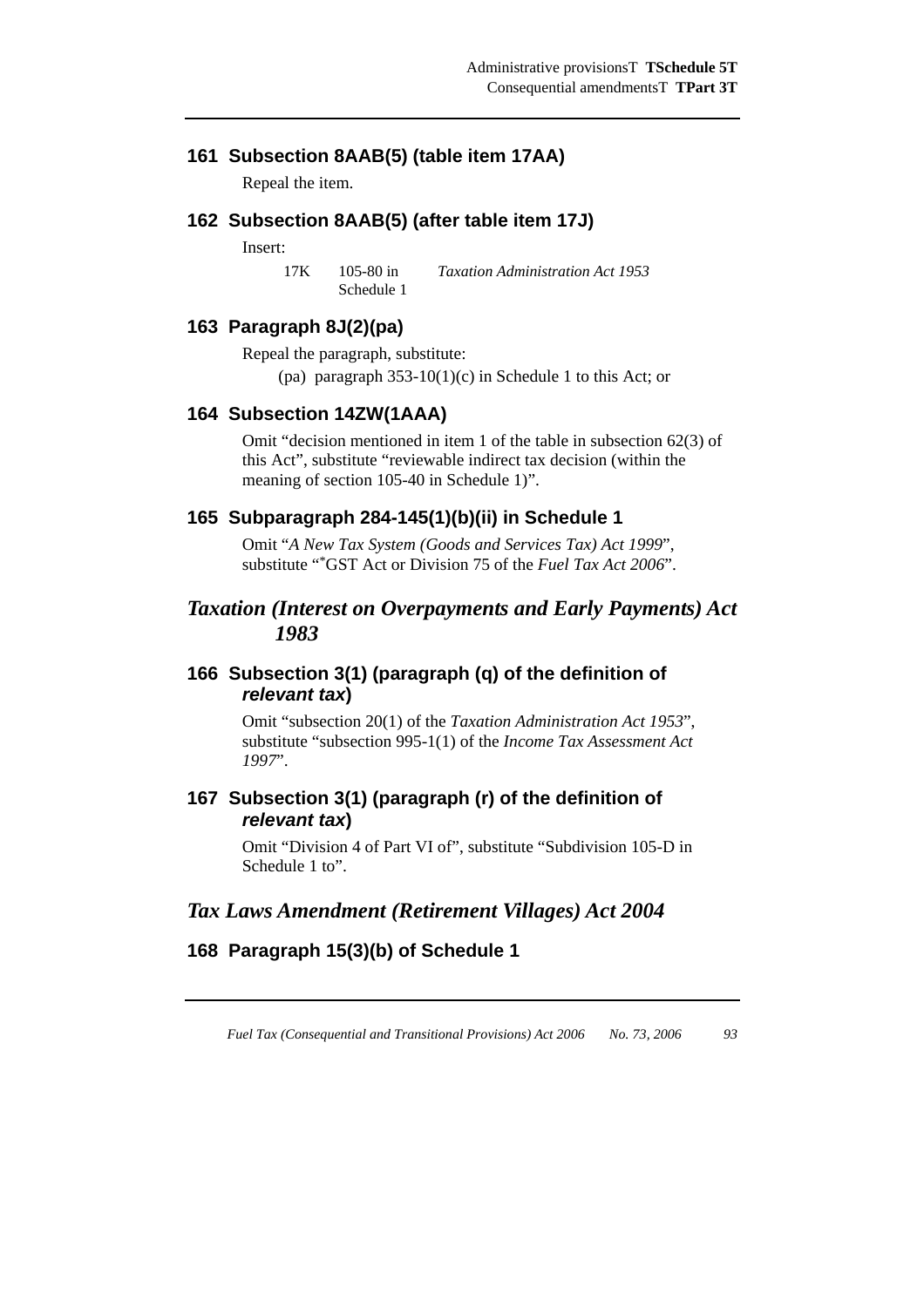### 161 Subsection 8AAB(5) (table item 17AA)

Repeal the item.

### 162 Subsection 8AAB(5) (after table item 17J)

Insert:

| 17K | 105-80 in Schedule 1 | *Taxation Administration Act 1953* |
|---|---|---|

### 163 Paragraph 8J(2)(pa)

Repeal the paragraph, substitute:

(pa) paragraph 353-10(1)(c) in Schedule 1 to this Act; or

### 164 Subsection 14ZW(1AAA)

Omit "decision mentioned in item 1 of the table in subsection 62(3) of this Act", substitute "reviewable indirect tax decision (within the meaning of section 105-40 in Schedule 1)".

### 165 Subparagraph 284-145(1)(b)(ii) in Schedule 1

Omit "*A New Tax System (Goods and Services Tax) Act 1999*", substitute "*GST Act or Division 75 of the *Fuel Tax Act 2006*".

## *Taxation (Interest on Overpayments and Early Payments) Act 1983*

### 166 Subsection 3(1) (paragraph (q) of the definition of *relevant tax*)

Omit "subsection 20(1) of the *Taxation Administration Act 1953*", substitute "subsection 995-1(1) of the *Income Tax Assessment Act 1997*".

### 167 Subsection 3(1) (paragraph (r) of the definition of *relevant tax*)

Omit "Division 4 of Part VI of", substitute "Subdivision 105-D in Schedule 1 to".

## *Tax Laws Amendment (Retirement Villages) Act 2004*

### 168 Paragraph 15(3)(b) of Schedule 1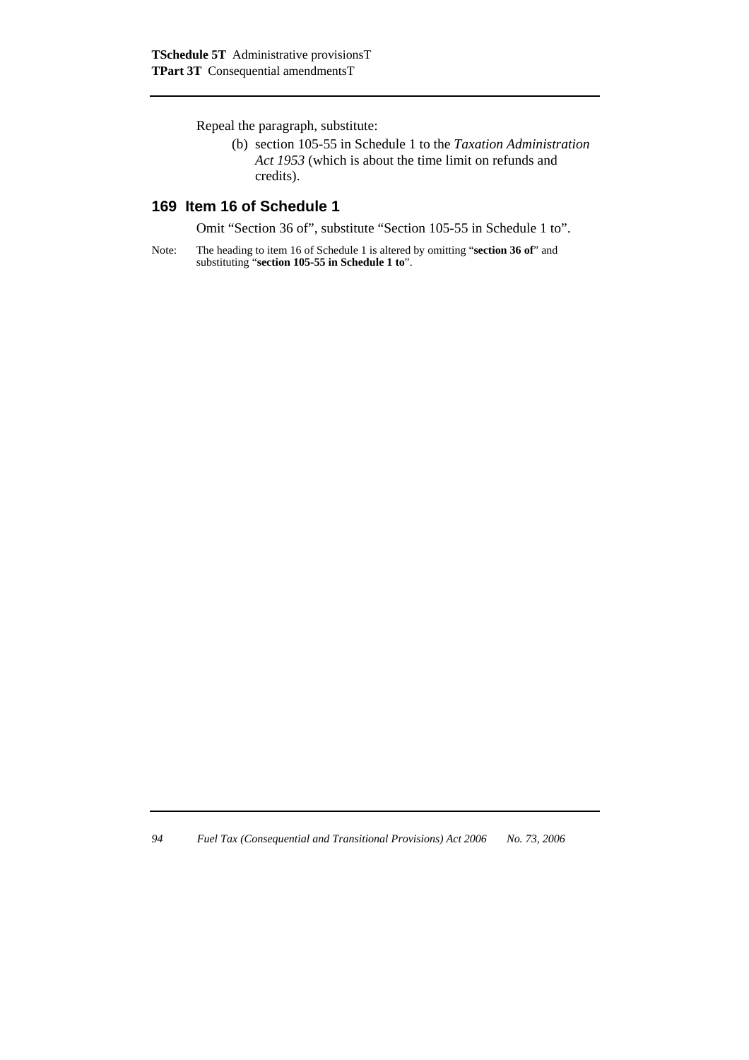Repeal the paragraph, substitute:

(b) section 105-55 in Schedule 1 to the *Taxation Administration Act 1953* (which is about the time limit on refunds and credits).

## 169 Item 16 of Schedule 1

Omit "Section 36 of", substitute "Section 105-55 in Schedule 1 to".

Note: The heading to item 16 of Schedule 1 is altered by omitting "**section 36 of**" and substituting "**section 105-55 in Schedule 1 to**".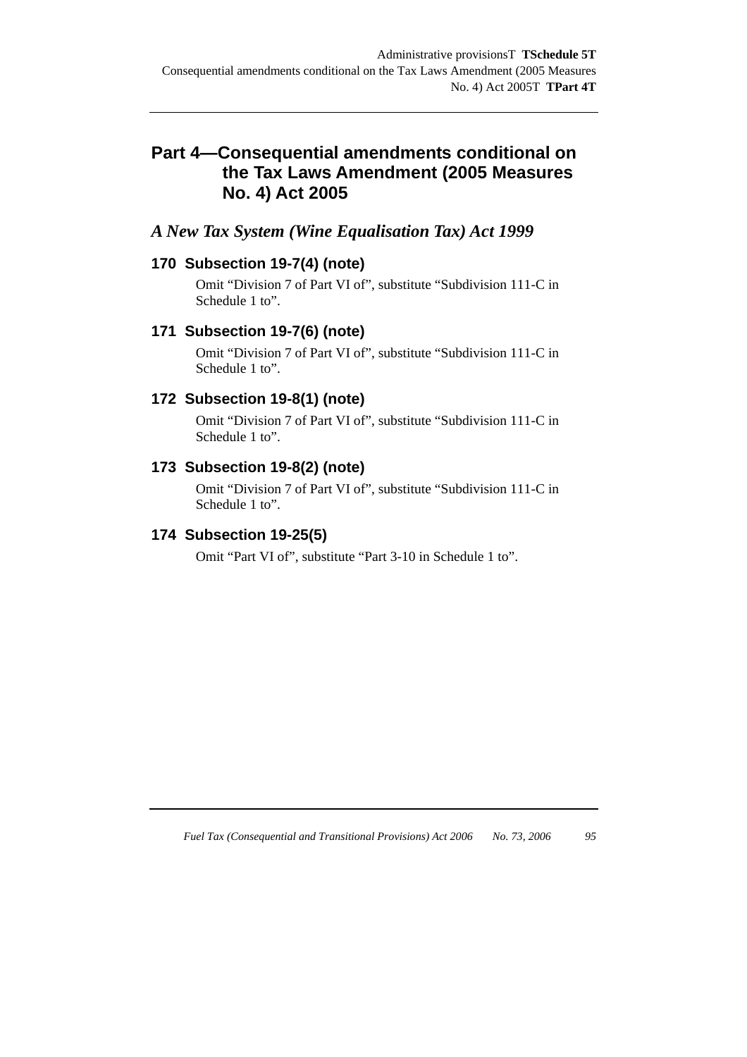## Part 4—Consequential amendments conditional on the Tax Laws Amendment (2005 Measures No. 4) Act 2005

### *A New Tax System (Wine Equalisation Tax) Act 1999*

#### 170 Subsection 19-7(4) (note)

Omit "Division 7 of Part VI of", substitute "Subdivision 111-C in Schedule 1 to".

#### 171 Subsection 19-7(6) (note)

Omit "Division 7 of Part VI of", substitute "Subdivision 111-C in Schedule 1 to".

#### 172 Subsection 19-8(1) (note)

Omit "Division 7 of Part VI of", substitute "Subdivision 111-C in Schedule 1 to".

#### 173 Subsection 19-8(2) (note)

Omit "Division 7 of Part VI of", substitute "Subdivision 111-C in Schedule 1 to".

#### 174 Subsection 19-25(5)

Omit "Part VI of", substitute "Part 3-10 in Schedule 1 to".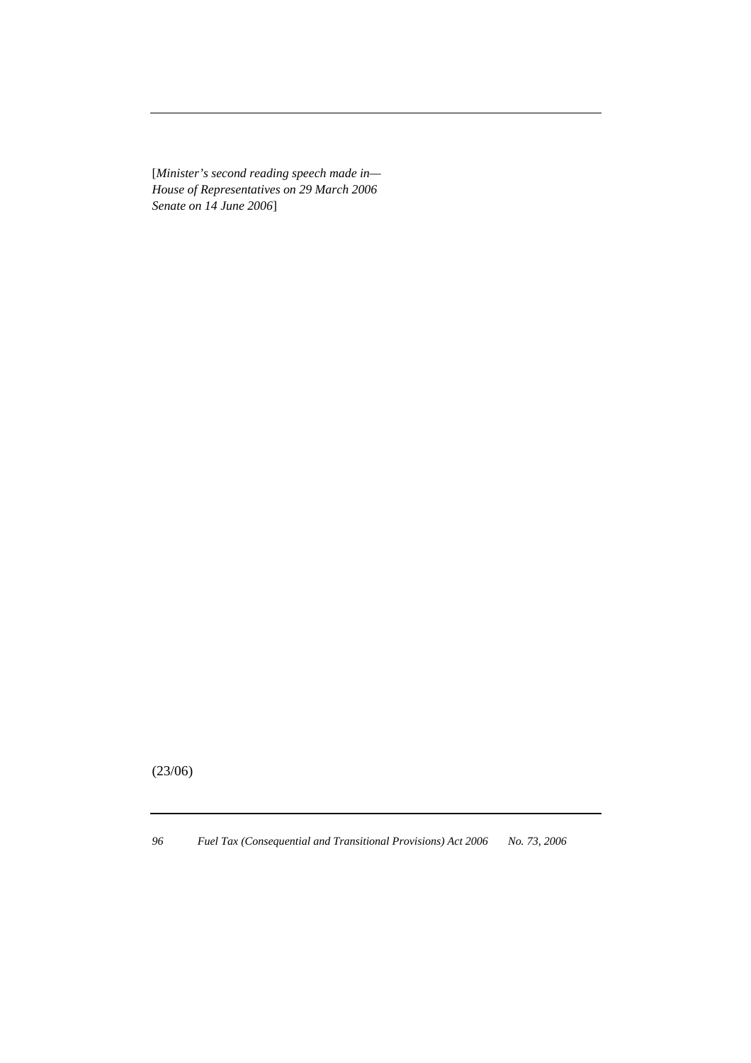[*Minister's second reading speech made in—*
*House of Representatives on 29 March 2006*
*Senate on 14 June 2006*]

(23/06)